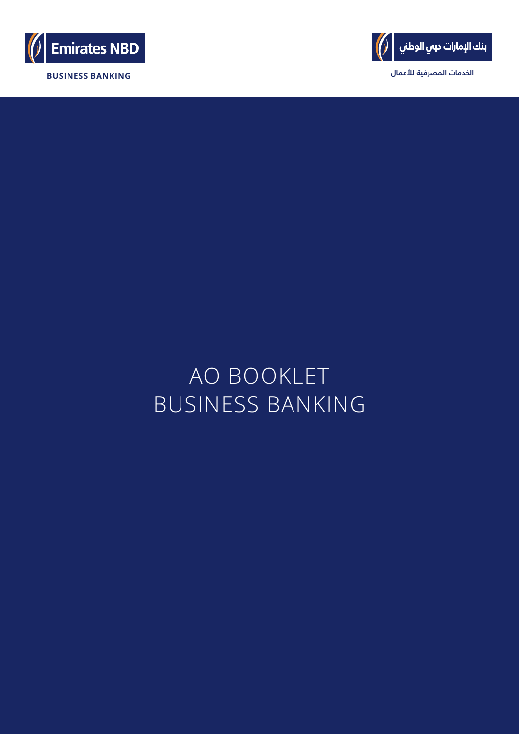Emirates NBD

BUSINESS BANKING

بنك الإمارات دبي الوطني

الخدمات المصرفية للأعمال

# AO BOOKLET
# BUSINESS BANKING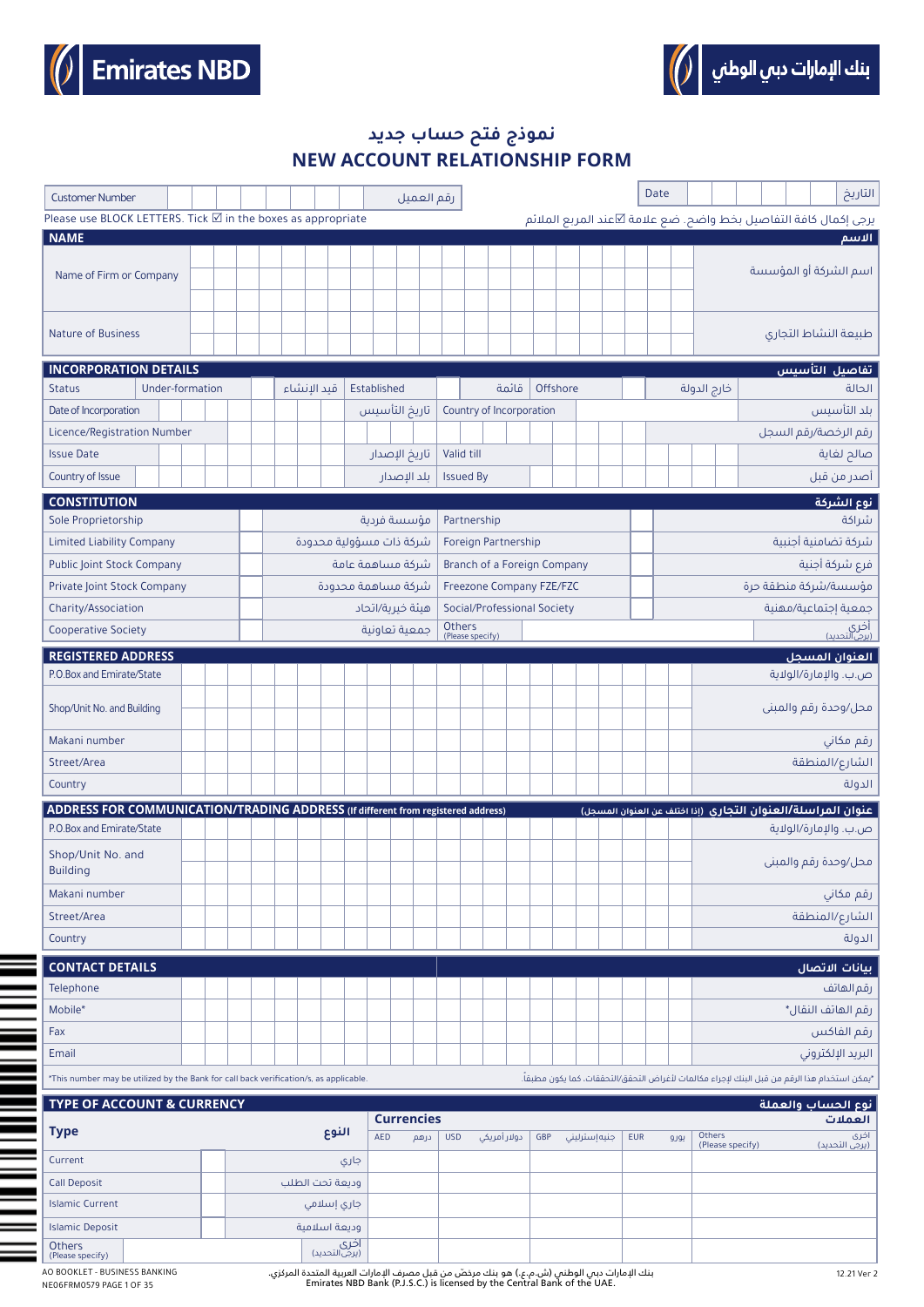Emirates NBD

بنك الإمارات دبي الوطني

# نموذج فتح حساب جديد
# NEW ACCOUNT RELATIONSHIP FORM

| Customer Number | | رقم العميل | Date | | التاريخ |
|---|---|---|---|---|---|

Please use BLOCK LETTERS. Tick ☑ in the boxes as appropriate — يرجى إكمال كافة التفاصيل بخط واضح. ضع علامة ☑عند المربع الملائم

## NAME — الاسم

| | | |
|---|---|---|
| Name of Firm or Company | | اسم الشركة أو المؤسسة |
| Nature of Business | | طبيعة النشاط التجاري |

## INCORPORATION DETAILS — تفاصيل التأسيس

| | | | | | |
|---|---|---|---|---|---|
| Status | Under-formation ☐ قيد الإنشاء | Established ☐ قائمة | Offshore ☐ خارج الدولة | | الحالة |
| Date of Incorporation | | تاريخ التأسيس | Country of Incorporation | | بلد التأسيس |
| Licence/Registration Number | | | | | رقم الرخصة/رقم السجل |
| Issue Date | | تاريخ الإصدار | Valid till | | صالح لغاية |
| Country of Issue | | بلد الإصدار | Issued By | | أصدر من قبل |

## CONSTITUTION — نوع الشركة

| | | | | | |
|---|---|---|---|---|---|
| Sole Proprietorship | ☐ | مؤسسة فردية | Partnership | ☐ | شراكة |
| Limited Liability Company | ☐ | شركة ذات مسؤولية محدودة | Foreign Partnership | ☐ | شركة تضامنية أجنبية |
| Public Joint Stock Company | ☐ | شركة مساهمة عامة | Branch of a Foreign Company | ☐ | فرع شركة أجنبية |
| Private Joint Stock Company | ☐ | شركة مساهمة محدودة | Freezone Company FZE/FZC | ☐ | مؤسسة/شركة منطقة حرة |
| Charity/Association | ☐ | هيئة خيرية/اتحاد | Social/Professional Society | ☐ | جمعية إجتماعية/مهنية |
| Cooperative Society | ☐ | جمعية تعاونية | Others (Please specify) | | أخرى (يرجى التحديد) |

## REGISTERED ADDRESS — العنوان المسجل

| | | |
|---|---|---|
| P.O.Box and Emirate/State | | ص.ب. والإمارة/الولاية |
| Shop/Unit No. and Building | | محل/وحدة رقم والمبنى |
| Makani number | | رقم مكاني |
| Street/Area | | الشارع/المنطقة |
| Country | | الدولة |

## ADDRESS FOR COMMUNICATION/TRADING ADDRESS (If different from registered address) — عنوان المراسلة/العنوان التجاري (إذا اختلف عن العنوان المسجل)

| | | |
|---|---|---|
| P.O.Box and Emirate/State | | ص.ب. والإمارة/الولاية |
| Shop/Unit No. and Building | | محل/وحدة رقم والمبنى |
| Makani number | | رقم مكاني |
| Street/Area | | الشارع/المنطقة |
| Country | | الدولة |

## CONTACT DETAILS — بيانات الاتصال

| | | |
|---|---|---|
| Telephone | | رقم الهاتف |
| Mobile* | | رقم الهاتف النقال* |
| Fax | | رقم الفاكس |
| Email | | البريد الإلكتروني |

*This number may be utilized by the Bank for call back verification/s, as applicable. — *يمكن استخدام هذا الرقم من قبل البنك لإجراء مكالمات لأغراض التحقق/التحققات، كما يكون مطبقاً.

## TYPE OF ACCOUNT & CURRENCY — نوع الحساب والعملة

| Type | | النوع | AED درهم | USD دولار أمريكي | GBP جنيه إسترليني | EUR يورو | Others (Please specify) أخرى (يرجى التحديد) |
|---|---|---|---|---|---|---|---|
| Current | ☐ | جاري | | | | | |
| Call Deposit | ☐ | وديعة تحت الطلب | | | | | |
| Islamic Current | ☐ | جاري إسلامي | | | | | |
| Islamic Deposit | ☐ | وديعة اسلامية | | | | | |
| Others (Please specify) | | أخرى (يرجى التحديد) | | | | | |

Currencies — العملات

AO BOOKLET - BUSINESS BANKING
NE06FRM0579

بنك الإمارات دبي الوطني (ش.م.ع.) هو بنك مرخّص من قبل مصرف الإمارات العربية المتحدة المركزي.
Emirates NBD Bank (P.J.S.C.) is licensed by the Central Bank of the UAE.

12.21 Ver 2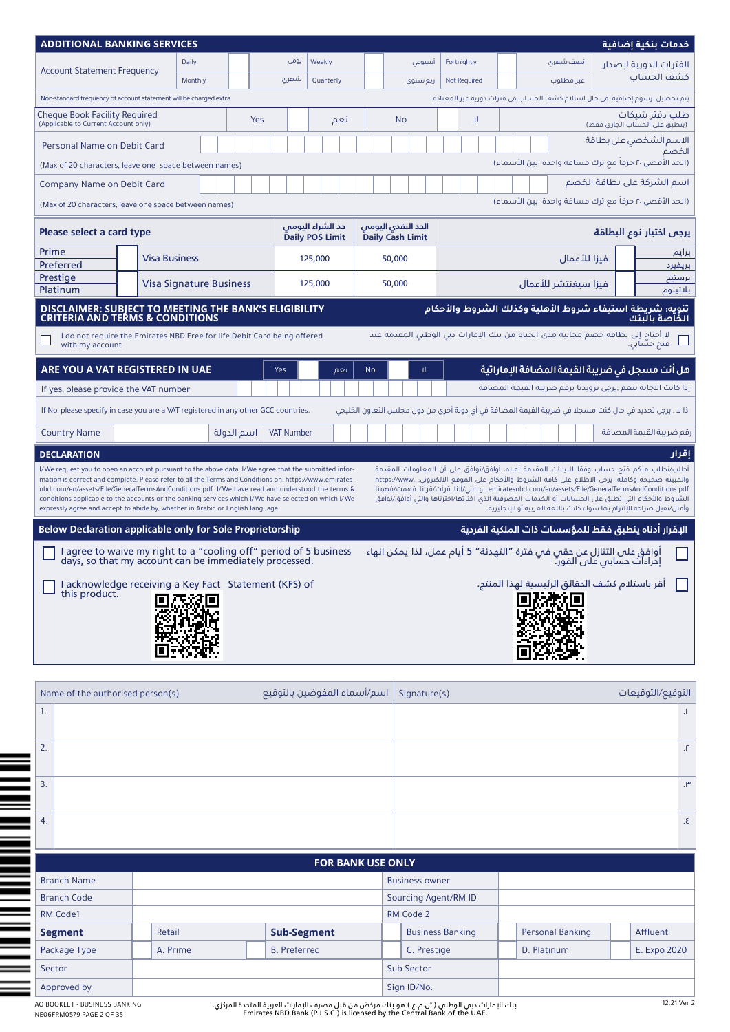## ADDITIONAL BANKING SERVICES | خدمات بنكية إضافية

| Account Statement Frequency | Daily | | يومي | Weekly | | أسبوعي | Fortnightly | | نصف شهري | الفترات الدورية لإصدار كشف الحساب |
|---|---|---|---|---|---|---|---|---|---|---|
| | Monthly | | شهري | Quarterly | | ربع سنوي | Not Required | | غير مطلوب | |

Non-standard frequency of account statement will be charged extra — يتم تحصيل رسوم إضافية في حال استلام كشف الحساب في فترات دورية غير المعتادة

| Cheque Book Facility Required (Applicable to Current Account only) | Yes | | نعم | No | | لا | طلب دفتر شيكات (ينطبق على الحساب الجاري فقط) |
|---|---|---|---|---|---|---|---|

Personal Name on Debit Card — الاسم الشخصي على بطاقة الخصم

(Max of 20 characters, leave one space between names) — (الحد الأقصى ٢٠ حرفاً مع ترك مسافة واحدة بين الأسماء)

Company Name on Debit Card — اسم الشركة على بطاقة الخصم

(Max of 20 characters, leave one space between names) — (الحد الأقصى ٢٠ حرفاً مع ترك مسافة واحدة بين الأسماء)

| Please select a card type | | | حد الشراء اليومي Daily POS Limit | الحد النقدي اليومي Daily Cash Limit | | | يرجى اختيار نوع البطاقة |
|---|---|---|---|---|---|---|---|
| Prime / Preferred | | Visa Business | 125,000 | 50,000 | فيزا للأعمال | | برايم / بريفيرد |
| Prestige / Platinum | | Visa Signature Business | 125,000 | 50,000 | فيزا سيغنتشر للأعمال | | برستيج / بلاتينوم |

### DISCLAIMER: SUBJECT TO MEETING THE BANK'S ELIGIBILITY CRITERIA AND TERMS & CONDITIONS | تنويه: شريطة استيفاء شروط الأهلية وكذلك الشروط والأحكام الخاصة بالبنك

☐ I do not require the Emirates NBD Free for life Debit Card being offered with my account — لا أحتاج إلى بطاقة خصم مجانية مدى الحياة من بنك الإمارات دبي الوطني المقدمة عند فتح حسابي. ☐

### ARE YOU A VAT REGISTERED IN UAE | هل أنت مسجل في ضريبة القيمة المضافة الإماراتية

| Yes | | نعم | No | | لا |
|---|---|---|---|---|---|

If yes, please provide the VAT number — إذا كانت الاجابة بنعم، يرجى تزويدنا برقم ضريبة القيمة المضافة

If No, please specify in case you are a VAT registered in any other GCC countries. — اذا لا ، يرجى تحديد في حال كنت مسجلا في ضريبة القيمة المضافة في أي دولة أخرى من دول مجلس التعاون الخليجي

| Country Name | | اسم الدولة | VAT Number | | رقم ضريبة القيمة المضافة |
|---|---|---|---|---|---|

### DECLARATION | إقرار

I/We request you to open an account pursuant to the above data. I/We agree that the submitted information is correct and complete. Please refer to all the Terms and Conditions on: https://www.emiratesnbd.com/en/assets/File/GeneralTermsAndConditions.pdf. I/We have read and understood the terms & conditions applicable to the accounts or the banking services which I/We have selected on which I/We expressly agree and accept to abide by, whether in Arabic or English language.

أطلب/نطلب منكم فتح حساب وفقا للبيانات المقدمة أعلاه. أوافق/نوافق على أن المعلومات المقدمة والمبينة صحيحة وكاملة. يرجى الاطلاع على كافة الشروط والأحكام على الموقع الالكتروني: https://www.emiratesnbd.com/en/assets/File/GeneralTermsAndConditions.pdf و أنني/أننا قرأت/قرأنا فهمت/فهمنا الشروط والأحكام التي تطبق على الحسابات أو الخدمات المصرفية الذي اخترتها/اخترناها والتي أوافق/نوافق وأقبل/نقبل صراحة الإلتزام بها سواء كانت باللغة العربية أو الإنجليزية.

### Below Declaration applicable only for Sole Proprietorship | الإقرار أدناه ينطبق فقط للمؤسسات ذات الملكية الفردية

☐ I agree to waive my right to a "cooling off" period of 5 business days, so that my account can be immediately processed. — أوافق على التنازل عن حقي في فترة "التهدئة" 5 أيام عمل، لذا يمكن انهاء إجراءات حسابي على الفور. ☐

☐ I acknowledge receiving a Key Fact Statement (KFS) of this product. — أقر باستلام كشف الحقائق الرئيسية لهذا المنتج. ☐

| Name of the authorised person(s) اسم/أسماء المفوضين بالتوقيع | Signature(s) التوقيع/التوقيعات |
|---|---|
| 1. | ١. |
| 2. | ٢. |
| 3. | ٣. |
| 4. | ٤. |

### FOR BANK USE ONLY

| Branch Name | | | | Business owner | | | |
|---|---|---|---|---|---|---|---|
| Branch Code | | | | Sourcing Agent/RM ID | | | |
| RM Code1 | | | | RM Code 2 | | | |
| **Segment** | Retail | **Sub-Segment** | | Business Banking | Personal Banking | | Affluent |
| Package Type | A. Prime | B. Preferred | | C. Prestige | D. Platinum | | E. Expo 2020 |
| Sector | | | | Sub Sector | | | |
| Approved by | | | | Sign ID/No. | | | |

AO BOOKLET - BUSINESS BANKING
NE06FRM0579 PAGE 2 OF 35

بنك الإمارات دبي الوطني (ش.م.ع.) هو بنك مرخص من قبل مصرف الإمارات العربية المتحدة المركزي.
Emirates NBD Bank (P.J.S.C.) is licensed by the Central Bank of the UAE.

12.21 Ver 2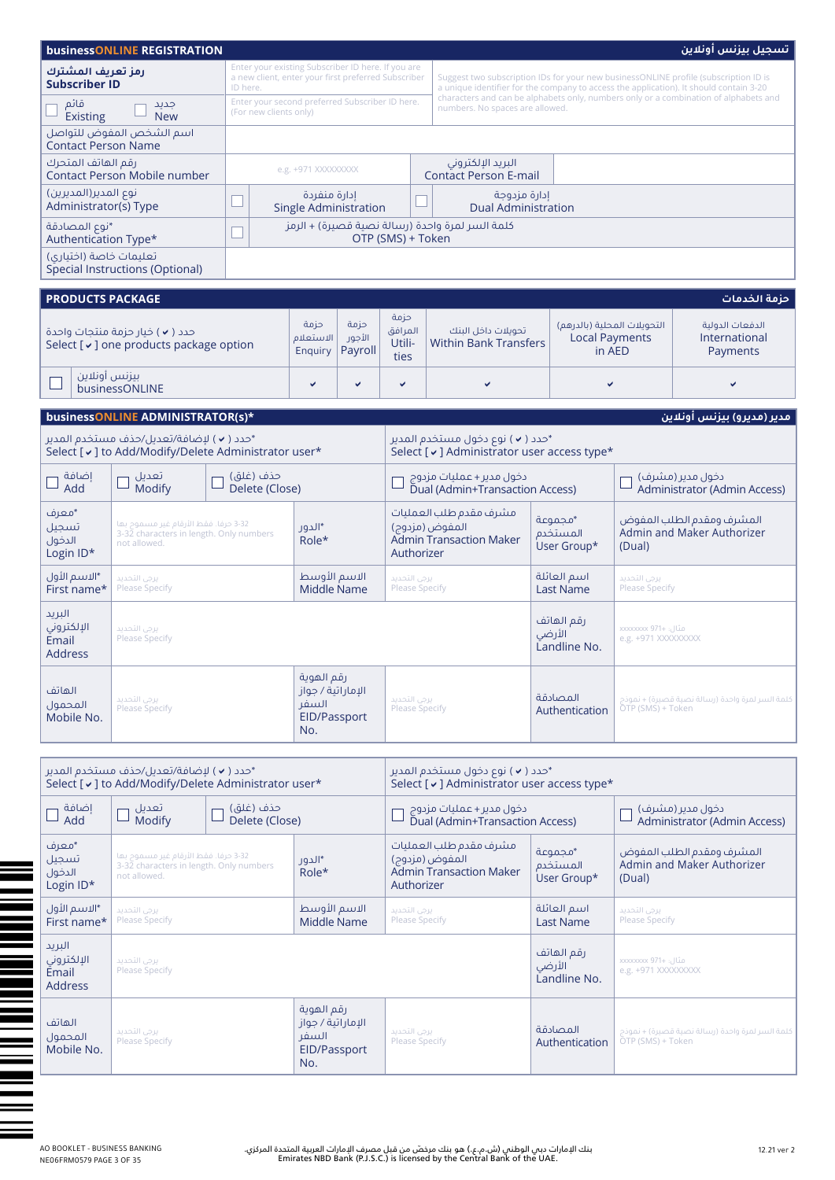## businessONLINE REGISTRATION — تسجيل بيزنس أونلاين

| رمز تعريف المشترك Subscriber ID | Enter your existing Subscriber ID here. If you are a new client, enter your first preferred Subscriber ID here. | Suggest two subscription IDs for your new businessONLINE profile (subscription ID is a unique identifier for the company to access the application). It should contain 3-20 characters and can be alphabets only, numbers only or a combination of alphabets and numbers. No spaces are allowed. |
|---|---|---|
| ☐ قائم Existing ☐ جديد New | Enter your second preferred Subscriber ID here. (For new clients only) | |
| اسم الشخص المفوض للتواصل Contact Person Name | | |
| رقم الهاتف المتحرك Contact Person Mobile number | e.g. +971 XXXXXXXXX | البريد الإلكتروني Contact Person E-mail |
| نوع المدير(المديرين) Administrator(s) Type | ☐ إدارة منفردة Single Administration | ☐ إدارة مزدوجة Dual Administration |
| *نوع المصادقة Authentication Type* | ☐ كلمة السر لمرة واحدة (رسالة نصية قصيرة) + الرمز OTP (SMS) + Token | |
| تعليمات خاصة (اختياري) Special Instructions (Optional) | | |

## PRODUCTS PACKAGE — حزمة الخدمات

| حدد ( ✔ ) خيار حزمة منتجات واحدة Select [ ✔ ] one products package option | حزمة الاستعلام Enquiry | حزمة الأجور Payroll | حزمة المرافق Utilities | تحويلات داخل البنك Within Bank Transfers | التحويلات المحلية (بالدرهم) Local Payments in AED | الدفعات الدولية International Payments |
|---|---|---|---|---|---|---|
| ☐ بيزنس أونلاين businessONLINE | ✔ | ✔ | ✔ | ✔ | ✔ | ✔ |

## businessONLINE ADMINISTRATOR(s)* — مدير (مديرو) بيزنس أونلاين

| *حدد ( ✔ ) لإضافة/تعديل/حذف مستخدم المدير Select [ ✔ ] to Add/Modify/Delete Administrator user* | | | *حدد ( ✔ ) نوع دخول مستخدم المدير Select [ ✔ ] Administrator user access type* | | |
|---|---|---|---|---|---|
| ☐ إضافة Add | ☐ تعديل Modify | ☐ حذف (غلق) Delete (Close) | ☐ دخول مدير + عمليات مزدوج Dual (Admin+Transaction Access) | | ☐ دخول مدير (مشرف) Administrator (Admin Access) |
| *معرف تسجيل الدخول Login ID* | 3-32 حرفا. فقط الأرقام غير مسموح بها 3-32 characters in length. Only numbers not allowed. | *الدور Role* | مشرف مقدم طلب العمليات المفوض (مزدوج) Admin Transaction Maker Authorizer | *مجموعة المستخدم User Group* | المشرف ومقدم الطلب المفوض Admin and Maker Authorizer (Dual) |
| *الاسم الأول First name* | يرجى التحديد Please Specify | الاسم الأوسط Middle Name | يرجى التحديد Please Specify | اسم العائلة Last Name | يرجى التحديد Please Specify |
| البريد الإلكتروني Email Address | يرجى التحديد Please Specify | | | رقم الهاتف الأرضي Landline No. | مثال: xxxxxxxx 971+ e.g. +971 XXXXXXXXX |
| الهاتف المحمول Mobile No. | يرجى التحديد Please Specify | رقم الهوية الإماراتية / جواز السفر EID/Passport No. | يرجى التحديد Please Specify | المصادقة Authentication | كلمة السر لمرة واحدة (رسالة نصية قصيرة) + نموذج OTP (SMS) + Token |

| *حدد ( ✔ ) لإضافة/تعديل/حذف مستخدم المدير Select [ ✔ ] to Add/Modify/Delete Administrator user* | | | *حدد ( ✔ ) نوع دخول مستخدم المدير Select [ ✔ ] Administrator user access type* | | |
|---|---|---|---|---|---|
| ☐ إضافة Add | ☐ تعديل Modify | ☐ حذف (غلق) Delete (Close) | ☐ دخول مدير + عمليات مزدوج Dual (Admin+Transaction Access) | | ☐ دخول مدير (مشرف) Administrator (Admin Access) |
| *معرف تسجيل الدخول Login ID* | 3-32 حرفا. فقط الأرقام غير مسموح بها 3-32 characters in length. Only numbers not allowed. | *الدور Role* | مشرف مقدم طلب العمليات المفوض (مزدوج) Admin Transaction Maker Authorizer | *مجموعة المستخدم User Group* | المشرف ومقدم الطلب المفوض Admin and Maker Authorizer (Dual) |
| *الاسم الأول First name* | يرجى التحديد Please Specify | الاسم الأوسط Middle Name | يرجى التحديد Please Specify | اسم العائلة Last Name | يرجى التحديد Please Specify |
| البريد الإلكتروني Email Address | يرجى التحديد Please Specify | | | رقم الهاتف الأرضي Landline No. | مثال: xxxxxxxx 971+ e.g. +971 XXXXXXXXX |
| الهاتف المحمول Mobile No. | يرجى التحديد Please Specify | رقم الهوية الإماراتية / جواز السفر EID/Passport No. | يرجى التحديد Please Specify | المصادقة Authentication | كلمة السر لمرة واحدة (رسالة نصية قصيرة) + نموذج OTP (SMS) + Token |

بنك الإمارات دبي الوطني (ش.م.ع.) هو بنك مرخّص من قبل مصرف الإمارات العربية المتحدة المركزي.
Emirates NBD Bank (P.J.S.C.) is licensed by the Central Bank of the UAE.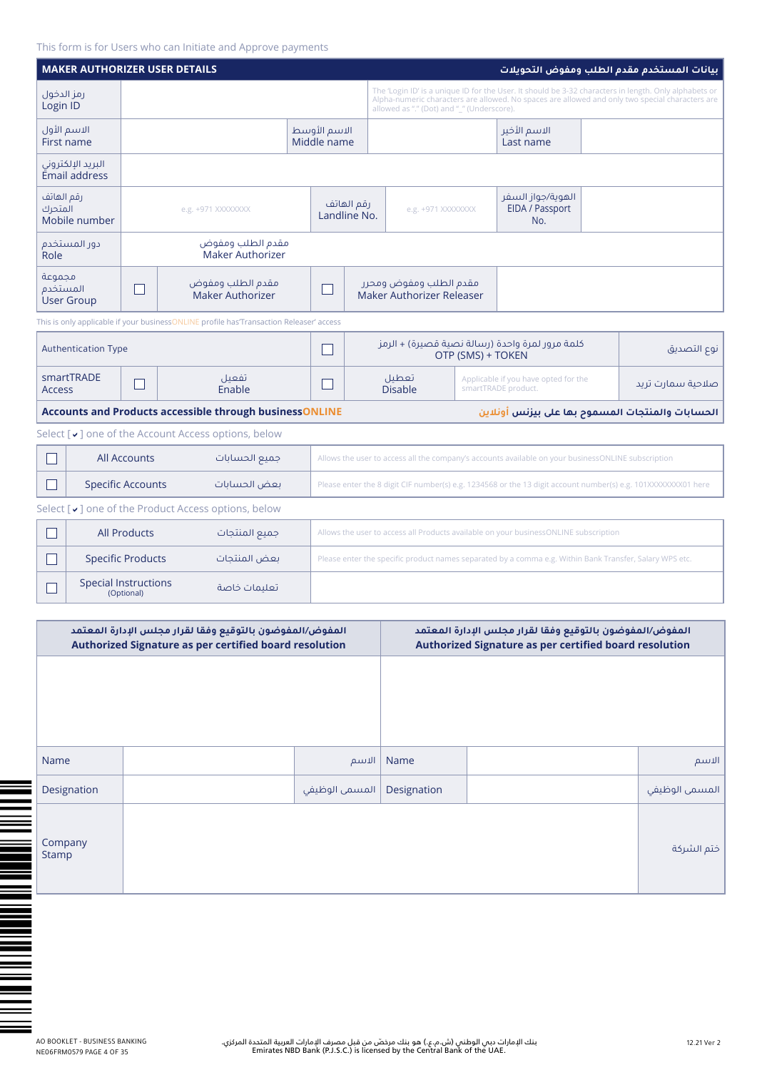This form is for Users who can Initiate and Approve payments

| MAKER AUTHORIZER USER DETAILS | | | | | بيانات المستخدم مقدم الطلب ومفوض التحويلات |
|---|---|---|---|---|---|
| رمز الدخول Login ID | | | The 'Login ID' is a unique ID for the User. It should be 3-32 characters in length. Only alphabets or Alpha-numeric characters are allowed. No spaces are allowed and only two special characters are allowed as "." (Dot) and "_" (Underscore). | | |
| الاسم الأول First name | | الاسم الأوسط Middle name | | الاسم الأخير Last name | |
| البريد الإلكتروني Email address | | | | | |
| رقم الهاتف المتحرك Mobile number | e.g. +971 XXXXXXXX | رقم الهاتف Landline No. | e.g. +971 XXXXXXXX | الهوية/جواز السفر EIDA / Passport No. | |
| دور المستخدم Role | مقدم الطلب ومفوض Maker Authorizer | | | | |
| مجموعة المستخدم User Group | ☐ مقدم الطلب ومفوض Maker Authorizer | | ☐ مقدم الطلب ومفوض ومحرر Maker Authorizer Releaser | | |

This is only applicable if your businessONLINE profile has 'Transaction Releaser' access

| Authentication Type | | | ☐ | كلمة مرور لمرة واحدة (رسالة نصية قصيرة) + الرمز OTP (SMS) + TOKEN | نوع التصديق |
|---|---|---|---|---|---|
| smartTRADE Access | ☐ | تفعيل Enable | ☐ | تعطيل Disable — Applicable if you have opted for the smartTRADE product. | صلاحية سمارت تريد |

**Accounts and Products accessible through businessONLINE** — **الحسابات والمنتجات المسموح بها على بيزنس أونلاين**

Select [✔] one of the Account Access options, below

| | | | |
|---|---|---|---|
| ☐ | All Accounts | جميع الحسابات | Allows the user to access all the company's accounts available on your businessONLINE subscription |
| ☐ | Specific Accounts | بعض الحسابات | Please enter the 8 digit CIF number(s) e.g. 1234568 or the 13 digit account number(s) e.g. 101XXXXXXXX01 here |

Select [✔] one of the Product Access options, below

| | | | |
|---|---|---|---|
| ☐ | All Products | جميع المنتجات | Allows the user to access all Products available on your businessONLINE subscription |
| ☐ | Specific Products | بعض المنتجات | Please enter the specific product names separated by a comma e.g. Within Bank Transfer, Salary WPS etc. |
| ☐ | Special Instructions (Optional) | تعليمات خاصة | |

| المفوض/المفوضون بالتوقيع وفقا لقرار مجلس الإدارة المعتمد **Authorized Signature as per certified board resolution** | | | المفوض/المفوضون بالتوقيع وفقا لقرار مجلس الإدارة المعتمد **Authorized Signature as per certified board resolution** | | |
|---|---|---|---|---|---|
| | | | | | |
| Name | | الاسم | Name | | الاسم |
| Designation | | المسمى الوظيفي | Designation | | المسمى الوظيفي |
| Company Stamp | | | | | ختم الشركة |

AO BOOKLET - BUSINESS BANKING
NE06FRM0579

بنك الإمارات دبي الوطني (ش.م.ع.) هو بنك مرخّص من قبل مصرف الإمارات العربية المتحدة المركزي.
Emirates NBD Bank (P.J.S.C.) is licensed by the Central Bank of the UAE.

12.21 Ver 2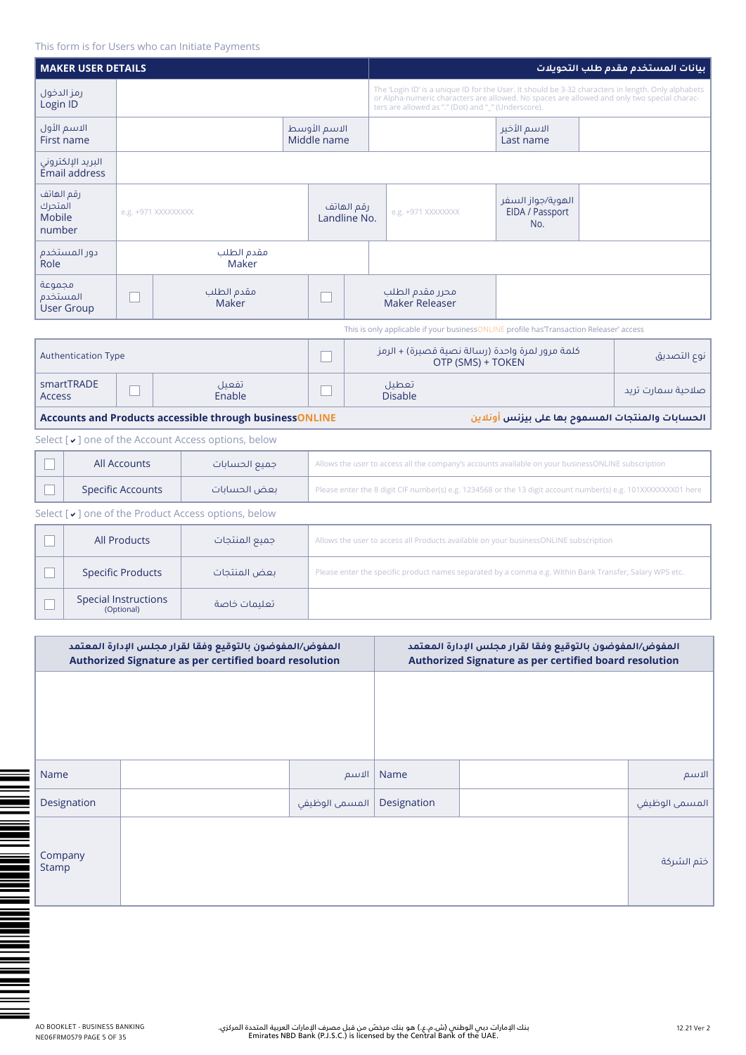This form is for Users who can Initiate Payments

| MAKER USER DETAILS | | | | | بيانات المستخدم مقدم طلب التحويلات |
|---|---|---|---|---|---|
| رمز الدخول Login ID | | | The 'Login ID' is a unique ID for the User. It should be 3-32 characters in length. Only alphabets or Alpha-numeric characters are allowed. No spaces are allowed and only two special characters are allowed as "." (Dot) and "_" (Underscore). | | |
| الاسم الأول First name | | الاسم الأوسط Middle name | | الاسم الأخير Last name | |
| البريد الإلكتروني Email address | | | | | |
| رقم الهاتف المتحرك Mobile number | e.g. +971 XXXXXXXXX | رقم الهاتف Landline No. | e.g. +971 XXXXXXXX | الهوية/جواز السفر EIDA / Passport No. | |
| دور المستخدم Role | مقدم الطلب Maker | | | | |
| مجموعة المستخدم User Group | ☐ مقدم الطلب Maker | | ☐ محرر مقدم الطلب Maker Releaser | | |

This is only applicable if your businessONLINE profile has'Transaction Releaser' access

| Authentication Type | ☐ كلمة مرور لمرة واحدة (رسالة نصية قصيرة) + الرمز OTP (SMS) + TOKEN | نوع التصديق |
|---|---|---|
| smartTRADE Access ☐ تفعيل Enable | ☐ تعطيل Disable | صلاحية سمارت تريد |

**Accounts and Products accessible through businessONLINE** — **الحسابات والمنتجات المسموح بها على بيزنس أونلاين**

Select [✔] one of the Account Access options, below

| | | | |
|---|---|---|---|
| ☐ | All Accounts | جميع الحسابات | Allows the user to access all the company's accounts available on your businessONLINE subscription |
| ☐ | Specific Accounts | بعض الحسابات | Please enter the 8 digit CIF number(s) e.g. 1234568 or the 13 digit account number(s) e.g. 101XXXXXXXX01 here |

Select [✔] one of the Product Access options, below

| | | | |
|---|---|---|---|
| ☐ | All Products | جميع المنتجات | Allows the user to access all Products available on your businessONLINE subscription |
| ☐ | Specific Products | بعض المنتجات | Please enter the specific product names separated by a comma e.g. Within Bank Transfer, Salary WPS etc. |
| ☐ | Special Instructions (Optional) | تعليمات خاصة | |

| المفوض/المفوضون بالتوقيع وفقا لقرار مجلس الإدارة المعتمد Authorized Signature as per certified board resolution | | | المفوض/المفوضون بالتوقيع وفقا لقرار مجلس الإدارة المعتمد Authorized Signature as per certified board resolution | | |
|---|---|---|---|---|---|
| | | | | | |
| Name | | الاسم | Name | | الاسم |
| Designation | | المسمى الوظيفي | Designation | | المسمى الوظيفي |
| Company Stamp | | | | | ختم الشركة |

AO BOOKLET - BUSINESS BANKING
NE06FRM0579

بنك الإمارات دبي الوطني (ش.م.ع.) هو بنك مرخّص من قبل مصرف الإمارات العربية المتحدة المركزي.
Emirates NBD Bank (P.J.S.C.) is licensed by the Central Bank of the UAE.

12.21 Ver 2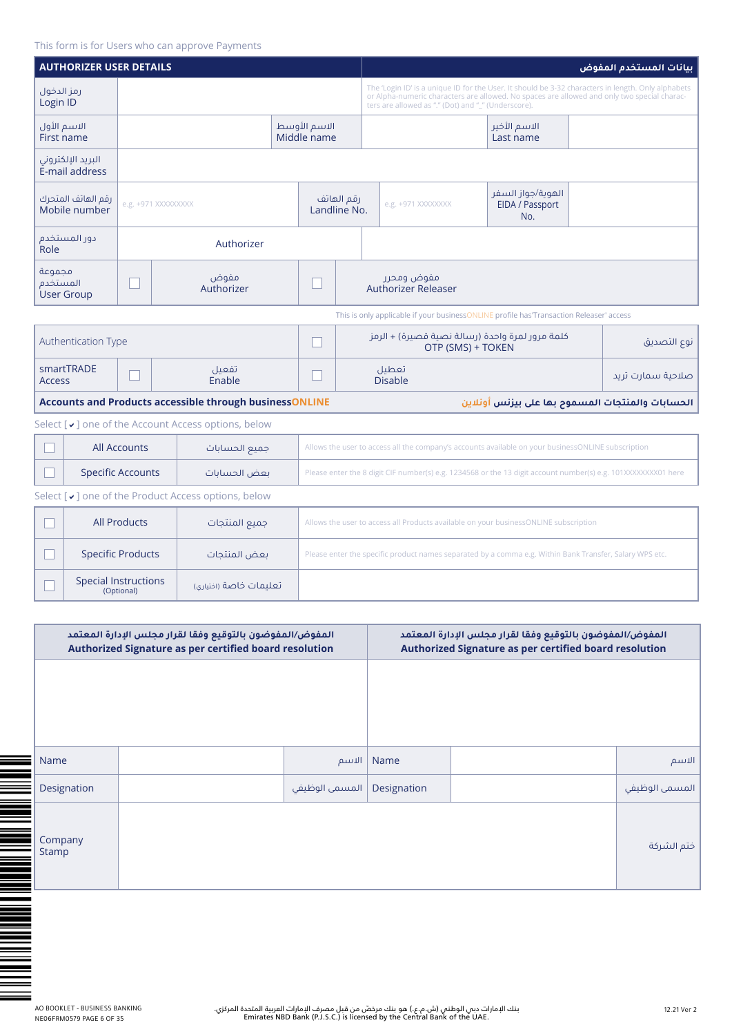This form is for Users who can approve Payments

| AUTHORIZER USER DETAILS | | | | | بيانات المستخدم المفوض |
|---|---|---|---|---|---|
| رمز الدخول Login ID | | | The 'Login ID' is a unique ID for the User. It should be 3-32 characters in length. Only alphabets or Alpha-numeric characters are allowed. No spaces are allowed and only two special characters are allowed as "." (Dot) and "_" (Underscore). | | |
| الاسم الأول First name | | الاسم الأوسط Middle name | | الاسم الأخير Last name | |
| البريد الإلكتروني E-mail address | | | | | |
| رقم الهاتف المتحرك Mobile number | e.g. +971 XXXXXXXXX | رقم الهاتف Landline No. | e.g. +971 XXXXXXXX | الهوية/جواز السفر EIDA / Passport No. | |
| دور المستخدم Role | Authorizer | | | | |
| مجموعة المستخدم User Group | ☐ | مفوض Authorizer | ☐ | مفوض ومحرر Authorizer Releaser | |

This is only applicable if your businessONLINE profile has 'Transaction Releaser' access

| Authentication Type | | | ☐ | كلمة مرور لمرة واحدة (رسالة نصية قصيرة) + الرمز OTP (SMS) + TOKEN | نوع التصديق |
|---|---|---|---|---|---|
| smartTRADE Access | ☐ | تفعيل Enable | ☐ | تعطيل Disable | صلاحية سمارت تريد |

**Accounts and Products accessible through businessONLINE** **الحسابات والمنتجات المسموح بها على بيزنس أونلاين**

Select [✔] one of the Account Access options, below

| | | | |
|---|---|---|---|
| ☐ | All Accounts | جميع الحسابات | Allows the user to access all the company's accounts available on your businessONLINE subscription |
| ☐ | Specific Accounts | بعض الحسابات | Please enter the 8 digit CIF number(s) e.g. 1234568 or the 13 digit account number(s) e.g. 101XXXXXXXX01 here |

Select [✔] one of the Product Access options, below

| | | | |
|---|---|---|---|
| ☐ | All Products | جميع المنتجات | Allows the user to access all Products available on your businessONLINE subscription |
| ☐ | Specific Products | بعض المنتجات | Please enter the specific product names separated by a comma e.g. Within Bank Transfer, Salary WPS etc. |
| ☐ | Special Instructions (Optional) | تعليمات خاصة (اختياري) | |

| المفوض/المفوضون بالتوقيع وفقا لقرار مجلس الإدارة المعتمد Authorized Signature as per certified board resolution | | | المفوض/المفوضون بالتوقيع وفقا لقرار مجلس الإدارة المعتمد Authorized Signature as per certified board resolution | | |
|---|---|---|---|---|---|
| | | | | | |
| Name | | الاسم | Name | | الاسم |
| Designation | | المسمى الوظيفي | Designation | | المسمى الوظيفي |
| Company Stamp | | | | | ختم الشركة |

AO BOOKLET - BUSINESS BANKING
NE06FRM0579

بنك الإمارات دبي الوطني (ش.م.ع.) هو بنك مرخّص من قبل مصرف الإمارات العربية المتحدة المركزي.
Emirates NBD Bank (P.J.S.C.) is licensed by the Central Bank of the UAE.

12.21 Ver 2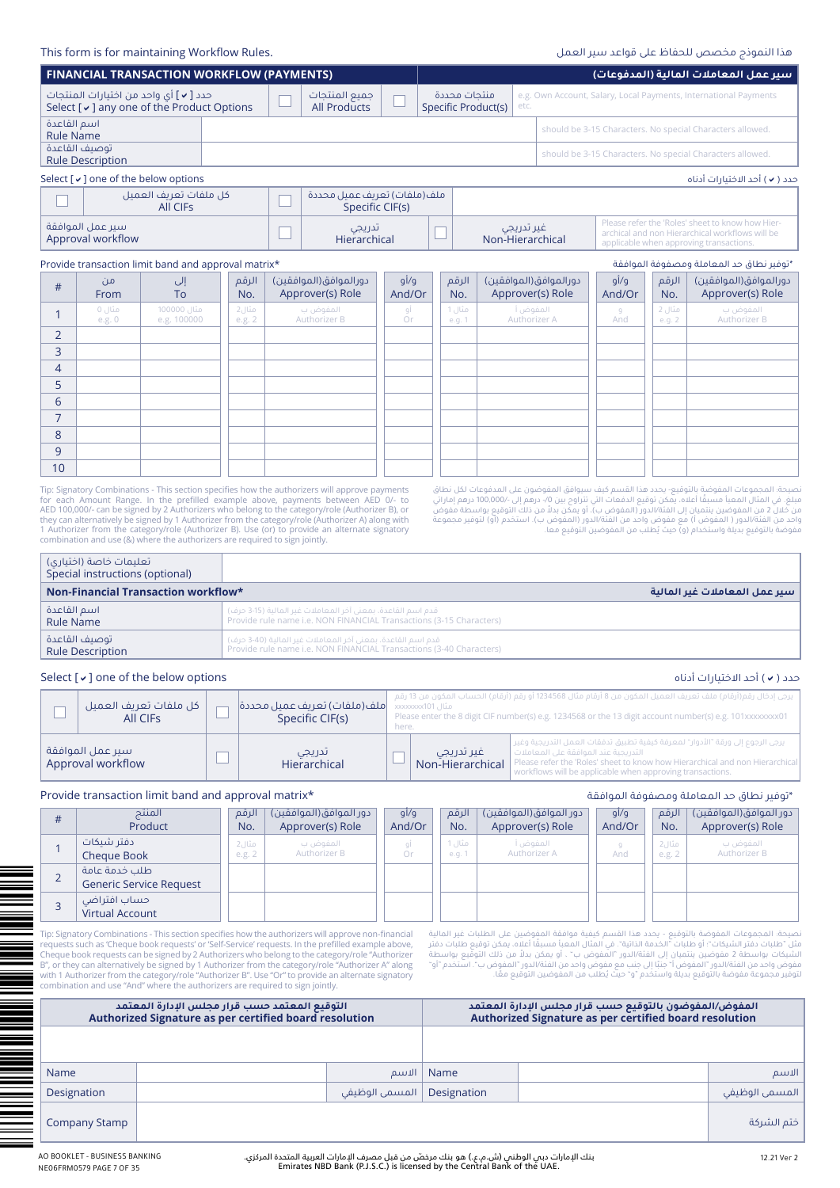This form is for maintaining Workflow Rules.

هذا النموذج مخصص للحفاظ على قواعد سير العمل

## FINANCIAL TRANSACTION WORKFLOW (PAYMENTS) سير عمل المعاملات المالية (المدفوعات)

| | | | |
|---|---|---|---|
| حدد [ ✔ ] أي واحد من اختيارات المنتجات Select [ ✔ ] any one of the Product Options | ☐ جميع المنتجات All Products | ☐ منتجات محددة Specific Product(s) | e.g. Own Account, Salary, Local Payments, International Payments etc. |
| اسم القاعدة Rule Name | | | should be 3-15 Characters. No special Characters allowed. |
| توصيف القاعدة Rule Description | | | should be 3-15 Characters. No special Characters allowed. |

Select [ ✔ ] one of the below options

حدد ( ✔ ) أحد الاختيارات أدناه

| | | | |
|---|---|---|---|
| ☐ كل ملفات تعريف العميل All CIFs | ☐ ملف(ملفات) تعريف عميل محددة Specific CIF(s) | | |
| سير عمل الموافقة Approval workflow | ☐ تدريجي Hierarchical | ☐ غير تدريجي Non-Hierarchical | Please refer the 'Roles' sheet to know how Hierarchical and non Hierarchical workflows will be applicable when approving transactions. |

Provide transaction limit band and approval matrix*

*توفير نطاق حد المعاملة ومصفوفة الموافقة

| # | من From | إلى To | الرقم No. | دورالموافق(الموافقين) Approver(s) Role | أو/و And/Or | الرقم No. | دورالموافق(الموافقين) Approver(s) Role | أو/و And/Or | الرقم No. | دورالموافق(الموافقين) Approver(s) Role |
|---|---|---|---|---|---|---|---|---|---|---|
| 1 | مثال 0 e.g. 0 | مثال 100000 e.g. 100000 | مثال 2 e.g. 2 | المفوض ب Authorizer B | أو Or | مثال 1 e.g. 1 | المفوض أ Authorizer A | و And | مثال 2 e.g. 2 | المفوض ب Authorizer B |
| 2 | | | | | | | | | | |
| 3 | | | | | | | | | | |
| 4 | | | | | | | | | | |
| 5 | | | | | | | | | | |
| 6 | | | | | | | | | | |
| 7 | | | | | | | | | | |
| 8 | | | | | | | | | | |
| 9 | | | | | | | | | | |
| 10 | | | | | | | | | | |

Tip: Signatory Combinations - This section specifies how the authorizers will approve payments for each Amount Range. In the prefilled example above, payments between AED 0/- to AED 100,000/- can be signed by 2 Authorizers who belong to the category/role (Authorizer B), or they can alternatively be signed by 1 Authorizer from the category/role (Authorizer A) along with 1 Authorizer from the category/role (Authorizer B). Use (or) to provide an alternate signatory combination and use (&) where the authorizers are required to sign jointly.

نصيحة: المجموعات المفوضة بالتوقيع- يحدد هذا القسم كيف سيوافق المفوضون على المدفوعات لكل نطاق مبلغ. في المثال المعبأ مسبقًا أعلاه، يمكن توقيع الدفعات التي تتراوح بين 0/- درهم إلى 100,000/- درهم إماراتي من خلال 2 من المفوضين ينتميان إلى الفئة/الدور (المفوض ب)، أو يمكن بدلًا من ذلك التوقيع بواسطة مفوض واحد من الفئة/الدور ( المفوض أ) مع مفوض واحد من الفئة/الدور (المفوض ب). استخدم (أو) لتوفير مجموعة مفوضة بالتوقيع بديلة واستخدام (و) حيث يُطلب من المفوضين التوقيع معًا.

| | |
|---|---|
| تعليمات خاصة (اختياري) Special instructions (optional) | |

## Non-Financial Transaction workflow* سير عمل المعاملات غير المالية

| | |
|---|---|
| اسم القاعدة Rule Name | قدم اسم القاعدة، بمعنى آخر المعاملات غير المالية (15-3 حرف) Provide rule name i.e. NON FINANCIAL Transactions (3-15 Characters) |
| توصيف القاعدة Rule Description | قدم اسم القاعدة، بمعنى آخر المعاملات غير المالية (40-3 حرف) Provide rule name i.e. NON FINANCIAL Transactions (3-40 Characters) |

Select [ ✔ ] one of the below options

حدد ( ✔ ) أحد الاختيارات أدناه

| | | | |
|---|---|---|---|
| ☐ كل ملفات تعريف العميل All CIFs | ☐ ملف(ملفات) تعريف عميل محددة Specific CIF(s) | يرجى إدخال رقم(أرقام) ملف تعريف العميل المكون من 8 أرقام مثال 1234568 أو رقم (أرقام) الحساب المكون من 13 رقم مثال xxxxxxxx101 Please enter the 8 digit CIF number(s) e.g. 1234568 or the 13 digit account number(s) e.g. 101xxxxxxxx01 here. | |
| سير عمل الموافقة Approval workflow | ☐ تدريجي Hierarchical | ☐ غير تدريجي Non-Hierarchical | يرجى الرجوع إلى ورقة "الأدوار" لمعرفة كيفية تطبيق تدفقات العمل التدريجية وغير التدريجية عند الموافقة على المعاملات Please refer the 'Roles' sheet to know how Hierarchical and non Hierarchical workflows will be applicable when approving transactions. |

Provide transaction limit band and approval matrix*

*توفير نطاق حد المعاملة ومصفوفة الموافقة

| # | المنتج Product | الرقم No. | دور الموافق(الموافقين) Approver(s) Role | أو/و And/Or | الرقم No. | دور الموافق(الموافقين) Approver(s) Role | أو/و And/Or | الرقم No. | دور الموافق(الموافقين) Approver(s) Role |
|---|---|---|---|---|---|---|---|---|---|
| 1 | دفتر شيكات Cheque Book | مثال 2 e.g. 2 | المفوض ب Authorizer B | أو Or | مثال 1 e.g. 1 | المفوض أ Authorizer A | و And | مثال 2 e.g. 2 | المفوض ب Authorizer B |
| 2 | طلب خدمة عامة Generic Service Request | | | | | | | | |
| 3 | حساب افتراضي Virtual Account | | | | | | | | |

Tip: Signatory Combinations - This section specifies how the authorizers will approve non-financial requests such as 'Cheque book requests' or 'Self-Service' requests. In the prefilled example above, Cheque book requests can be signed by 2 Authorizers who belong to the category/role "Authorizer B", or they can alternatively be signed by 1 Authorizer from the category/role "Authorizer A" along with 1 Authorizer from the category/role "Authorizer B". Use "Or" to provide an alternate signatory combination and use "And" where the authorizers are required to sign jointly.

نصيحة: المجموعات المفوضة بالتوقيع - يحدد هذا القسم كيفية موافقة المفوضين على الطلبات غير المالية مثل "طلبات دفتر الشيكات" أو طلبات "الخدمة الذاتية". في المثال المعبأ مسبقًا أعلاه، يمكن توقيع طلبات دفتر الشيكات بواسطة 2 مفوضين ينتميان إلى الفئة/الدور "المفوض ب" ، أو يمكن بدلًا من ذلك التوقيع بواسطة مفوض واحد من الفئة/الدور "المفوض أ" جنبًا إلى جنب مع مفوض واحد من الفئة/الدور "المفوض ب". استخدم "أو" لتوفير مجموعة مفوضة بالتوقيع بديلة واستخدم "و" حيث يُطلب من المفوضين التوقيع معًا.

| التوقيع المعتمد حسب قرار مجلس الإدارة المعتمد Authorized Signature as per certified board resolution | | المفوض/المفوضون بالتوقيع حسب قرار مجلس الإدارة المعتمد Authorized Signature as per certified board resolution | |
|---|---|---|---|
| | | | |
| Name | الاسم | Name | الاسم |
| Designation | المسمى الوظيفي | Designation | المسمى الوظيفي |
| Company Stamp | | | ختم الشركة |

AO BOOKLET - BUSINESS BANKING
NE06FRM0579

بنك الإمارات دبي الوطني (ش.م.ع.) هو بنك مرخّص من قبل مصرف الإمارات العربية المتحدة المركزي.
Emirates NBD Bank (P.J.S.C.) is licensed by the Central Bank of the UAE.

12.21 Ver 2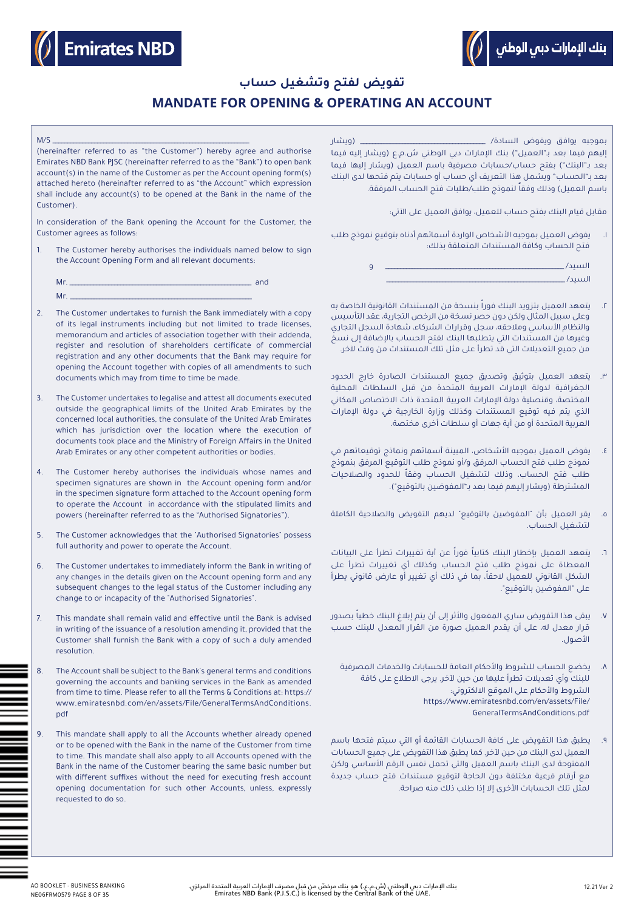# تفويض لفتح وتشغيل حساب

# MANDATE FOR OPENING & OPERATING AN ACCOUNT

M/S \_\_\_\_\_\_\_\_\_\_\_\_\_\_\_\_\_\_\_\_\_\_\_\_\_\_\_\_\_\_\_\_\_\_\_\_\_\_\_\_

(hereinafter referred to as "the Customer") hereby agree and authorise Emirates NBD Bank PJSC (hereinafter referred to as the "Bank") to open bank account(s) in the name of the Customer as per the Account opening form(s) attached hereto (hereinafter referred to as "the Account" which expression shall include any account(s) to be opened at the Bank in the name of the Customer).

In consideration of the Bank opening the Account for the Customer, the Customer agrees as follows:

1. The Customer hereby authorises the individuals named below to sign the Account Opening Form and all relevant documents:

   Mr. \_\_\_\_\_\_\_\_\_\_\_\_\_\_\_\_\_\_\_\_\_\_\_\_\_\_\_\_\_\_\_\_\_\_\_\_\_\_ and

   Mr. \_\_\_\_\_\_\_\_\_\_\_\_\_\_\_\_\_\_\_\_\_\_\_\_\_\_\_\_\_\_\_\_\_\_\_\_\_\_

2. The Customer undertakes to furnish the Bank immediately with a copy of its legal instruments including but not limited to trade licenses, memorandum and articles of association together with their addenda, register and resolution of shareholders certificate of commercial registration and any other documents that the Bank may require for opening the Account together with copies of all amendments to such documents which may from time to time be made.

3. The Customer undertakes to legalise and attest all documents executed outside the geographical limits of the United Arab Emirates by the concerned local authorities, the consulate of the United Arab Emirates which has jurisdiction over the location where the execution of documents took place and the Ministry of Foreign Affairs in the United Arab Emirates or any other competent authorities or bodies.

4. The Customer hereby authorises the individuals whose names and specimen signatures are shown in the Account opening form and/or in the specimen signature form attached to the Account opening form to operate the Account in accordance with the stipulated limits and powers (hereinafter referred to as the "Authorised Signatories").

5. The Customer acknowledges that the "Authorised Signatories" possess full authority and power to operate the Account.

6. The Customer undertakes to immediately inform the Bank in writing of any changes in the details given on the Account opening form and any subsequent changes to the legal status of the Customer including any change to or incapacity of the "Authorised Signatories".

7. This mandate shall remain valid and effective until the Bank is advised in writing of the issuance of a resolution amending it, provided that the Customer shall furnish the Bank with a copy of such a duly amended resolution.

8. The Account shall be subject to the Bank's general terms and conditions governing the accounts and banking services in the Bank as amended from time to time. Please refer to all the Terms & Conditions at: https://www.emiratesnbd.com/en/assets/File/GeneralTermsAndConditions.pdf

9. This mandate shall apply to all the Accounts whether already opened or to be opened with the Bank in the name of the Customer from time to time. This mandate shall also apply to all Accounts opened with the Bank in the name of the Customer bearing the same basic number but with different suffixes without the need for executing fresh account opening documentation for such other Accounts, unless, expressly requested to do so.

---

بموجبه يوافق ويفوض السادة/ \_\_\_\_\_\_\_\_\_\_\_\_\_\_\_\_\_\_\_\_\_\_\_\_ (ويشار إليهم فيما بعد بـ"العميل") بنك الإمارات دبي الوطني ش.م.ع (ويشار إليه فيما بعد بـ"البنك") بفتح حساب/حسابات مصرفية باسم العميل (ويشار إليها فيما بعد بـ"الحساب" ويشمل هذا التعريف أي حساب أو حسابات يتم فتحها لدى البنك باسم العميل) وذلك وفقاً لنموذج طلب/طلبات فتح الحساب المرفقة.

مقابل قيام البنك بفتح حساب للعميل، يوافق العميل على الآتي:

١. يفوض العميل بموجبه الأشخاص الواردة أسمائهم أدناه بتوقيع نموذج طلب فتح الحساب وكافة المستندات المتعلقة بذلك:

   السيد/ \_\_\_\_\_\_\_\_\_\_\_\_\_\_\_\_\_\_\_\_\_\_\_\_\_\_\_\_\_\_\_\_\_\_ و

   السيد/ \_\_\_\_\_\_\_\_\_\_\_\_\_\_\_\_\_\_\_\_\_\_\_\_\_\_\_\_\_\_\_\_\_\_

٢. يتعهد العميل بتزويد البنك فوراً بنسخة من المستندات القانونية الخاصة به وعلى سبيل المثال ولكن دون حصر نسخة من الرخص التجارية، عقد التأسيس والنظام الأساسي وملاحقه، سجل وقرارات الشركاء، شهادة السجل التجاري وغيرها من المستندات التي يتطلبها البنك لفتح الحساب بالإضافة إلى نسخ من جميع التعديلات التي قد تطرأ على مثل تلك المستندات من وقت لآخر.

٣. يتعهد العميل بتوثيق وتصديق جميع المستندات الصادرة خارج الحدود الجغرافية لدولة الإمارات العربية المتحدة من قبل السلطات المحلية المختصة، وقنصلية دولة الإمارات العربية المتحدة ذات الاختصاص المكاني الذي يتم فيه توقيع المستندات وكذلك وزارة الخارجية في دولة الإمارات العربية المتحدة أو من أية جهات أو سلطات أخرى مختصة.

٤. يفوض العميل بموجبه الأشخاص، المبينة أسمائهم ونماذج توقيعاتهم في نموذج طلب فتح الحساب المرفق و/أو نموذج طلب التوقيع المرفق بنموذج طلب فتح الحساب، وذلك لتشغيل الحساب وفقاً للحدود والصلاحيات المشترطة (ويشار إليهم فيما بعد بـ"المفوضين بالتوقيع").

٥. يقر العميل بأن "المفوضين بالتوقيع" لديهم التفويض والصلاحية الكاملة لتشغيل الحساب.

٦. يتعهد العميل بإخطار البنك كتابياً فوراً عن أية تغييرات تطرأ على البيانات المعطاة على نموذج طلب فتح الحساب وكذلك أي تغييرات تطرأ على الشكل القانوني للعميل لاحقاً، بما في ذلك أي تغيير أو عارض قانوني يطرأ على "المفوضين بالتوقيع".

٧. يبقى هذا التفويض ساري المفعول والأثر إلى أن يتم إبلاغ البنك خطياً بصدور قرار معدل له، على أن يقدم العميل صورة من القرار المعدل للبنك حسب الأصول.

٨. يخضع الحساب للشروط والأحكام العامة للحسابات والخدمات المصرفية للبنك وأي تعديلات تطرأ عليها من حين لآخر. يرجى الاطلاع على كافة الشروط والأحكام على الموقع الالكتروني: https://www.emiratesnbd.com/en/assets/File/GeneralTermsAndConditions.pdf

٩. يطبق هذا التفويض على كافة الحسابات القائمة أو التي سيتم فتحها باسم العميل لدى البنك من حين لآخر، كما يطبق هذا التفويض على جميع الحسابات المفتوحة لدى البنك باسم العميل والتي تحمل نفس الرقم الأساسي ولكن مع أرقام فرعية مختلفة دون الحاجة لتوقيع مستندات فتح حساب جديدة لمثل تلك الحسابات الأخرى إلا إذا طلب ذلك منه صراحة.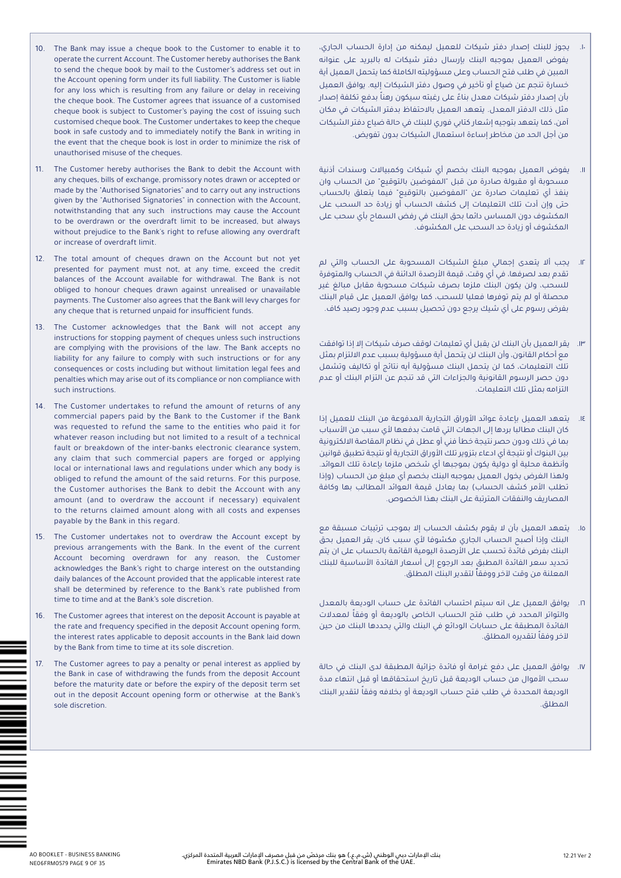10. The Bank may issue a cheque book to the Customer to enable it to operate the current Account. The Customer hereby authorises the Bank to send the cheque book by mail to the Customer's address set out in the Account opening form under its full liability. The Customer is liable for any loss which is resulting from any failure or delay in receiving the cheque book. The Customer agrees that issuance of a customised cheque book is subject to Customer's paying the cost of issuing such customised cheque book. The Customer undertakes to keep the cheque book in safe custody and to immediately notify the Bank in writing in the event that the cheque book is lost in order to minimize the risk of unauthorised misuse of the cheques.

11. The Customer hereby authorises the Bank to debit the Account with any cheques, bills of exchange, promissory notes drawn or accepted or made by the "Authorised Signatories" and to carry out any instructions given by the "Authorised Signatories" in connection with the Account, notwithstanding that any such instructions may cause the Account to be overdrawn or the overdraft limit to be increased, but always without prejudice to the Bank's right to refuse allowing any overdraft or increase of overdraft limit.

12. The total amount of cheques drawn on the Account but not yet presented for payment must not, at any time, exceed the credit balances of the Account available for withdrawal. The Bank is not obliged to honour cheques drawn against unrealised or unavailable payments. The Customer also agrees that the Bank will levy charges for any cheque that is returned unpaid for insufficient funds.

13. The Customer acknowledges that the Bank will not accept any instructions for stopping payment of cheques unless such instructions are complying with the provisions of the law. The Bank accepts no liability for any failure to comply with such instructions or for any consequences or costs including but without limitation legal fees and penalties which may arise out of its compliance or non compliance with such instructions.

14. The Customer undertakes to refund the amount of returns of any commercial papers paid by the Bank to the Customer if the Bank was requested to refund the same to the entities who paid it for whatever reason including but not limited to a result of a technical fault or breakdown of the inter-banks electronic clearance system, any claim that such commercial papers are forged or applying local or international laws and regulations under which any body is obliged to refund the amount of the said returns. For this purpose, the Customer authorises the Bank to debit the Account with any amount (and to overdraw the account if necessary) equivalent to the returns claimed amount along with all costs and expenses payable by the Bank in this regard.

15. The Customer undertakes not to overdraw the Account except by previous arrangements with the Bank. In the event of the current Account becoming overdrawn for any reason, the Customer acknowledges the Bank's right to charge interest on the outstanding daily balances of the Account provided that the applicable interest rate shall be determined by reference to the Bank's rate published from time to time and at the Bank's sole discretion.

16. The Customer agrees that interest on the deposit Account is payable at the rate and frequency specified in the deposit Account opening form, the interest rates applicable to deposit accounts in the Bank laid down by the Bank from time to time at its sole discretion.

17. The Customer agrees to pay a penalty or penal interest as applied by the Bank in case of withdrawing the funds from the deposit Account before the maturity date or before the expiry of the deposit term set out in the deposit Account opening form or otherwise at the Bank's sole discretion.

١٠. يجوز للبنك إصدار دفتر شيكات للعميل ليمكنه من إدارة الحساب الجاري، يفوض العميل بموجبه البنك بإرسال دفتر شيكات له بالبريد على عنوانه المبين في طلب فتح الحساب وعلى مسؤوليته الكاملة كما يتحمل العميل أية خسارة تنجم عن ضياع أو تأخير في وصول دفتر الشيكات إليه. يوافق العميل بأن إصدار دفتر شيكات معدل بناءً على رغبته سيكون رهناً بدفع تكلفة إصدار مثل ذلك الدفتر المعدل. يتعهد العميل بالاحتفاظ بدفتر الشيكات في مكان آمن، كما يتعهد بتوجيه إشعار كتابي فوري للبنك في حالة ضياع دفتر الشيكات من أجل الحد من مخاطر إساءة استعمال الشيكات بدون تفويض.

١١. يفوض العميل بموجبه البنك بخصم أي شيكات وكمبيالات وسندات أذنية مسحوبة أو مقبولة صادرة من قبل "المفوضين بالتوقيع" من الحساب وان ينفذ أي تعليمات صادرة عن "المفوضين بالتوقيع" فيما يتعلق بالحساب حتى وإن أدت تلك التعليمات إلى كشف الحساب أو زيادة حد السحب على المكشوف دون المساس دائما بحق البنك في رفض السماح بأي سحب على المكشوف أو زيادة حد السحب على المكشوف.

١٢. يجب ألا يتعدى إجمالي مبلغ الشيكات المسحوبة على الحساب والتي لم تقدم بعد لصرفها، في أي وقت، قيمة الأرصدة الدائنة في الحساب والمتوفرة للسحب. ولن يكون البنك ملزما بصرف شيكات مسحوبة مقابل مبالغ غير محصلة أو لم يتم توفرها فعليا للسحب، كما يوافق العميل على قيام البنك بفرض رسوم على أي شيك يرجع دون تحصيل بسبب عدم وجود رصيد كاف.

١٣. يقر العميل بأن البنك لن يقبل أي تعليمات لوقف صرف شيكات إلا إذا توافقت مع أحكام القانون، وأن البنك لن يتحمل أية مسؤولية بسبب عدم الالتزام بمثل تلك التعليمات، كما لن يتحمل البنك مسؤولية أيه نتائج أو تكاليف وتشمل دون حصر الرسوم القانونية والجزاءات التي قد تنجم عن التزام البنك أو عدم التزامه بمثل تلك التعليمات.

١٤. يتعهد العميل بإعادة عوائد الأوراق التجارية المدفوعة من البنك للعميل إذا كان البنك مطالبا بردها إلى الجهات التي قامت بدفعها لأي سبب من الأسباب بما في ذلك ودون حصر نتيجة خطأ فني أو عطل في نظام المقاصة الالكترونية بين البنوك أو نتيجة أي ادعاء بتزوير تلك الأوراق التجارية أو نتيجة تطبيق قوانين وأنظمة محلية أو دولية يكون بموجبها أي شخص ملزما بإعادة تلك العوائد. ولهذا الغرض يخول العميل بموجبه البنك بخصم أي مبلغ من الحساب (وإذا تطلب الأمر كشف الحساب) بما يعادل قيمة العوائد المطالب بها وكافة المصاريف والنفقات المترتبة على البنك بهذا الخصوص.

١٥. يتعهد العميل بأن لا يقوم بكشف الحساب إلا بموجب ترتيبات مسبقة مع البنك وإذا أصبح الحساب الجاري مكشوفا لأي سبب كان، يقر العميل بحق البنك بفرض فائدة تحسب على الأرصدة اليومية القائمة بالحساب على أن يتم تحديد سعر الفائدة المطبق بعد الرجوع إلى أسعار الفائدة الأساسية للبنك المعلنة من وقت لآخر ووفقاً لتقدير البنك المطلق.

١٦. يوافق العميل على انه سيتم احتساب الفائدة على حساب الوديعة بالمعدل والتواتر المحدد في طلب فتح الحساب الخاص بالوديعة أو وفقاً لمعدلات الفائدة المطبقة على حسابات الودائع في البنك والتي يحددها البنك من حين لآخر وفقاً لتقديره المطلق.

١٧. يوافق العميل على دفع غرامة أو فائدة جزائية المطبقة لدى البنك في حالة سحب الأموال من حساب الوديعة قبل تاريخ استحقاقها أو قبل انتهاء مدة الوديعة المحددة في طلب فتح حساب الوديعة أو بخلافه وفقاً لتقدير البنك المطلق.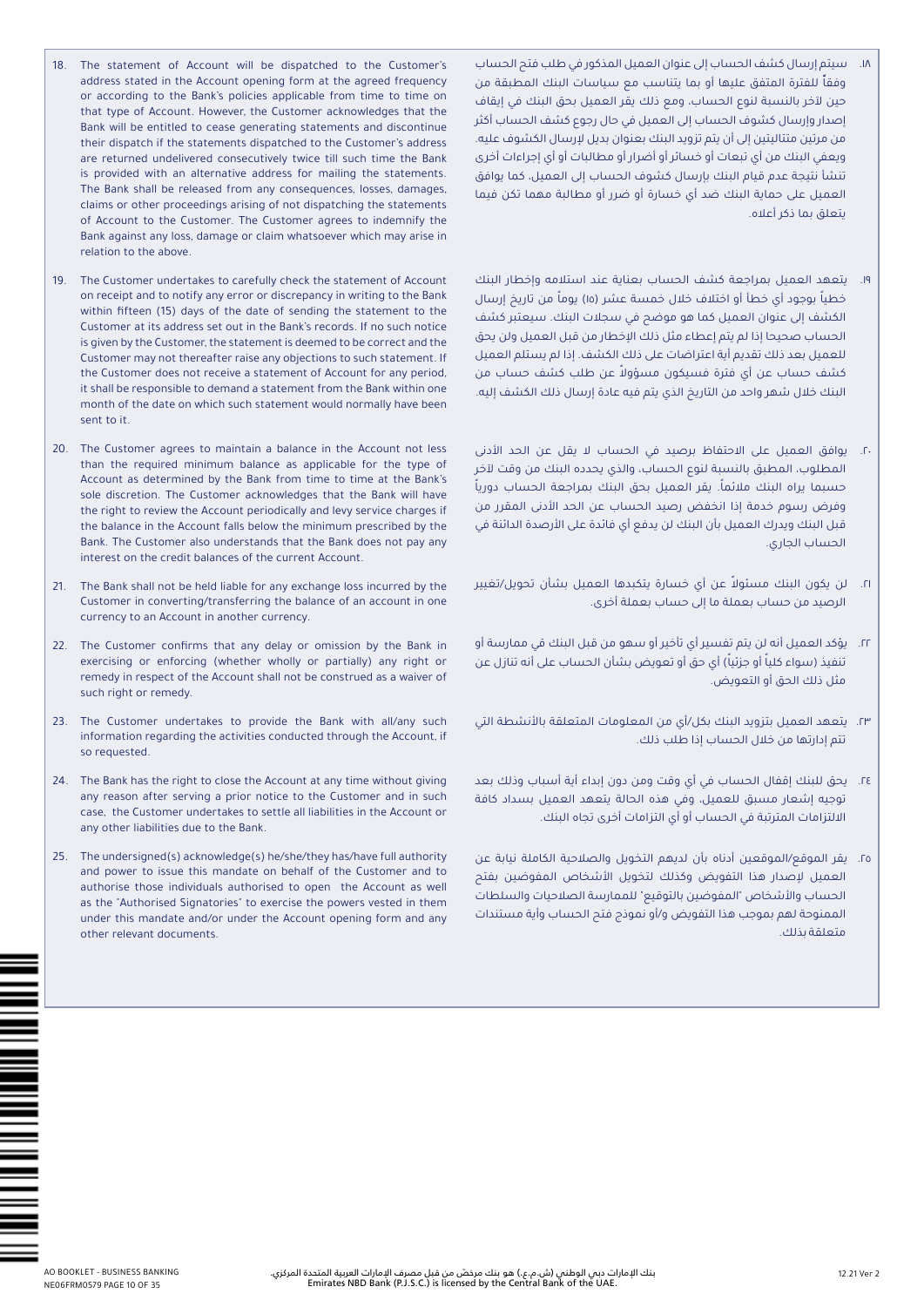18. The statement of Account will be dispatched to the Customer's address stated in the Account opening form at the agreed frequency or according to the Bank's policies applicable from time to time on that type of Account. However, the Customer acknowledges that the Bank will be entitled to cease generating statements and discontinue their dispatch if the statements dispatched to the Customer's address are returned undelivered consecutively twice till such time the Bank is provided with an alternative address for mailing the statements. The Bank shall be released from any consequences, losses, damages, claims or other proceedings arising of not dispatching the statements of Account to the Customer. The Customer agrees to indemnify the Bank against any loss, damage or claim whatsoever which may arise in relation to the above.

19. The Customer undertakes to carefully check the statement of Account on receipt and to notify any error or discrepancy in writing to the Bank within fifteen (15) days of the date of sending the statement to the Customer at its address set out in the Bank's records. If no such notice is given by the Customer, the statement is deemed to be correct and the Customer may not thereafter raise any objections to such statement. If the Customer does not receive a statement of Account for any period, it shall be responsible to demand a statement from the Bank within one month of the date on which such statement would normally have been sent to it.

20. The Customer agrees to maintain a balance in the Account not less than the required minimum balance as applicable for the type of Account as determined by the Bank from time to time at the Bank's sole discretion. The Customer acknowledges that the Bank will have the right to review the Account periodically and levy service charges if the balance in the Account falls below the minimum prescribed by the Bank. The Customer also understands that the Bank does not pay any interest on the credit balances of the current Account.

21. The Bank shall not be held liable for any exchange loss incurred by the Customer in converting/transferring the balance of an account in one currency to an Account in another currency.

22. The Customer confirms that any delay or omission by the Bank in exercising or enforcing (whether wholly or partially) any right or remedy in respect of the Account shall not be construed as a waiver of such right or remedy.

23. The Customer undertakes to provide the Bank with all/any such information regarding the activities conducted through the Account, if so requested.

24. The Bank has the right to close the Account at any time without giving any reason after serving a prior notice to the Customer and in such case, the Customer undertakes to settle all liabilities in the Account or any other liabilities due to the Bank.

25. The undersigned(s) acknowledge(s) he/she/they has/have full authority and power to issue this mandate on behalf of the Customer and to authorise those individuals authorised to open the Account as well as the "Authorised Signatories" to exercise the powers vested in them under this mandate and/or under the Account opening form and any other relevant documents.

١٨. سيتم إرسال كشف الحساب إلى عنوان العميل المذكور في طلب فتح الحساب وفقاً للفترة المتفق عليها أو بما يتناسب مع سياسات البنك المطبقة من حين لآخر بالنسبة لنوع الحساب، ومع ذلك يقر العميل بحق البنك في إيقاف إصدار وإرسال كشوف الحساب إلى العميل في حال رجوع كشف الحساب أكثر من مرتين متتاليتين إلى أن يتم تزويد البنك بعنوان بديل لإرسال الكشوف عليه. ويعفى البنك من أي تبعات أو خسائر أو أضرار أو مطالبات أو أي إجراءات أخرى تنشأ نتيجة عدم قيام البنك بإرسال كشوف الحساب إلى العميل، كما يوافق العميل على حماية البنك ضد أي خسارة أو ضرر أو مطالبة مهما تكن فيما يتعلق بما ذكر أعلاه.

١٩. يتعهد العميل بمراجعة كشف الحساب بعناية عند استلامه وإخطار البنك خطياً بوجود أي خطأ أو اختلاف خلال خمسة عشر (١٥) يوماً من تاريخ إرسال الكشف إلى عنوان العميل كما هو موضح في سجلات البنك. سيعتبر كشف الحساب صحيحا إذا لم يتم إعطاء مثل ذلك الإخطار من قبل العميل ولن يحق للعميل بعد ذلك تقديم أية اعتراضات على ذلك الكشف. إذا لم يستلم العميل كشف حساب عن أي فترة فسيكون مسؤولاً عن طلب كشف حساب من البنك خلال شهر واحد من التاريخ الذي يتم فيه عادة إرسال ذلك الكشف إليه.

٢٠. يوافق العميل على الاحتفاظ برصيد في الحساب لا يقل عن الحد الأدنى المطلوب، المطبق بالنسبة لنوع الحساب، والذي يحدده البنك من وقت لآخر حسبما يراه البنك ملائماً. يقر العميل بحق البنك بمراجعة الحساب دورياً وفرض رسوم خدمة إذا انخفض رصيد الحساب عن الحد الأدنى المقرر من قبل البنك ويدرك العميل بأن البنك لن يدفع أي فائدة على الأرصدة الدائنة في الحساب الجاري.

٢١. لن يكون البنك مسئولاً عن أي خسارة يتكبدها العميل بشأن تحويل/تغيير الرصيد من حساب بعملة ما إلى حساب بعملة أخرى.

٢٢. يؤكد العميل أنه لن يتم تفسير أي تأخير أو سهو من قبل البنك في ممارسة أو تنفيذ (سواء كلياً أو جزئياً) أي حق أو تعويض بشأن الحساب على أنه تنازل عن مثل ذلك الحق أو التعويض.

٢٣. يتعهد العميل بتزويد البنك بكل/أي من المعلومات المتعلقة بالأنشطة التي تتم إدارتها من خلال الحساب إذا طلب ذلك.

٢٤. يحق للبنك إقفال الحساب في أي وقت ومن دون إبداء أية أسباب وذلك بعد توجيه إشعار مسبق للعميل، وفي هذه الحالة يتعهد العميل بسداد كافة الالتزامات المترتبة في الحساب أو أي التزامات أخرى تجاه البنك.

٢٥. يقر الموقع/الموقعين أدناه بأن لديهم التخويل والصلاحية الكاملة نيابة عن العميل لإصدار هذا التفويض وكذلك لتخويل الأشخاص المفوضين بفتح الحساب والأشخاص "المفوضين بالتوقيع" للممارسة الصلاحيات والسلطات الممنوحة لهم بموجب هذا التفويض و/أو نموذج فتح الحساب وأية مستندات متعلقة بذلك.

AO BOOKLET - BUSINESS BANKING
NE06FRM0579

بنك الإمارات دبي الوطني (ش.م.ع.) هو بنك مرخّص من قبل مصرف الإمارات العربية المتحدة المركزي.
Emirates NBD Bank (P.J.S.C.) is licensed by the Central Bank of the UAE.

12.21 Ver 2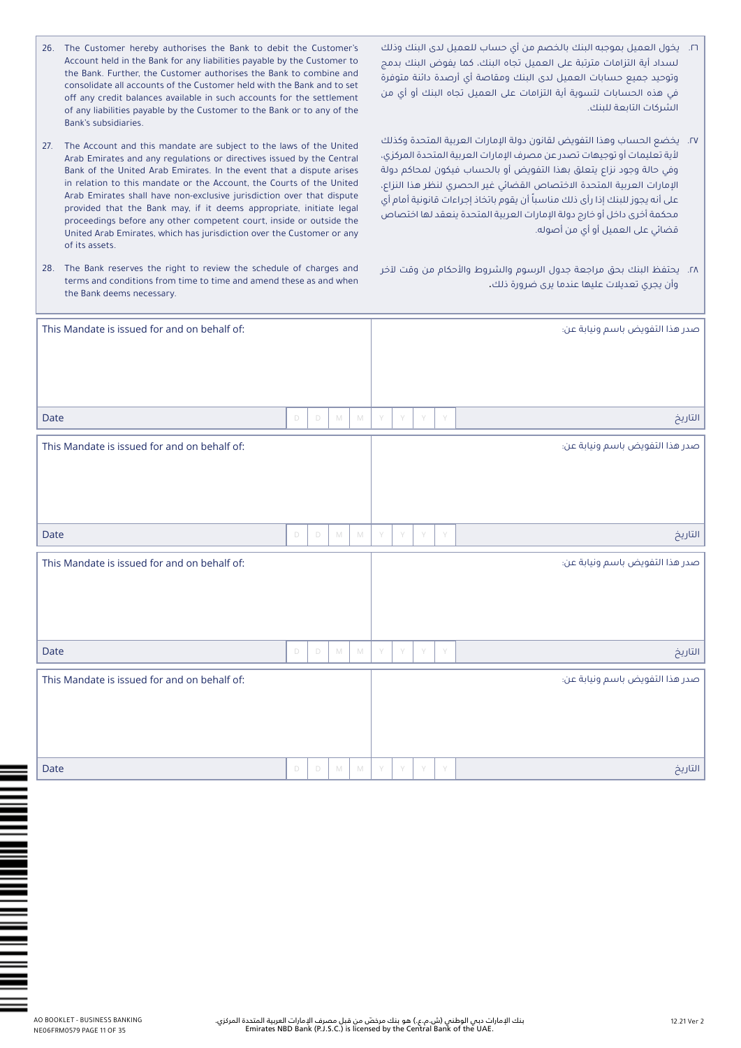26. The Customer hereby authorises the Bank to debit the Customer's Account held in the Bank for any liabilities payable by the Customer to the Bank. Further, the Customer authorises the Bank to combine and consolidate all accounts of the Customer held with the Bank and to set off any credit balances available in such accounts for the settlement of any liabilities payable by the Customer to the Bank or to any of the Bank's subsidiaries.

27. The Account and this mandate are subject to the laws of the United Arab Emirates and any regulations or directives issued by the Central Bank of the United Arab Emirates. In the event that a dispute arises in relation to this mandate or the Account, the Courts of the United Arab Emirates shall have non-exclusive jurisdiction over that dispute provided that the Bank may, if it deems appropriate, initiate legal proceedings before any other competent court, inside or outside the United Arab Emirates, which has jurisdiction over the Customer or any of its assets.

28. The Bank reserves the right to review the schedule of charges and terms and conditions from time to time and amend these as and when the Bank deems necessary.

٢٦. يخول العميل بموجبه البنك بالخصم من أي حساب للعميل لدى البنك وذلك لسداد أية التزامات مترتبة على العميل تجاه البنك، كما يفوض البنك بدمج وتوحيد جميع حسابات العميل لدى البنك ومقاصة أي أرصدة دائنة متوفرة في هذه الحسابات لتسوية أية التزامات على العميل تجاه البنك أو أي من الشركات التابعة للبنك.

٢٧. يخضع الحساب وهذا التفويض لقانون دولة الإمارات العربية المتحدة وكذلك لأية تعليمات أو توجيهات تصدر عن مصرف الإمارات العربية المتحدة المركزي، وفي حالة وجود نزاع يتعلق بهذا التفويض أو بالحساب فيكون لمحاكم دولة الإمارات العربية المتحدة الاختصاص القضائي غير الحصري لنظر هذا النزاع، على أنه يجوز للبنك إذا رأى ذلك مناسباً أن يقوم باتخاذ إجراءات قانونية أمام أي محكمة أخرى داخل أو خارج دولة الإمارات العربية المتحدة ينعقد لها اختصاص قضائي على العميل أو أي من أصوله.

٢٨. يحتفظ البنك بحق مراجعة جدول الرسوم والشروط والأحكام من وقت لآخر وأن يجري تعديلات عليها عندما يرى ضرورة ذلك.

| This Mandate is issued for and on behalf of: | صدر هذا التفويض باسم ونيابة عن: |
|---|---|
| | |
| Date D D M M Y Y Y Y | التاريخ |

| This Mandate is issued for and on behalf of: | صدر هذا التفويض باسم ونيابة عن: |
|---|---|
| | |
| Date D D M M Y Y Y Y | التاريخ |

| This Mandate is issued for and on behalf of: | صدر هذا التفويض باسم ونيابة عن: |
|---|---|
| | |
| Date D D M M Y Y Y Y | التاريخ |

| This Mandate is issued for and on behalf of: | صدر هذا التفويض باسم ونيابة عن: |
|---|---|
| | |
| Date D D M M Y Y Y Y | التاريخ |

AO BOOKLET - BUSINESS BANKING
NE06FRM0579

بنك الإمارات دبي الوطني (ش.م.ع.) هو بنك مرخّص من قبل مصرف الإمارات العربية المتحدة المركزي.
Emirates NBD Bank (P.J.S.C.) is licensed by the Central Bank of the UAE.

12.21 Ver 2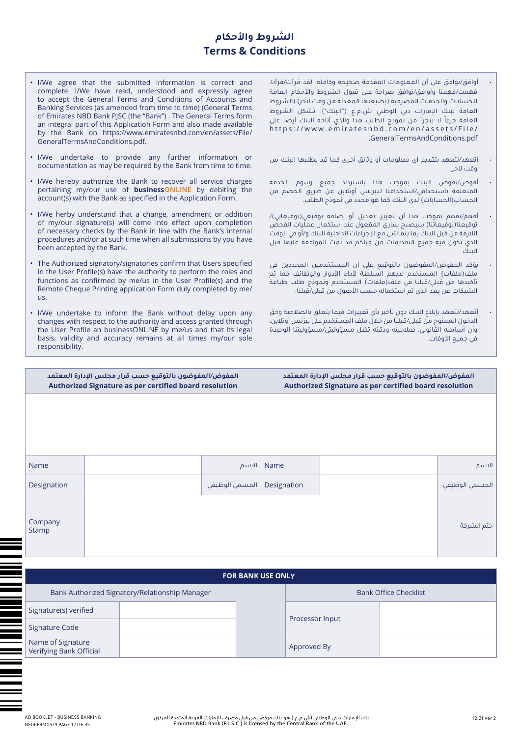# الشروط والأحكام
# Terms & Conditions

- I/We agree that the submitted information is correct and complete. I/We have read, understood and expressly agree to accept the General Terms and Conditions of Accounts and Banking Services (as amended from time to time) (General Terms of Emirates NBD Bank PJSC (the "Bank") . The General Terms form an integral part of this Application Form and also made available by the Bank on https://www.emiratesnbd.com/en/assets/File/GeneralTermsAndConditions.pdf.
- I/We undertake to provide any further information or documentation as may be required by the Bank from time to time.
- I/We hereby authorize the Bank to recover all service charges pertaining my/our use of **businessONLINE** by debiting the account(s) with the Bank as specified in the Application Form.
- I/We herby understand that a change, amendment or addition of my/our signature(s) will come into effect upon completion of necessary checks by the Bank in line with the Bank's internal procedures and/or at such time when all submissions by you have been accepted by the Bank.
- The Authorized signatory/signatories confirm that Users specified in the User Profile(s) have the authority to perform the roles and functions as confirmed by me/us in the User Profile(s) and the Remote Cheque Printing application Form duly completed by me/us.
- I/We undertake to inform the Bank without delay upon any changes with respect to the authority and access granted through the User Profile an businessONLINE by me/us and that its legal basis, validity and accuracy remains at all times my/our sole responsibility.

- أوافق/نوافق على أن المعلومات المقدمة صحيحة وكاملة. لقد قرأت/قرأنا، فهمت/فهمنا وأوافق/نوافق صراحة على قبول الشروط والأحكام العامة للحسابات والخدمات المصرفية (بصيغتها المعدلة من وقت لآخر) (الشروط العامة لبنك الإمارات دبي الوطني ش.م.ع ("البنك"). تشكل الشروط العامة جزءاً لا يتجزأ من نموذج الطلب هذا والذي أتاحه البنك أيضا على https://www.emiratesnbd.com/en/assets/File/GeneralTermsAndConditions.pdf.
- أتعهد/نتعهد بتقديم أي معلومات أو وثائق أخرى كما قد يطلبها البنك من وقت لآخر.
- أفوض/نفوض البنك بموجب هذا باسترداد جميع رسوم الخدمة المتعلقة باستخدامي/استخدامنا لبيزنس أونلاين عن طريق الخصم من الحساب(الحسابات) لدى البنك كما هو محدد في نموذج الطلب.
- أفهم/نفهم بموجب هذا أن تغيير، تعديل أو إضافة توقيعي(توقيعاتي)/توقيعنا(توقيعاتنا) سيصبح ساري المفعول عند استكمال عمليات الفحص اللازمة من قبل البنك بما يتماشى مع الإجراءات الداخلية للبنك و/أو في الوقت الذي تكون فيه جميع التقديمات من قبلكم قد تمت الموافقة عليها قبل البنك.
- يؤكد المفوض/المفوضون بالتوقيع على أن المستخدمين المحددين في ملف(ملفات) المستخدم لديهم السلطة لأداء الأدوار والوظائف كما تم تأكيدها من قبلي/قبلنا في ملف(ملفات) المستخدم ونموذج طلب طباعة الشيكات عن بعد الذي تم استكماله حسب الأصول من قبلي/قبلنا.
- أتعهد/نتعهد بإبلاغ البنك دون تأخير بأي تغييرات فيما يتعلق بالصلاحية وحق الدخول الممنوح من قبلي/قبلنا من خلال ملف المستخدم على بيزنس أونلاين، وأن أساسه القانوني، صلاحيته ودقته تظل مسؤوليتي/مسؤوليتنا الوحيدة في جميع الأوقات.

| المفوض/المفوضون بالتوقيع حسب قرار مجلس الإدارة المعتمد Authorized Signature as per certified board resolution | | | المفوض/المفوضون بالتوقيع حسب قرار مجلس الإدارة المعتمد Authorized Signature as per certified board resolution | | |
|---|---|---|---|---|---|
| | | | | | |
| Name | | الاسم | Name | | الاسم |
| Designation | | المسمى الوظيفي | Designation | | المسمى الوظيفي |
| Company Stamp | | | | | ختم الشركة |

| FOR BANK USE ONLY | | | | |
|---|---|---|---|---|
| Bank Authorized Signatory/Relationship Manager | | | Bank Office Checklist | |
| Signature(s) verified | | | Processor Input | |
| Signature Code | | | | |
| Name of Signature Verifying Bank Official | | | Approved By | |

AO BOOKLET - BUSINESS BANKING
NE06FRM0579

بنك الإمارات دبي الوطني (ش.م.ع.) هو بنك مرخّص من قبل مصرف الإمارات العربية المتحدة المركزي.
Emirates NBD Bank (P.J.S.C.) is licensed by the Central Bank of the UAE.

12.21 Ver 2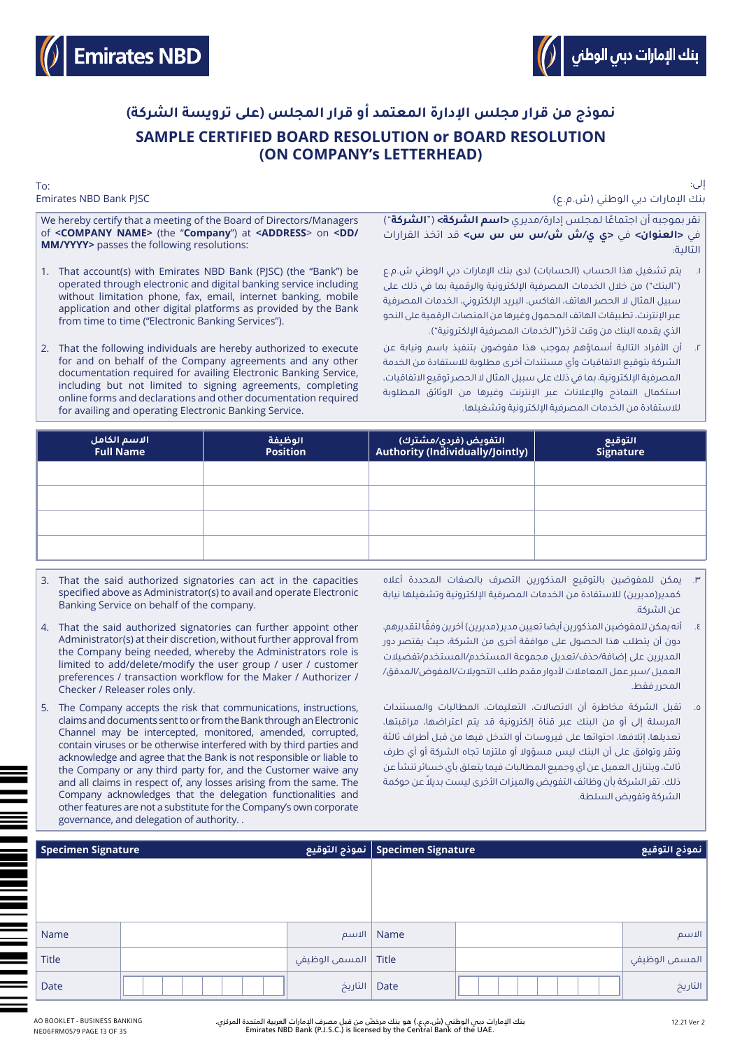# نموذج من قرار مجلس الإدارة المعتمد أو قرار المجلس (على ترويسة الشركة)

# SAMPLE CERTIFIED BOARD RESOLUTION or BOARD RESOLUTION (ON COMPANY's LETTERHEAD)

To:
Emirates NBD Bank PJSC

إلى:
بنك الإمارات دبي الوطني (ش.م.ع)

We hereby certify that a meeting of the Board of Directors/Managers of **<COMPANY NAME>** (the "**Company**") at **<ADDRESS>** on **<DD/MM/YYYY>** passes the following resolutions:

نقر بموجبه أن اجتماعًا لمجلس إدارة/مديري **<اسم الشركة>** ("**الشركة**") في **<العنوان>** في **<دي ي/ش ش/س س س س>** قد اتخذ القرارات التالية:

1. That account(s) with Emirates NBD Bank (PJSC) (the "Bank") be operated through electronic and digital banking service including without limitation phone, fax, email, internet banking, mobile application and other digital platforms as provided by the Bank from time to time ("Electronic Banking Services").

١. يتم تشغيل هذا الحساب (الحسابات) لدى بنك الإمارات دبي الوطني ش.م.ع ("البنك") من خلال الخدمات المصرفية الإلكترونية والرقمية بما في ذلك على سبيل المثال لا الحصر الهاتف، الفاكس، البريد الإلكتروني، الخدمات المصرفية عبر الإنترنت، تطبيقات الهاتف المحمول وغيرها من المنصات الرقمية على النحو الذي يقدمه البنك من وقت لآخر("الخدمات المصرفية الإلكترونية").

2. That the following individuals are hereby authorized to execute for and on behalf of the Company agreements and any other documentation required for availing Electronic Banking Service, including but not limited to signing agreements, completing online forms and declarations and other documentation required for availing and operating Electronic Banking Service.

٢. أن الأفراد التالية أسماؤهم بموجب هذا مفوضون بتنفيذ باسم ونيابة عن الشركة بتوقيع الاتفاقيات وأي مستندات أخرى مطلوبة للاستفادة من الخدمة المصرفية الإلكترونية، بما في ذلك على سبيل المثال لا الحصر توقيع الاتفاقيات، استكمال النماذج والإعلانات عبر الإنترنت وغيرها من الوثائق المطلوبة للاستفادة من الخدمات المصرفية الإلكترونية وتشغيلها.

| الاسم الكامل Full Name | الوظيفة Position | التفويض (فردي/مشترك) Authority (Individually/Jointly) | التوقيع Signature |
|---|---|---|---|
| | | | |
| | | | |
| | | | |
| | | | |

3. That the said authorized signatories can act in the capacities specified above as Administrator(s) to avail and operate Electronic Banking Service on behalf of the company.

٣. يمكن للمفوضين بالتوقيع المذكورين التصرف بالصفات المحددة أعلاه كمدير(مديرين) للاستفادة من الخدمات المصرفية الإلكترونية وتشغيلها نيابة عن الشركة.

4. That the said authorized signatories can further appoint other Administrator(s) at their discretion, without further approval from the Company being needed, whereby the Administrators role is limited to add/delete/modify the user group / user / customer preferences / transaction workflow for the Maker / Authorizer / Checker / Releaser roles only.

٤. أنه يمكن للمفوضين المذكورين أيضا تعيين مدير (مديرين) آخرين وفقًا لتقديرهم، دون أن يتطلب هذا الحصول على موافقة أخرى من الشركة، حيث يقتصر دور المديرين على إضافة/حذف/تعديل مجموعة المستخدم/المستخدم/تفضيلات العميل /سير عمل المعاملات لأدوار مقدم طلب التحويلات/المفوض/المدقق/المحرر فقط.

5. The Company accepts the risk that communications, instructions, claims and documents sent to or from the Bank through an Electronic Channel may be intercepted, monitored, amended, corrupted, contain viruses or be otherwise interfered with by third parties and acknowledge and agree that the Bank is not responsible or liable to the Company or any third party for, and the Customer waive any and all claims in respect of, any losses arising from the same. The Company acknowledges that the delegation functionalities and other features are not a substitute for the Company's own corporate governance, and delegation of authority. .

٥. تقبل الشركة مخاطرة أن الاتصالات، التعليمات، المطالبات والمستندات المرسلة إلى أو من البنك عبر قناة إلكترونية قد يتم اعتراضها، مراقبتها، تعديلها، إتلافها، احتوائها على فيروسات أو التدخل فيها من قبل أطراف ثالثة وتقر وتوافق على أن البنك ليس مسؤولا أو ملتزما تجاه الشركة أو أي طرف ثالث، ويتنازل العميل عن أي وجميع المطالبات فيما يتعلق بأي خسائر تنشأ عن ذلك. تقر الشركة بأن وظائف التفويض والميزات الأخرى ليست بديلاً عن حوكمة الشركة وتفويض السلطة.

| Specimen Signature | | نموذج التوقيع | Specimen Signature | | نموذج التوقيع |
|---|---|---|---|---|---|
| | | | | | |
| Name | | الاسم | Name | | الاسم |
| Title | | المسمى الوظيفي | Title | | المسمى الوظيفي |
| Date | | التاريخ | Date | | التاريخ |

بنك الإمارات دبي الوطني (ش.م.ع.) هو بنك مرخّص من قبل مصرف الإمارات العربية المتحدة المركزي.
Emirates NBD Bank (P.J.S.C.) is licensed by the Central Bank of the UAE.

AO BOOKLET - BUSINESS BANKING
NE06FRM0579

12.21 Ver 2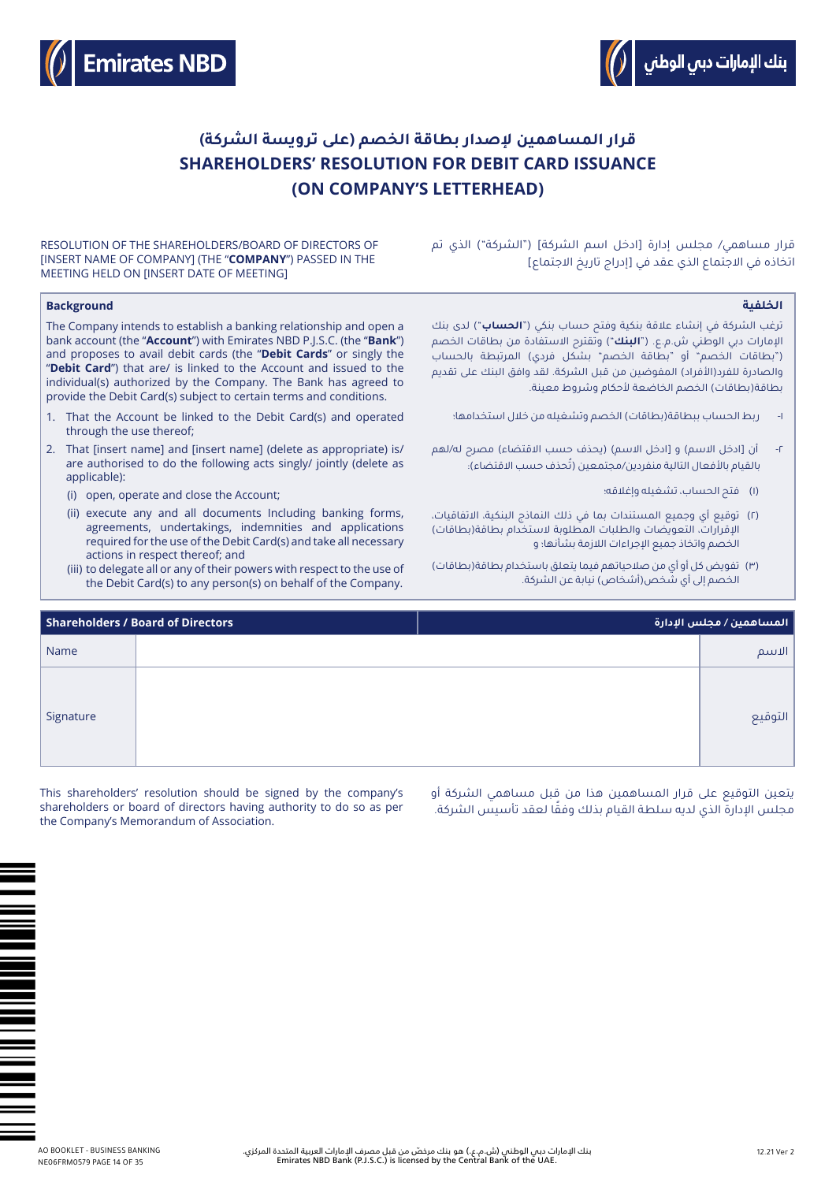# قرار المساهمين لإصدار بطاقة الخصم (على ترويسة الشركة)
# SHAREHOLDERS' RESOLUTION FOR DEBIT CARD ISSUANCE (ON COMPANY'S LETTERHEAD)

RESOLUTION OF THE SHAREHOLDERS/BOARD OF DIRECTORS OF [INSERT NAME OF COMPANY] (THE "**COMPANY**") PASSED IN THE MEETING HELD ON [INSERT DATE OF MEETING]

قرار مساهمي/ مجلس إدارة [ادخل اسم الشركة] ("الشركة") الذي تم اتخاذه في الاجتماع الذي عقد في [إدراج تاريخ الاجتماع]

### Background

The Company intends to establish a banking relationship and open a bank account (the "**Account**") with Emirates NBD P.J.S.C. (the "**Bank**") and proposes to avail debit cards (the "**Debit Cards**" or singly the "**Debit Card**") that are/ is linked to the Account and issued to the individual(s) authorized by the Company. The Bank has agreed to provide the Debit Card(s) subject to certain terms and conditions.

1. That the Account be linked to the Debit Card(s) and operated through the use thereof;
2. That [insert name] and [insert name] (delete as appropriate) is/ are authorised to do the following acts singly/ jointly (delete as applicable):
   (i) open, operate and close the Account;
   (ii) execute any and all documents Including banking forms, agreements, undertakings, indemnities and applications required for the use of the Debit Card(s) and take all necessary actions in respect thereof; and
   (iii) to delegate all or any of their powers with respect to the use of the Debit Card(s) to any person(s) on behalf of the Company.

### الخلفية

ترغب الشركة في إنشاء علاقة بنكية وفتح حساب بنكي ("**الحساب**") لدى بنك الإمارات دبي الوطني ش.م.ع. ("**البنك**") وتقترح الاستفادة من بطاقات الخصم ("بطاقات الخصم" أو "بطاقة الخصم" بشكل فردي) المرتبطة بالحساب والصادرة للفرد(الأفراد) المفوضين من قبل الشركة. لقد وافق البنك على تقديم بطاقة(بطاقات) الخصم الخاضعة لأحكام وشروط معينة.

١- ربط الحساب ببطاقة(بطاقات) الخصم وتشغيله من خلال استخدامها؛

٢- أن [ادخل الاسم] و [ادخل الاسم] (يحذف حسب الاقتضاء) مصرح له/لهم بالقيام بالأفعال التالية منفردين/مجتمعين (تُحذف حسب الاقتضاء):

(١) فتح الحساب، تشغيله وإغلاقه؛

(٢) توقيع أي وجميع المستندات بما في ذلك النماذج البنكية، الاتفاقيات، الإقرارات، التعويضات والطلبات المطلوبة لاستخدام بطاقة(بطاقات) الخصم واتخاذ جميع الإجراءات اللازمة بشأنها؛ و

(٣) تفويض كل أو أي من صلاحياتهم فيما يتعلق باستخدام بطاقة(بطاقات) الخصم إلى أي شخص(أشخاص) نيابة عن الشركة.

| Shareholders / Board of Directors | | المساهمين / مجلس الإدارة |
|---|---|---|
| Name | | الاسم |
| Signature | | التوقيع |

This shareholders' resolution should be signed by the company's shareholders or board of directors having authority to do so as per the Company's Memorandum of Association.

يتعين التوقيع على قرار المساهمين هذا من قبل مساهمي الشركة أو مجلس الإدارة الذي لديه سلطة القيام بذلك وفقًا لعقد تأسيس الشركة.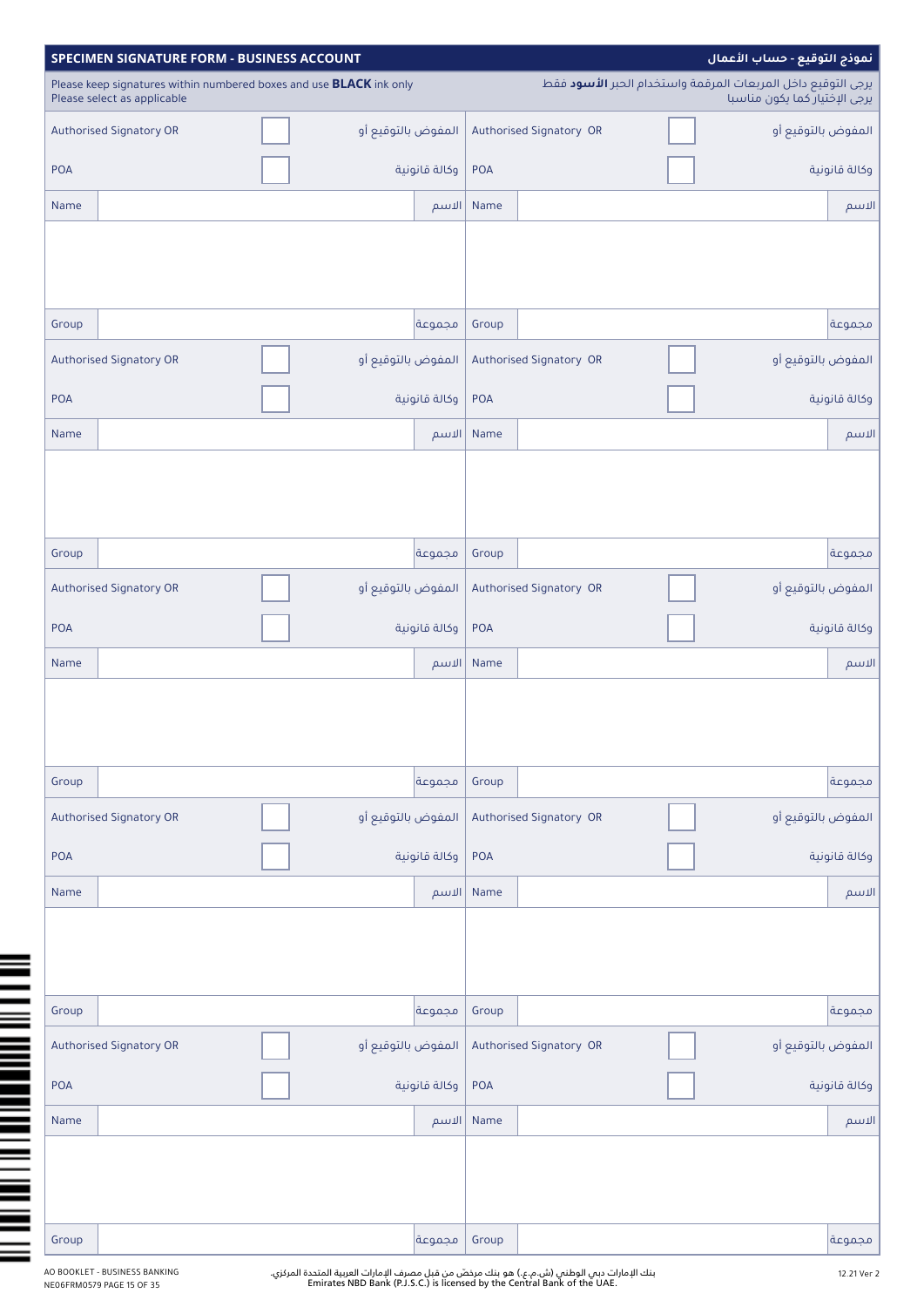# SPECIMEN SIGNATURE FORM - BUSINESS ACCOUNT

# نموذج التوقيع - حساب الأعمال

Please keep signatures within numbered boxes and use **BLACK** ink only
Please select as applicable

يرجى التوقيع داخل المربعات المرقمة واستخدام الحبر **الأسود** فقط
يرجى الإختيار كما يكون مناسبا

| | | | |
|---|---|---|---|
| Authorised Signatory OR ☐ المفوض بالتوقيع أو | | Authorised Signatory OR ☐ المفوض بالتوقيع أو | |
| POA ☐ وكالة قانونية | | POA ☐ وكالة قانونية | |
| Name | الاسم | Name | الاسم |
| | | | |
| Group | مجموعة | Group | مجموعة |
| Authorised Signatory OR ☐ المفوض بالتوقيع أو | | Authorised Signatory OR ☐ المفوض بالتوقيع أو | |
| POA ☐ وكالة قانونية | | POA ☐ وكالة قانونية | |
| Name | الاسم | Name | الاسم |
| | | | |
| Group | مجموعة | Group | مجموعة |
| Authorised Signatory OR ☐ المفوض بالتوقيع أو | | Authorised Signatory OR ☐ المفوض بالتوقيع أو | |
| POA ☐ وكالة قانونية | | POA ☐ وكالة قانونية | |
| Name | الاسم | Name | الاسم |
| | | | |
| Group | مجموعة | Group | مجموعة |
| Authorised Signatory OR ☐ المفوض بالتوقيع أو | | Authorised Signatory OR ☐ المفوض بالتوقيع أو | |
| POA ☐ وكالة قانونية | | POA ☐ وكالة قانونية | |
| Name | الاسم | Name | الاسم |
| | | | |
| Group | مجموعة | Group | مجموعة |
| Authorised Signatory OR ☐ المفوض بالتوقيع أو | | Authorised Signatory OR ☐ المفوض بالتوقيع أو | |
| POA ☐ وكالة قانونية | | POA ☐ وكالة قانونية | |
| Name | الاسم | Name | الاسم |
| | | | |
| Group | مجموعة | Group | مجموعة |

AO BOOKLET - BUSINESS BANKING
NE06FRM0579

بنك الإمارات دبي الوطني (ش.م.ع.) هو بنك مرخّص من قبل مصرف الإمارات العربية المتحدة المركزي.
Emirates NBD Bank (P.J.S.C.) is licensed by the Central Bank of the UAE.

12.21 Ver 2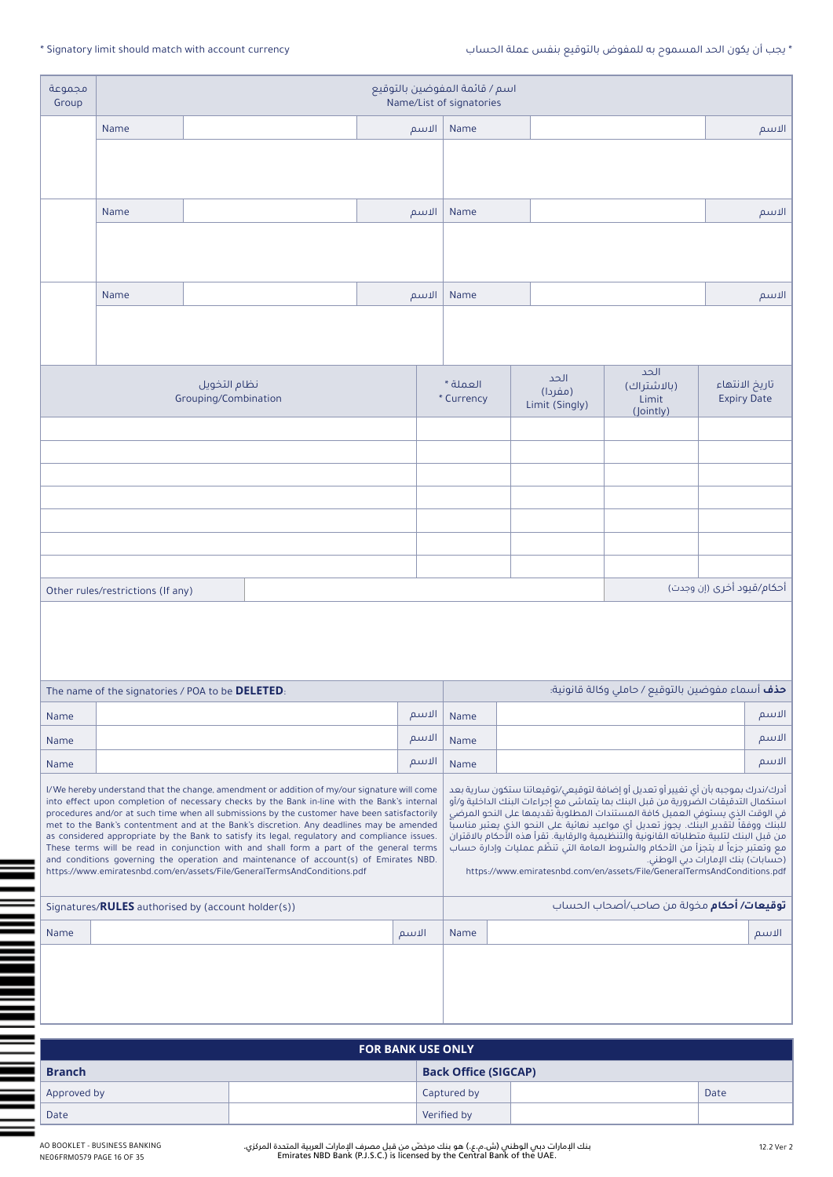\* Signatory limit should match with account currency

\* يجب أن يكون الحد المسموح به للمفوض بالتوقيع بنفس عملة الحساب

| مجموعة<br>Group | اسم / قائمة المفوضين بالتوقيع<br>Name/List of signatories | | | | | |
|---|---|---|---|---|---|---|
| | Name | | الاسم | Name | | الاسم |
| | | | | | | |
| | Name | | الاسم | Name | | الاسم |
| | | | | | | |
| | Name | | الاسم | Name | | الاسم |
| | | | | | | |

| نظام التخويل<br>Grouping/Combination | العملة *<br>* Currency | الحد (مفردا)<br>Limit (Singly) | الحد (بالاشتراك)<br>Limit (Jointly) | تاريخ الانتهاء<br>Expiry Date |
|---|---|---|---|---|
| | | | | |
| | | | | |
| | | | | |
| | | | | |
| | | | | |
| | | | | |
| | | | | |

| Other rules/restrictions (If any) | | أحكام/قيود أخرى (إن وجدت) |
|---|---|---|
| | | |

| The name of the signatories / POA to be **DELETED**: | | | **حذف** أسماء مفوضين بالتوقيع / حاملي وكالة قانونية: | | |
|---|---|---|---|---|---|
| Name | | الاسم | Name | | الاسم |
| Name | | الاسم | Name | | الاسم |
| Name | | الاسم | Name | | الاسم |

I/We hereby understand that the change, amendment or addition of my/our signature will come into effect upon completion of necessary checks by the Bank in-line with the Bank's internal procedures and/or at such time when all submissions by the customer have been satisfactorily met to the Bank's contentment and at the Bank's discretion. Any deadlines may be amended as considered appropriate by the Bank to satisfy its legal, regulatory and compliance issues. These terms will be read in conjunction with and shall form a part of the general terms and conditions governing the operation and maintenance of account(s) of Emirates NBD. https://www.emiratesnbd.com/en/assets/File/GeneralTermsAndConditions.pdf

أدرك/ندرك بموجبه بأن أي تغيير أو تعديل أو إضافة لتوقيعي/توقيعاتنا ستكون سارية بعد استكمال التدقيقات الضرورية من قبل البنك بما يتماشى مع إجراءات البنك الداخلية و/أو في الوقت الذي يستوفي العميل كافة المستندات المطلوبة تقديمها على النحو المرضي للبنك ووفقاً لتقدير البنك. يجوز تعديل أي مواعيد نهائية على النحو الذي يعتبر مناسباً من قبل البنك لتلبية متطلباته القانونية والتنظيمية والرقابية. تقرأ هذه الأحكام بالاقتران مع وتعتبر جزءاً لا يتجزأ من الأحكام والشروط العامة التي تنظّم عمليات وإدارة حساب (حسابات) بنك الإمارات دبي الوطني.
https://www.emiratesnbd.com/en/assets/File/GeneralTermsAndConditions.pdf

| Signatures/**RULES** authorised by (account holder(s)) | | | **توقيعات/ أحكام** مخولة من صاحب/أصحاب الحساب | | |
|---|---|---|---|---|---|
| Name | | الاسم | Name | | الاسم |
| | | | | | |

| FOR BANK USE ONLY | | | | |
|---|---|---|---|---|
| **Branch** | | **Back Office (SIGCAP)** | | |
| Approved by | | Captured by | | Date |
| Date | | Verified by | | |

AO BOOKLET - BUSINESS BANKING
NE06FRM0579 PAGE 16 OF 35

بنك الإمارات دبي الوطني (ش.م.ع.) هو بنك مرخص من قبل مصرف الإمارات العربية المتحدة المركزي.
Emirates NBD Bank (P.J.S.C.) is licensed by the Central Bank of the UAE.

12.2 Ver 2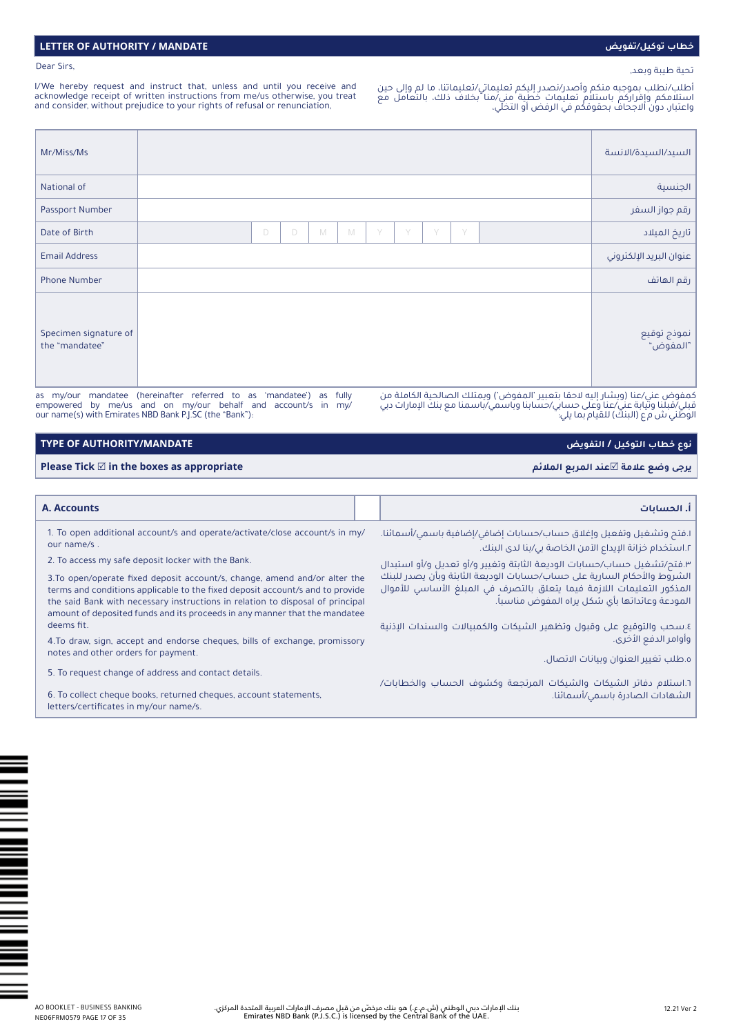## LETTER OF AUTHORITY / MANDATE

## خطاب توكيل/تفويض

Dear Sirs,

تحية طيبة وبعد.

I/We hereby request and instruct that, unless and until you receive and acknowledge receipt of written instructions from me/us otherwise, you treat and consider, without prejudice to your rights of refusal or renunciation,

أطلب/نطلب بموجبه منكم وأصدر/نصدر إليكم تعليماتي/تعليماتنا، ما لم وإلى حين استلامكم وإقراركم باستلام تعليمات خطية مني/منا بخلاف ذلك، بالتعامل مع واعتبار دون الاجحاف بحقوقكم في الرفض أو التخلي،

| | | |
|---|---|---|
| Mr/Miss/Ms | | السيد/السيدة/الانسة |
| National of | | الجنسية |
| Passport Number | | رقم جواز السفر |
| Date of Birth | D D M M Y Y Y Y | تاريخ الميلاد |
| Email Address | | عنوان البريد الإلكتروني |
| Phone Number | | رقم الهاتف |
| Specimen signature of the "mandatee" | | نموذج توقيع "المفوض" |

as my/our mandatee (hereinafter referred to as 'mandatee') as fully empowered by me/us and on my/our behalf and account/s in my/our name(s) with Emirates NBD Bank P.J.SC (the "Bank"):

كمفوض عني/عنا (ويشار إليه لاحقا بتعبير 'المفوض') ويمتلك الصالحية الكاملة من قبلي/قبلنا ونيابة عني/عنا وعلى حسابي/حسابنا وباسمي/باسمنا مع بنك الإمارات دبي الوطني ش م ع (البنك) للقيام بما يلي:

## TYPE OF AUTHORITY/MANDATE

## نوع خطاب التوكيل / التفويض

**Please Tick ☑ in the boxes as appropriate**

**يرجى وضع علامة ☑عند المربع الملائم**

### A. Accounts

### أ. الحسابات

1. To open additional account/s and operate/activate/close account/s in my/our name/s .
2. To access my safe deposit locker with the Bank.
3. To open/operate fixed deposit account/s, change, amend and/or alter the terms and conditions applicable to the fixed deposit account/s and to provide the said Bank with necessary instructions in relation to disposal of principal amount of deposited funds and its proceeds in any manner that the mandatee deems fit.
4. To draw, sign, accept and endorse cheques, bills of exchange, promissory notes and other orders for payment.
5. To request change of address and contact details.
6. To collect cheque books, returned cheques, account statements, letters/certificates in my/our name/s.

١.فتح وتشغيل وتفعيل وإغلاق حساب/حسابات إضافي/إضافية باسمي/أسمائنا.

٢.استخدام خزانة الإيداع الآمن الخاصة بي/بنا لدى البنك.

٣.فتح/تشغيل حساب/حسابات الوديعة الثابتة وتغيير و/أو تعديل و/أو استبدال الشروط والأحكام السارية على حساب/حسابات الوديعة الثابتة وبأن يصدر للبنك المذكور التعليمات اللازمة فيما يتعلق بالتصرف في المبلغ الأساسي للأموال المودعة وعائداتها بأي شكل يراه المفوض مناسباً.

٤.سحب والتوقيع على وقبول وتظهير الشيكات والكمبيالات والسندات الإذنية وأوامر الدفع الأخرى.

٥.طلب تغيير العنوان وبيانات الاتصال.

٦.استلام دفاتر الشيكات والشيكات المرتجعة وكشوف الحساب والخطابات/ الشهادات الصادرة باسمي/أسمائنا.

AO BOOKLET - BUSINESS BANKING
NE06FRM0579 PAGE 17 OF 35

بنك الإمارات دبي الوطني (ش.م.ع.) هو بنك مرخّص من قبل مصرف الإمارات العربية المتحدة المركزي.
Emirates NBD Bank (P.J.S.C.) is licensed by the Central Bank of the UAE.

12.21 Ver 2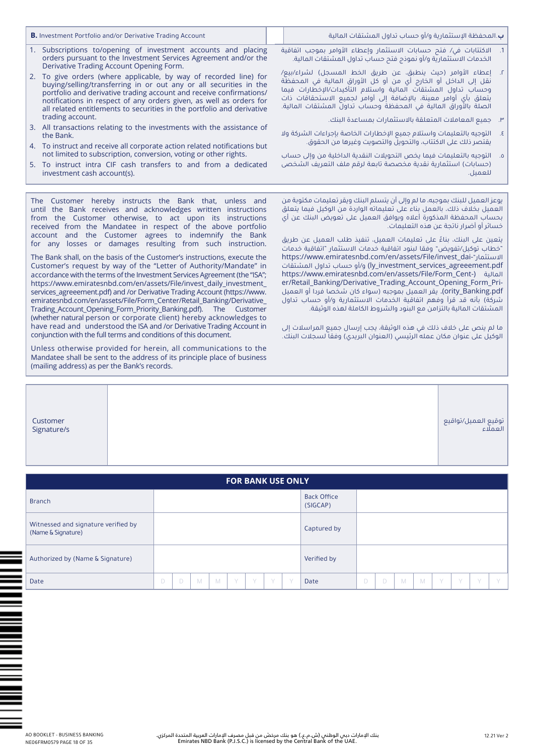| **B.** Investment Portfolio and/or Derivative Trading Account | **ب.** المحفظة الإستثمارية و/أو حساب تداول المشتقات المالية |
|---|---|

1. Subscriptions to/opening of investment accounts and placing orders pursuant to the Investment Services Agreement and/or the Derivative Trading Account Opening Form.
2. To give orders (where applicable, by way of recorded line) for buying/selling/transferring in or out any or all securities in the portfolio and derivative trading account and receive confirmations/notifications in respect of any orders given, as well as orders for all related entitlements to securities in the portfolio and derivative trading account.
3. All transactions relating to the investments with the assistance of the Bank.
4. To instruct and receive all corporate action related notifications but not limited to subscription, conversion, voting or other rights.
5. To instruct intra CIF cash transfers to and from a dedicated investment cash account(s).

1. الاكتتابات في/ فتح حسابات الاستثمار وإعطاء الأوامر بموجب اتفاقية الخدمات الاستثمارية و/أو نموذج فتح حساب تداول المشتقات المالية.
٢. إعطاء الأوامر (حيث ينطبق، عن طريق الخط المسجل) لشراء/بيع/نقل إلى الداخل أو الخارج أي من أو كل الأوراق المالية في المحفظة وحساب تداول المشتقات المالية واستلام التأكيدات/الإخطارات فيما يتعلق بأي أوامر معينة، بالإضافة إلى أوامر لجميع الاستحقاقات ذات الصلة بالأوراق المالية في المحفظة وحساب تداول المشتقات المالية.
٣. جميع المعاملات المتعلقة بالاستثمارات بمساعدة البنك.
٤. التوجيه بالتعليمات واستلام جميع الإخطارات الخاصة بإجراءات الشركة ولا يقتصر ذلك على الاكتتاب، والتحويل والتصويت وغيرها من الحقوق.
٥. التوجيه بالتعليمات فيما يخص التحويلات النقدية الداخلية من وإلى حساب (حسابات) استثمارية نقدية مخصصة تابعة لرقم ملف التعريف الشخصي للعميل.

The Customer hereby instructs the Bank that, unless and until the Bank receives and acknowledges written instructions from the Customer otherwise, to act upon its instructions received from the Mandatee in respect of the above portfolio account and the Customer agrees to indemnify the Bank for any losses or damages resulting from such instruction.

The Bank shall, on the basis of the Customer's instructions, execute the Customer's request by way of the "Letter of Authority/Mandate" in accordance with the terms of the Investment Services Agreement (the "ISA"; https://www.emiratesnbd.com/en/assets/File/invest_daily_investment_services_agreeement.pdf) and /or Derivative Trading Account (https://www.emiratesnbd.com/en/assets/File/Form_Center/Retail_Banking/Derivative_Trading_Account_Opening_Form_Priority_Banking.pdf). The Customer (whether natural person or corporate client) hereby acknowledges to have read and understood the ISA and /or Derivative Trading Account in conjunction with the full terms and conditions of this document.

Unless otherwise provided for herein, all communications to the Mandatee shall be sent to the address of its principle place of business (mailing address) as per the Bank's records.

يوعز العميل للبنك بموجبه، ما لم وإلى أن يتسلم البنك ويقر تعليمات مكتوبة من العميل بخلاف ذلك، بالعمل بناء على تعليماته الواردة من الوكيل فيما يتعلق بحساب المحفظة المذكورة أعلاه ويوافق العميل على تعويض البنك عن أي خسائر أو أضرار ناتجة عن هذه التعليمات.

يتعين على البنك، بناءً على تعليمات العميل، تنفيذ طلب العميل عن طريق "خطاب توكيل/تفويض" وفقا لبنود اتفاقية خدمات الاستثمار "اتفاقية خدمات الاستثمار"-https://www.emiratesnbd.com/en/assets/File/invest_daily_investment_services_agreeement.pdf) و/أو حساب تداول المشتقات المالية (-https://www.emiratesnbd.com/en/assets/File/Form_Center/Retail_Banking/Derivative_Trading_Account_Opening_Form_Priority_Banking.pdf). يقر العميل بموجبه (سواء كان شخصا فردا أو العميل شركة) بأنه قد قرأ وفهم اتفاقية الخدمات الاستثمارية و/أو حساب تداول المشتقات المالية بالتزامن مع البنود والشروط الكاملة لهذه الوثيقة.

ما لم ينص على خلاف ذلك في هذه الوثيقة، يجب إرسال جميع المراسلات إلى الوكيل على عنوان مكان عمله الرئيسي (العنوان البريدي) وفقا لسجلات البنك.

| Customer Signature/s | | توقيع العميل/تواقيع العملاء |
|---|---|---|

| **FOR BANK USE ONLY** | | | |
|---|---|---|---|
| Branch | | Back Office (SIGCAP) | |
| Witnessed and signature verified by (Name & Signature) | | Captured by | |
| Authorized by (Name & Signature) | | Verified by | |
| Date | D D M M Y Y Y Y | Date | D D M M Y Y Y Y |

AO BOOKLET - BUSINESS BANKING
NE06FRM0579

بنك الإمارات دبي الوطني (ش.م.ع.) هو بنك مرخص من قبل مصرف الإمارات العربية المتحدة المركزي.
Emirates NBD Bank (P.J.S.C.) is licensed by the Central Bank of the UAE.

12.21 Ver 2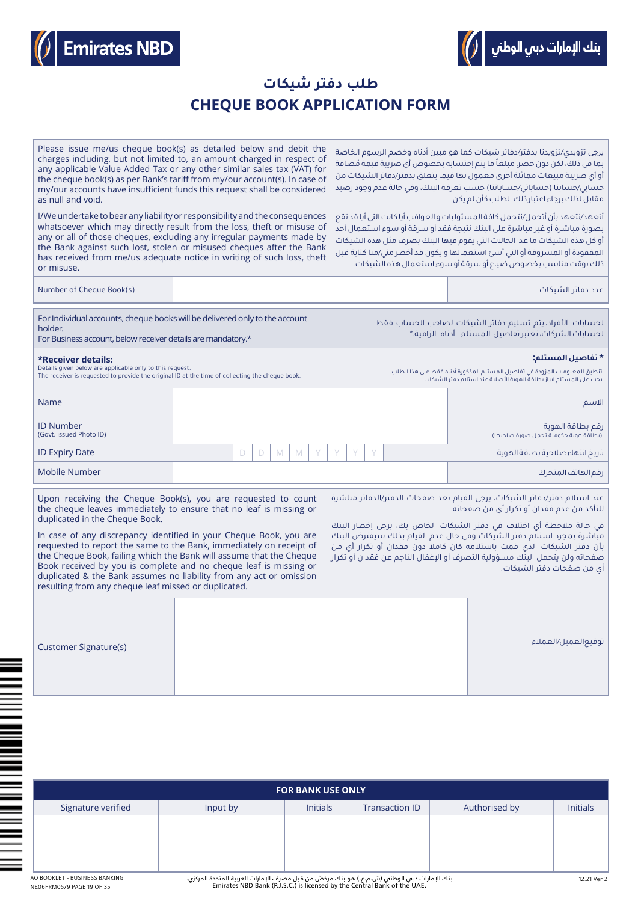Emirates NBD | بنك الإمارات دبي الوطني

# طلب دفتر شيكات
# CHEQUE BOOK APPLICATION FORM

Please issue me/us cheque book(s) as detailed below and debit the charges including, but not limited to, an amount charged in respect of any applicable Value Added Tax or any other similar sales tax (VAT) for the cheque book(s) as per Bank's tariff from my/our account(s). In case of my/our accounts have insufficient funds this request shall be considered as null and void.

يرجى تزويدي/تزويدنا بدفتر/دفاتر شيكات كما هو مبين أدناه وخصم الرسوم الخاصة بما في ذلك، لكن دون حصر، مبلغاً ما يتم إحتسابه بخصوص أي ضريبة قيمة مُضافة أو أي ضريبة مبيعات مماثلة أخرى معمول بها فيما يتعلق بدفتر/دفاتر الشيكات من حسابي/حسابنا (حساباتي/حساباتنا) حسب تعرفة البنك، وفي حالة عدم وجود رصيد مقابل لذلك برجاء اعتبار ذلك الطلب كأن لم يكن .

I/We undertake to bear any liability or responsibility and the consequences whatsoever which may directly result from the loss, theft or misuse of any or all of those cheques, excluding any irregular payments made by the Bank against such lost, stolen or misused cheques after the Bank has received from me/us adequate notice in writing of such loss, theft or misuse.

أتعهد/نتعهد بأن أتحمل/نتحمل كافة المسئوليات و العواقب أيا كانت التي أيا قد تقع بصورة مباشرة أو غير مباشرة على البنك نتيجة فقد أو سرقة أو سوء استعمال أحد أو كل هذه الشيكات ما عدا الحالات التي يقوم فيها البنك بصرف مثل هذه الشيكات المفقودة أو المسروقة أو التي أسئ استعمالها و يكون قد أخطر مني/منا كتابة قبل ذلك بوقت مناسب بخصوص ضياع أو سرقة أو سوء استعمال هذه الشيكات.

| Number of Cheque Book(s) | | عدد دفاتر الشيكات |
|---|---|---|

For Individual accounts, cheque books will be delivered only to the account holder.
For Business account, below receiver details are mandatory.*

لحسابات الأفراد، يتم تسليم دفاتر الشيكات لصاحب الحساب فقط.
لحسابات الشركات، تعتبر تفاصيل المستلم أدناه الزامية.*

**\*Receiver details:**
Details given below are applicable only to this request.
The receiver is requested to provide the original ID at the time of collecting the cheque book.

**\* تفاصيل المستلم:**
تنطبق المعلومات المزودة في تفاصيل المستلم المذكورة أدناه فقط على هذا الطلب.
يجب على المستلم ابراز بطاقة الهوية الأصلية عند استلام دفتر الشيكات.

| Field | | الحقل |
|---|---|---|
| Name | | الاسم |
| ID Number (Govt. issued Photo ID) | | رقم بطاقة الهوية (بطاقة هوية حكومية تحمل صورة صاحبها) |
| ID Expiry Date | D D M M Y Y Y Y | تاريخ انتهاء صلاحية بطاقة الهوية |
| Mobile Number | | رقم الهاتف المتحرك |

Upon receiving the Cheque Book(s), you are requested to count the cheque leaves immediately to ensure that no leaf is missing or duplicated in the Cheque Book.

In case of any discrepancy identified in your Cheque Book, you are requested to report the same to the Bank, immediately on receipt of the Cheque Book, failing which the Bank will assume that the Cheque Book received by you is complete and no cheque leaf is missing or duplicated & the Bank assumes no liability from any act or omission resulting from any cheque leaf missed or duplicated.

عند استلام دفتر/دفاتر الشيكات، يرجى القيام بعد صفحات الدفتر/الدفاتر مباشرة للتأكد من عدم فقدان أو تكرار أي من صفحاته.

في حالة ملاحظة أي اختلاف في دفتر الشيكات الخاص بك، يرجى إخطار البنك مباشرة بمجرد استلام دفتر الشيكات وفي حال عدم القيام بذلك سيفترض البنك بأن دفتر الشيكات الذي قمت باستلامه كان كاملا دون فقدان أو تكرار أي من صفحاته ولن يتحمل البنك مسؤولية التصرف أو الإغفال الناجم عن فقدان أو تكرار أي من صفحات دفتر الشيكات.

| Customer Signature(s) | | توقيع العميل/العملاء |
|---|---|---|

**FOR BANK USE ONLY**

| Signature verified | Input by | Initials | Transaction ID | Authorised by | Initials |
|---|---|---|---|---|---|
| | | | | | |

AO BOOKLET - BUSINESS BANKING
NE06FRM0579

بنك الإمارات دبي الوطني (ش.م.ع.) هو بنك مرخّص من قبل مصرف الإمارات العربية المتحدة المركزي.
Emirates NBD Bank (P.J.S.C.) is licensed by the Central Bank of the UAE.

12.21 Ver 2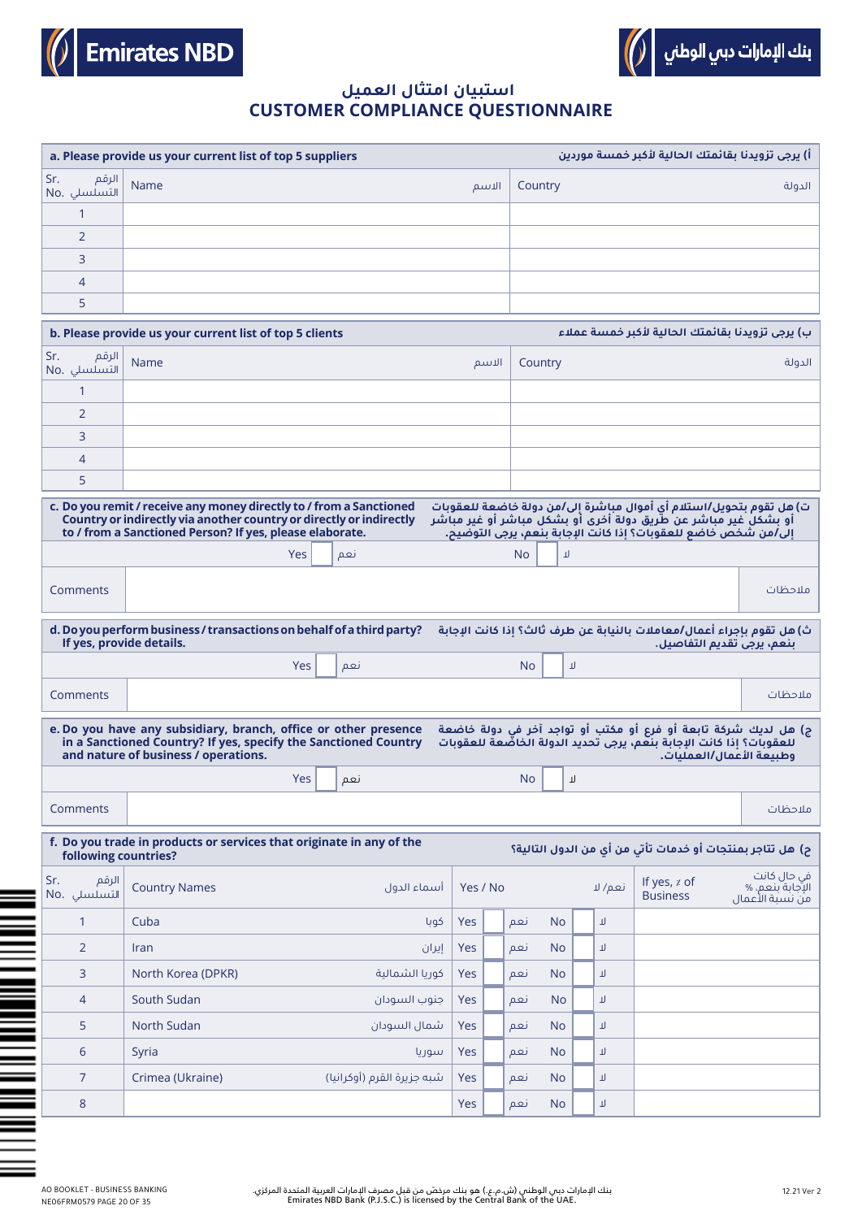Emirates NBD

بنك الإمارات دبي الوطني

# استبيان امتثال العميل
# CUSTOMER COMPLIANCE QUESTIONNAIRE

**a. Please provide us your current list of top 5 suppliers** — **أ) يرجى تزويدنا بقائمتك الحالية لأكبر خمسة موردين**

| Sr. No. الرقم التسلسلي | Name الاسم | Country الدولة |
|---|---|---|
| 1 | | |
| 2 | | |
| 3 | | |
| 4 | | |
| 5 | | |

**b. Please provide us your current list of top 5 clients** — **ب) يرجى تزويدنا بقائمتك الحالية لأكبر خمسة عملاء**

| Sr. No. الرقم التسلسلي | Name الاسم | Country الدولة |
|---|---|---|
| 1 | | |
| 2 | | |
| 3 | | |
| 4 | | |
| 5 | | |

**c. Do you remit / receive any money directly to / from a Sanctioned Country or indirectly via another country or directly or indirectly to / from a Sanctioned Person? If yes, please elaborate.**

**ت) هل تقوم بتحويل/استلام أي أموال مباشرة إلى/من دولة خاضعة للعقوبات أو بشكل غير مباشر عن طريق دولة أخرى أو بشكل مباشر أو غير مباشر إلى/من شخص خاضع للعقوبات؟ إذا كانت الإجابة بنعم، يرجى التوضيح.**

Yes ☐ نعم    No ☐ لا

Comments ملاحظات

**d. Do you perform business / transactions on behalf of a third party? If yes, provide details.**

**ث) هل تقوم بإجراء أعمال/معاملات بالنيابة عن طرف ثالث؟ إذا كانت الإجابة بنعم، يرجى تقديم التفاصيل.**

Yes ☐ نعم    No ☐ لا

Comments ملاحظات

**e. Do you have any subsidiary, branch, office or other presence in a Sanctioned Country? If yes, specify the Sanctioned Country and nature of business / operations.**

**ج) هل لديك شركة تابعة أو فرع أو مكتب أو تواجد آخر في دولة خاضعة للعقوبات؟ إذا كانت الإجابة بنعم، يرجى تحديد الدولة الخاضعة للعقوبات وطبيعة الأعمال/العمليات.**

Yes ☐ نعم    No ☐ لا

Comments ملاحظات

**f. Do you trade in products or services that originate in any of the following countries?** — **ح) هل تتاجر بمنتجات أو خدمات تأتي من أي من الدول التالية؟**

| Sr. No. الرقم التسلسلي | Country Names أسماء الدول | Yes / No نعم/ لا | If yes, % of Business في حال كانت الإجابة بنعم، % من نسبة الأعمال |
|---|---|---|---|
| 1 | Cuba كوبا | Yes ☐ نعم No ☐ لا | |
| 2 | Iran إيران | Yes ☐ نعم No ☐ لا | |
| 3 | North Korea (DPRK) كوريا الشمالية | Yes ☐ نعم No ☐ لا | |
| 4 | South Sudan جنوب السودان | Yes ☐ نعم No ☐ لا | |
| 5 | North Sudan شمال السودان | Yes ☐ نعم No ☐ لا | |
| 6 | Syria سوريا | Yes ☐ نعم No ☐ لا | |
| 7 | Crimea (Ukraine) شبه جزيرة القرم (أوكرانيا) | Yes ☐ نعم No ☐ لا | |
| 8 | | Yes ☐ نعم No ☐ لا | |

AO BOOKLET - BUSINESS BANKING
NE06FRM0579 PAGE 20 OF 35

بنك الإمارات دبي الوطني (ش.م.ع.) هو بنك مرخص من قبل مصرف الإمارات العربية المتحدة المركزي.
Emirates NBD Bank (P.J.S.C.) is licensed by the Central Bank of the UAE.

12.21 Ver 2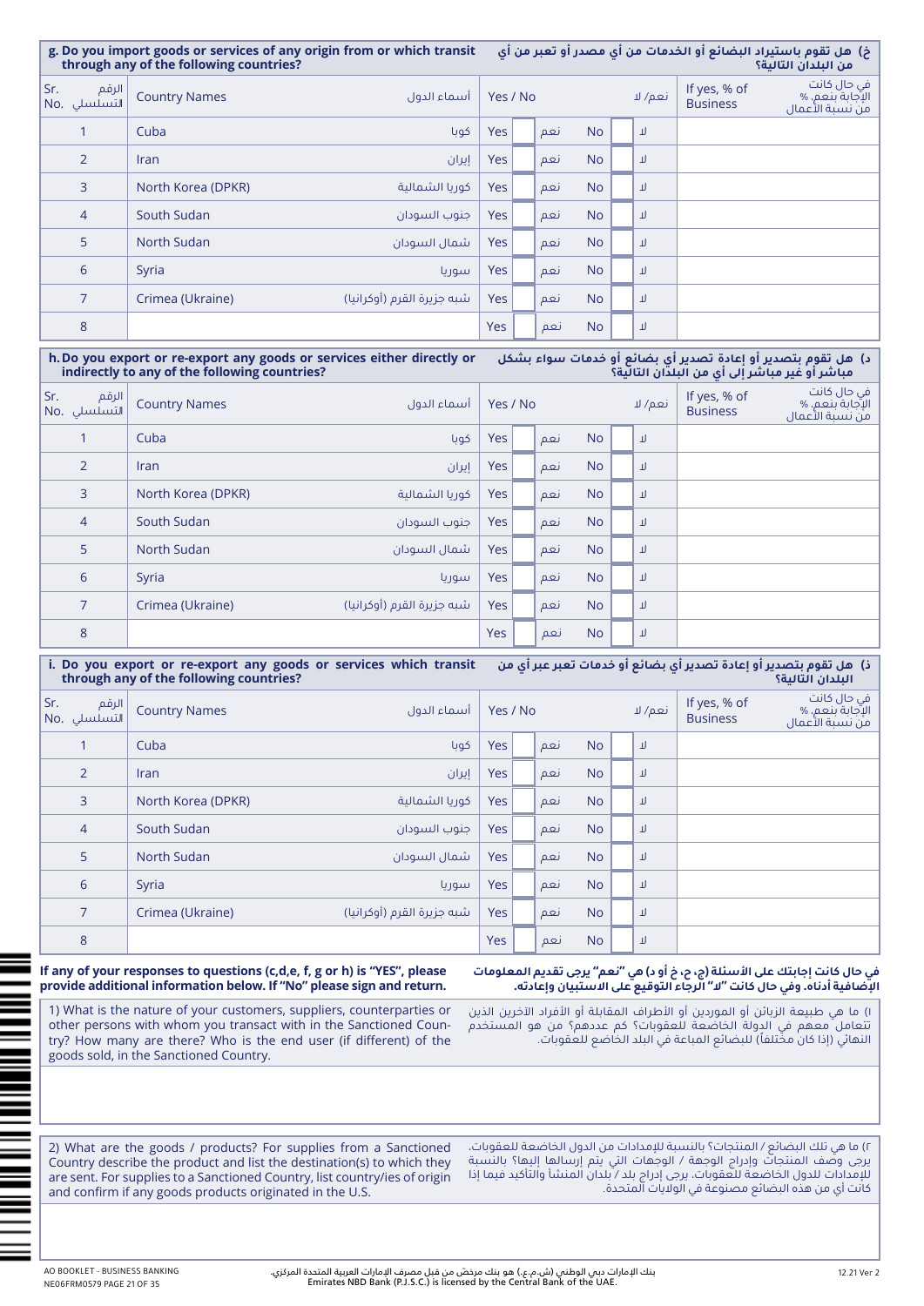**g. Do you import goods or services of any origin from or which transit through any of the following countries?**

**خ) هل تقوم باستيراد البضائع أو الخدمات من أي مصدر أو تعبر من أي من البلدان التالية؟**

| Sr. No. الرقم التسلسلي | Country Names | أسماء الدول | Yes / No | | | | نعم/ لا | If yes, % of Business في حال كانت الإجابة بنعم، % من نسبة الأعمال |
|---|---|---|---|---|---|---|---|---|
| 1 | Cuba | كوبا | Yes | | نعم | No | لا | |
| 2 | Iran | إيران | Yes | | نعم | No | لا | |
| 3 | North Korea (DPKR) | كوريا الشمالية | Yes | | نعم | No | لا | |
| 4 | South Sudan | جنوب السودان | Yes | | نعم | No | لا | |
| 5 | North Sudan | شمال السودان | Yes | | نعم | No | لا | |
| 6 | Syria | سوريا | Yes | | نعم | No | لا | |
| 7 | Crimea (Ukraine) | شبه جزيرة القرم (أوكرانيا) | Yes | | نعم | No | لا | |
| 8 | | | Yes | | نعم | No | لا | |

**h. Do you export or re-export any goods or services either directly or indirectly to any of the following countries?**

**د) هل تقوم بتصدير أو إعادة تصدير أي بضائع أو خدمات سواء بشكل مباشر أو غير مباشر إلى أي من البلدان التالية؟**

| Sr. No. الرقم التسلسلي | Country Names | أسماء الدول | Yes / No | | | | نعم/ لا | If yes, % of Business في حال كانت الإجابة بنعم، % من نسبة الأعمال |
|---|---|---|---|---|---|---|---|---|
| 1 | Cuba | كوبا | Yes | | نعم | No | لا | |
| 2 | Iran | إيران | Yes | | نعم | No | لا | |
| 3 | North Korea (DPKR) | كوريا الشمالية | Yes | | نعم | No | لا | |
| 4 | South Sudan | جنوب السودان | Yes | | نعم | No | لا | |
| 5 | North Sudan | شمال السودان | Yes | | نعم | No | لا | |
| 6 | Syria | سوريا | Yes | | نعم | No | لا | |
| 7 | Crimea (Ukraine) | شبه جزيرة القرم (أوكرانيا) | Yes | | نعم | No | لا | |
| 8 | | | Yes | | نعم | No | لا | |

**i. Do you export or re-export any goods or services which transit through any of the following countries?**

**ذ) هل تقوم بتصدير أو إعادة تصدير أي بضائع أو خدمات تعبر عبر أي من البلدان التالية؟**

| Sr. No. الرقم التسلسلي | Country Names | أسماء الدول | Yes / No | | | | نعم/ لا | If yes, % of Business في حال كانت الإجابة بنعم، % من نسبة الأعمال |
|---|---|---|---|---|---|---|---|---|
| 1 | Cuba | كوبا | Yes | | نعم | No | لا | |
| 2 | Iran | إيران | Yes | | نعم | No | لا | |
| 3 | North Korea (DPKR) | كوريا الشمالية | Yes | | نعم | No | لا | |
| 4 | South Sudan | جنوب السودان | Yes | | نعم | No | لا | |
| 5 | North Sudan | شمال السودان | Yes | | نعم | No | لا | |
| 6 | Syria | سوريا | Yes | | نعم | No | لا | |
| 7 | Crimea (Ukraine) | شبه جزيرة القرم (أوكرانيا) | Yes | | نعم | No | لا | |
| 8 | | | Yes | | نعم | No | لا | |

**If any of your responses to questions (c,d,e, f, g or h) is "YES", please provide additional information below. If "No" please sign and return.**

**في حال كانت إجابتك على الأسئلة (ج، ح، خ أو د) هي "نعم" يرجى تقديم المعلومات الإضافية أدناه. وفي حال كانت "لا" الرجاء التوقيع على الاستبيان وإعادته.**

1) What is the nature of your customers, suppliers, counterparties or other persons with whom you transact with in the Sanctioned Country? How many are there? Who is the end user (if different) of the goods sold, in the Sanctioned Country.

١) ما هي طبيعة الزبائن أو الموردين أو الأطراف المقابلة أو الأفراد الآخرين الذين تتعامل معهم في الدولة الخاضعة للعقوبات؟ كم عددهم؟ من هو المستخدم النهائي (إذا كان مختلفاً) للبضائع المباعة في البلد الخاضع للعقوبات.

2) What are the goods / products? For supplies from a Sanctioned Country describe the product and list the destination(s) to which they are sent. For supplies to a Sanctioned Country, list country/ies of origin and confirm if any goods products originated in the U.S.

٢) ما هي تلك البضائع / المنتجات؟ بالنسبة للإمدادات من الدول الخاضعة للعقوبات، يرجى وصف المنتجات وإدراج الوجهة / الوجهات التي يتم إرسالها إليها؟ بالنسبة للإمدادات للدول الخاضعة للعقوبات، يرجى إدراج بلد / بلدان المنشأ والتأكيد فيما إذا كانت أي من هذه البضائع مصنوعة في الولايات المتحدة.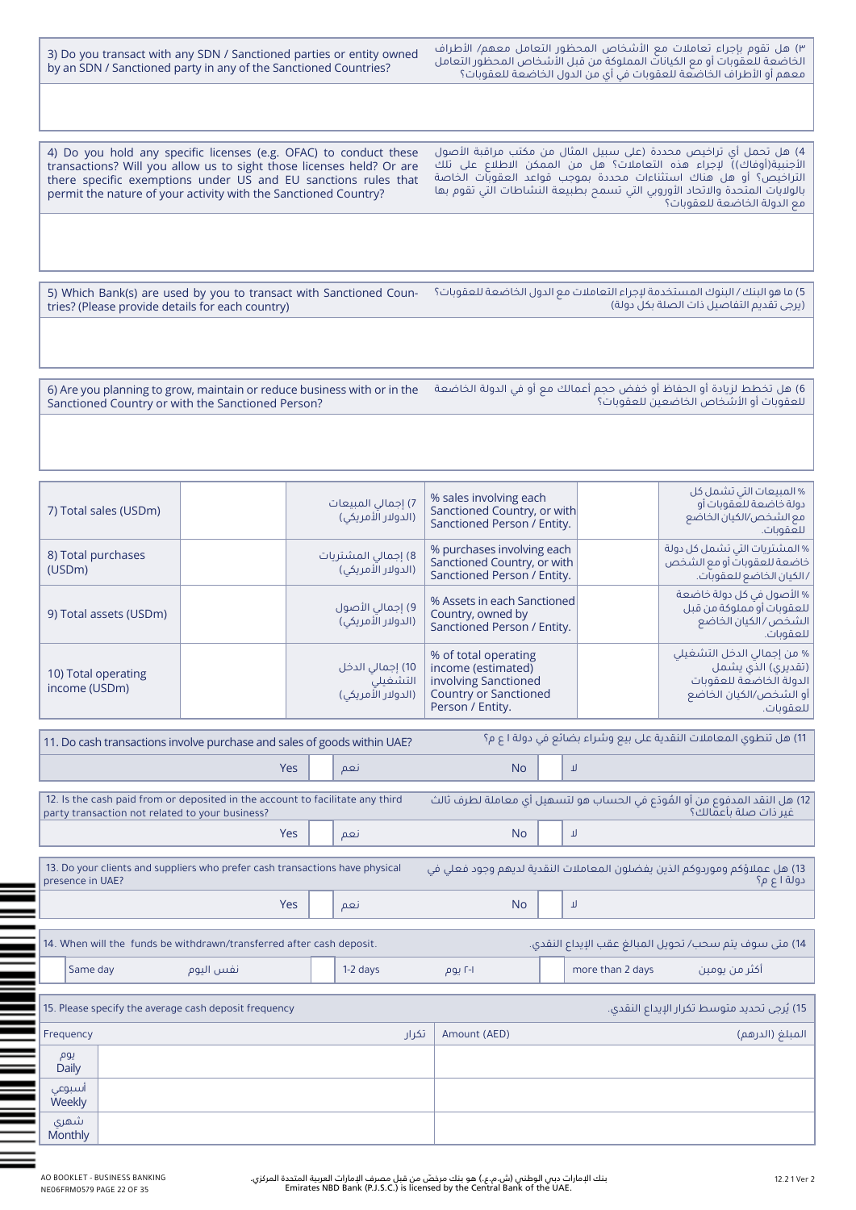| 3) Do you transact with any SDN / Sanctioned parties or entity owned by an SDN / Sanctioned party in any of the Sanctioned Countries? | ٣) هل تقوم بإجراء تعاملات مع الأشخاص المحظور التعامل معهم/ الأطراف الخاضعة للعقوبات أو مع الكيانات المملوكة من قبل الأشخاص المحظور التعامل معهم أو الأطراف الخاضعة للعقوبات في أي من الدول الخاضعة للعقوبات؟ |
|---|---|
| | |

| 4) Do you hold any specific licenses (e.g. OFAC) to conduct these transactions? Will you allow us to sight those licenses held? Or are there specific exemptions under US and EU sanctions rules that permit the nature of your activity with the Sanctioned Country? | 4) هل تحمل أي تراخيص محددة (على سبيل المثال من مكتب مراقبة الأصول الأجنبية(أوفاك)) لإجراء هذه التعاملات؟ هل من الممكن الاطلاع على تلك التراخيص؟ أو هل هناك استثناءات محددة بموجب قواعد العقوبات الخاصة بالولايات المتحدة والاتحاد الأوروبي التي تسمح بطبيعة النشاطات التي تقوم بها مع الدولة الخاضعة للعقوبات؟ |
|---|---|
| | |

| 5) Which Bank(s) are used by you to transact with Sanctioned Countries? (Please provide details for each country) | 5) ما هو البنك / البنوك المستخدمة لإجراء التعاملات مع الدول الخاضعة للعقوبات؟ (يرجى تقديم التفاصيل ذات الصلة بكل دولة) |
|---|---|
| | |

| 6) Are you planning to grow, maintain or reduce business with or in the Sanctioned Country or with the Sanctioned Person? | 6) هل تخطط لزيادة أو الحفاظ أو خفض حجم أعمالك مع أو في الدولة الخاضعة للعقوبات أو الأشخاص الخاضعين للعقوبات؟ |
|---|---|
| | |

| | | | | | |
|---|---|---|---|---|---|
| 7) Total sales (USDm) | | 7) إجمالي المبيعات (الدولار الأمريكي) | % sales involving each Sanctioned Country, or with Sanctioned Person / Entity. | | % المبيعات التي تشمل كل دولة خاضعة للعقوبات أو مع الشخص/الكيان الخاضع للعقوبات. |
| 8) Total purchases (USDm) | | 8) إجمالي المشتريات (الدولار الأمريكي) | % purchases involving each Sanctioned Country, or with Sanctioned Person / Entity. | | % المشتريات التي تشمل كل دولة خاضعة للعقوبات أو مع الشخص / الكيان الخاضع للعقوبات. |
| 9) Total assets (USDm) | | 9) إجمالي الأصول (الدولار الأمريكي) | % Assets in each Sanctioned Country, owned by Sanctioned Person / Entity. | | % الأصول في كل دولة خاضعة للعقوبات أو مملوكة من قبل الشخص / الكيان الخاضع للعقوبات. |
| 10) Total operating income (USDm) | | 10) إجمالي الدخل التشغيلي (الدولار الأمريكي) | % of total operating income (estimated) involving Sanctioned Country or Sanctioned Person / Entity. | | % من إجمالي الدخل التشغيلي (تقديري) الذي يشمل الدولة الخاضعة للعقوبات أو الشخص/الكيان الخاضع للعقوبات. |

| 11. Do cash transactions involve purchase and sales of goods within UAE? | | | 11) هل تنطوي المعاملات النقدية على بيع وشراء بضائع في دولة ا ع م؟ | | |
|---|---|---|---|---|---|
| Yes | | نعم | No | | لا |

| 12. Is the cash paid from or deposited in the account to facilitate any third party transaction not related to your business? | | | 12) هل النقد المدفوع من أو المُودَع في الحساب هو لتسهيل أي معاملة لطرف ثالث غير ذات صلة بأعمالك؟ | | |
|---|---|---|---|---|---|
| Yes | | نعم | No | | لا |

| 13. Do your clients and suppliers who prefer cash transactions have physical presence in UAE? | | | 13) هل عملاؤكم ومورِدوكم الذين يفضلون المعاملات النقدية لديهم وجود فعلي في دولة ا ع م؟ | | |
|---|---|---|---|---|---|
| Yes | | نعم | No | | لا |

| 14. When will the funds be withdrawn/transferred after cash deposit. | | | | | | | | |
|---|---|---|---|---|---|---|---|---|
| 14) متى سوف يتم سحب/ تحويل المبالغ عقب الإيداع النقدي. | | | | | | | | |
| | Same day | نفس اليوم | | 1-2 days | ١-٢ يوم | | more than 2 days | أكثر من يومين |

| 15. Please specify the average cash deposit frequency | | 15) يُرجى تحديد متوسط تكرار الإيداع النقدي. |
|---|---|---|
| Frequency | تكرار | Amount (AED) المبلغ (الدرهم) |
| يوم Daily | | |
| أسبوعي Weekly | | |
| شهري Monthly | | |

AO BOOKLET - BUSINESS BANKING
NE06FRM0579

بنك الإمارات دبي الوطني (ش.م.ع.) هو بنك مرخّص من قبل مصرف الإمارات العربية المتحدة المركزي.
Emirates NBD Bank (P.J.S.C.) is licensed by the Central Bank of the UAE.

12.2.1 Ver 2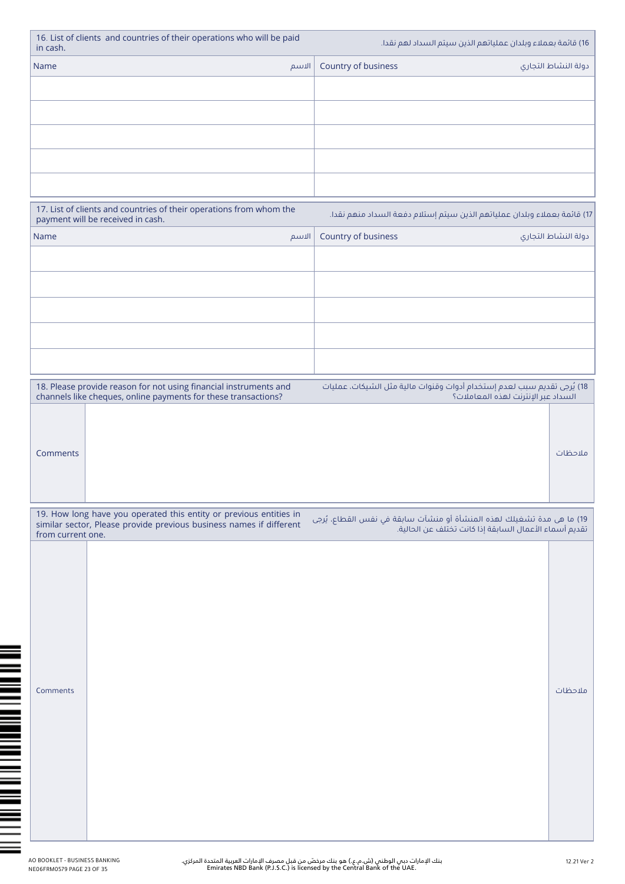| 16. List of clients and countries of their operations who will be paid in cash. | 16) قائمة بعملاء وبلدان عملياتهم الذين سيتم السداد لهم نقدا. |
|---|---|
| Name الاسم | Country of business دولة النشاط التجاري |
| | |
| | |
| | |
| | |
| | |

| 17. List of clients and countries of their operations from whom the payment will be received in cash. | 17) قائمة بعملاء وبلدان عملياتهم الذين سيتم إستلام دفعة السداد منهم نقدا. |
|---|---|
| Name الاسم | Country of business دولة النشاط التجاري |
| | |
| | |
| | |
| | |
| | |

| 18. Please provide reason for not using financial instruments and channels like cheques, online payments for these transactions? | | 18) يُرجى تقديم سبب لعدم إستخدام أدوات وقنوات مالية مثل الشيكات، عمليات السداد عبر الإنترنت لهذه المعاملات؟ |
|---|---|---|
| Comments | | ملاحظات |

| 19. How long have you operated this entity or previous entities in similar sector, Please provide previous business names if different from current one. | | 19) ما هي مدة تشغيلك لهذه المنشأة أو منشآت سابقة في نفس القطاع. يُرجى تقديم أسماء الأعمال السابقة إذا كانت تختلف عن الحالية. |
|---|---|---|
| Comments | | ملاحظات |

AO BOOKLET - BUSINESS BANKING
NE06FRM0579

بنك الإمارات دبي الوطني (ش.م.ع.) هو بنك مرخّص من قبل مصرف الإمارات العربية المتحدة المركزي.
Emirates NBD Bank (P.J.S.C.) is licensed by the Central Bank of the UAE.

12.21 Ver 2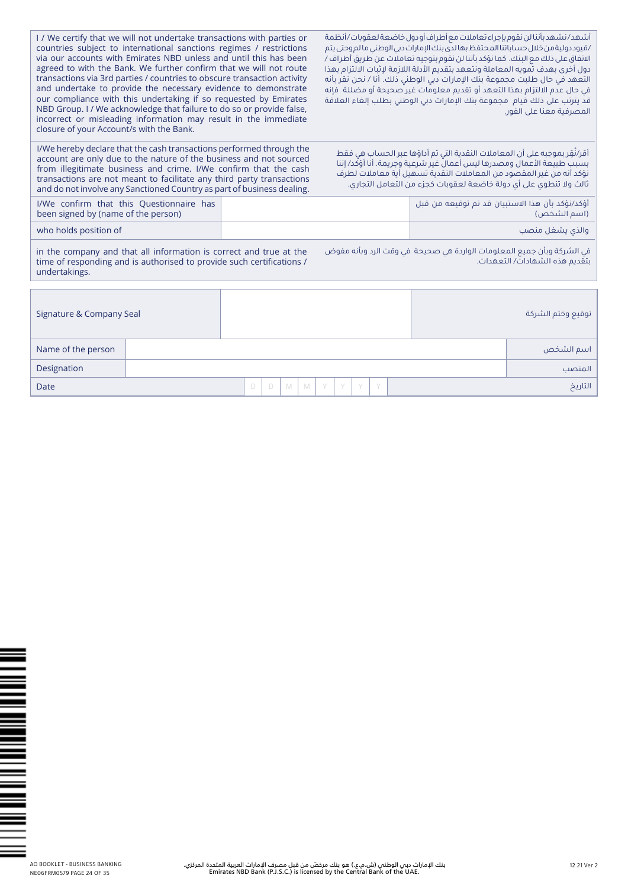| | |
|---|---|
| I / We certify that we will not undertake transactions with parties or countries subject to international sanctions regimes / restrictions via our accounts with Emirates NBD unless and until this has been agreed to with the Bank. We further confirm that we will not route transactions via 3rd parties / countries to obscure transaction activity and undertake to provide the necessary evidence to demonstrate our compliance with this undertaking if so requested by Emirates NBD Group. I / We acknowledge that failure to do so or provide false, incorrect or misleading information may result in the immediate closure of your Account/s with the Bank. | أشهد / نشهد بأننا لن نقوم بإجراء تعاملات مع أطراف أو دول خاضعة لعقوبات / أنظمة / قيود دولية من خلال حساباتنا المحتفظ بها لدى بنك الإمارات دبي الوطني ما لم وحتى يتم الاتفاق على ذلك مع البنك. كما نؤكد بأننا لن نقوم بتوجيه تعاملات عن طريق أطراف / دول أخرى بهدف تمويه المعاملة ونتعهد بتقديم الأدلة اللازمة لإثبات الالتزام بهذا التعهد في حال طلبت مجموعة بنك الإمارات دبي الوطني ذلك. أنا / نحن نقر بأنه في حال عدم الالتزام بهذا التعهد أو تقديم معلومات غير صحيحة أو مضللة فإنه قد يترتب على ذلك قيام مجموعة بنك الإمارات دبي الوطني بطلب إلغاء العلاقة المصرفية معنا على الفور. |
| I/We hereby declare that the cash transactions performed through the account are only due to the nature of the business and not sourced from illegitimate business and crime. I/We confirm that the cash transactions are not meant to facilitate any third party transactions and do not involve any Sanctioned Country as part of business dealing. | أقر/نُقر بموجبه على أن المعاملات النقدية التي تم أداؤها عبر الحساب هي فقط بسبب طبيعة الأعمال ومصدرها ليس أعمال غير شرعية وجريمة. أنا أؤكد/ إننا نؤكد أنه من غير المقصود من المعاملات النقدية تسهيل أية معاملات لطرف ثالث ولا تنطوي على أي دولة خاضعة لعقوبات كجزء من التعامل التجاري. |

| | | |
|---|---|---|
| I/We confirm that this Questionnaire has been signed by (name of the person) | | أؤكد/نؤكد بأن هذا الاستبيان قد تم توقيعه من قبل (اسم الشخص) |
| who holds position of | | والذي يشغل منصب |

| | |
|---|---|
| in the company and that all information is correct and true at the time of responding and is authorised to provide such certifications / undertakings. | في الشركة وبأن جميع المعلومات الواردة هي صحيحة في وقت الرد وبأنه مفوض بتقديم هذه الشهادات/ التعهدات. |

| | | |
|---|---|---|
| Signature & Company Seal | | توقيع وختم الشركة |
| Name of the person | | اسم الشخص |
| Designation | | المنصب |
| Date | D D M M Y Y Y Y | التاريخ |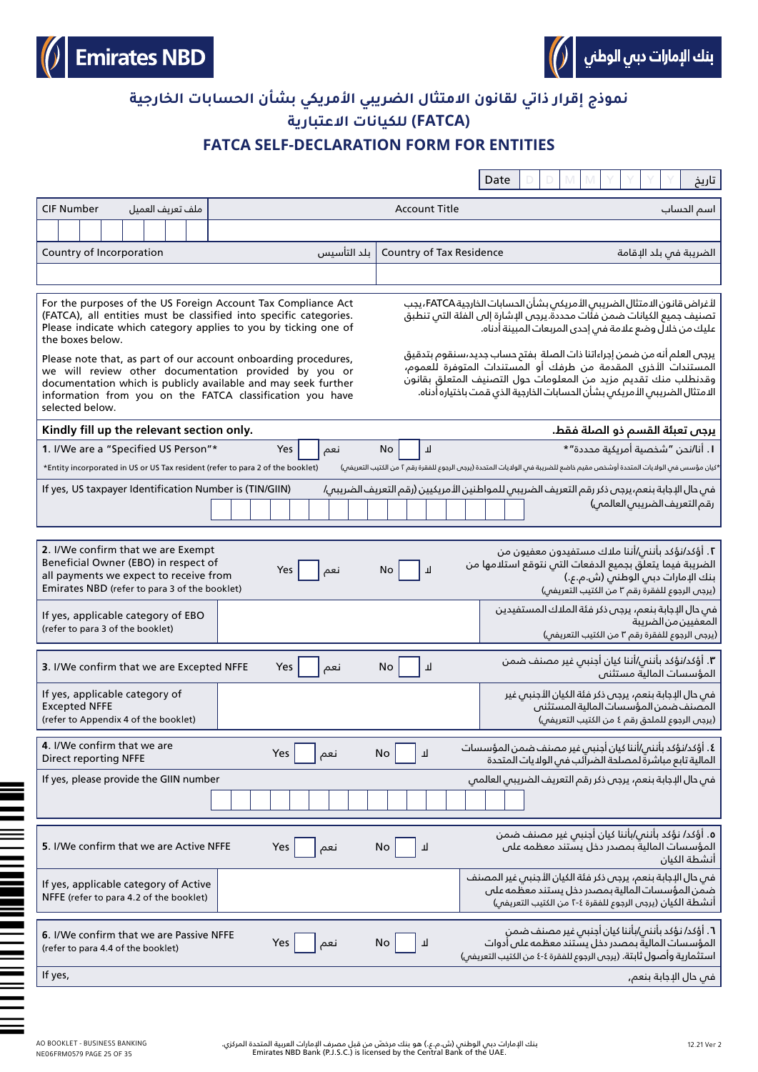Emirates NBD — بنك الإمارات دبي الوطني

# نموذج إقرار ذاتي لقانون الامتثال الضريبي الأمريكي بشأن الحسابات الخارجية (FATCA) للكيانات الاعتبارية

## FATCA SELF-DECLARATION FORM FOR ENTITIES

Date D D M M Y Y Y Y تاريخ

| CIF Number ملف تعريف العميل | Account Title اسم الحساب |
|---|---|
| | |

| Country of Incorporation بلد التأسيس | Country of Tax Residence الضريبة في بلد الإقامة |
|---|---|
| | |

For the purposes of the US Foreign Account Tax Compliance Act (FATCA), all entities must be classified into specific categories. Please indicate which category applies to you by ticking one of the boxes below.

لأغراض قانون الامتثال الضريبي الأمريكي بشأن الحسابات الخارجية FATCA، يجب تصنيف جميع الكيانات ضمن فئات محددة. يرجى الإشارة إلى الفئة التي تنطبق عليك من خلال وضع علامة في إحدى المربعات المبينة أدناه.

Please note that, as part of our account onboarding procedures, we will review other documentation provided by you or documentation which is publicly available and may seek further information from you on the FATCA classification you have selected below.

يرجى العلم أنه من ضمن إجراءاتنا ذات الصلة بفتح حساب جديد، سنقوم بتدقيق المستندات الأخرى المقدمة من طرفك أو المستندات المتوفرة للعموم، وقدنطلب منك تقديم مزيد من المعلومات حول التصنيف المتعلق بقانون الامتثال الضريبي الأمريكي بشأن الحسابات الخارجية الذي قمت باختياره أدناه.

**Kindly fill up the relevant section only.** — **يرجى تعبئة القسم ذو الصلة فقط.**

**1.** I/We are a "Specified US Person"* — Yes ☐ نعم — No ☐ لا — ١. أنا/نحن "شخصية أمريكية محددة"*

*Entity incorporated in US or US Tax resident (refer to para 2 of the booklet)

*كيان مؤسس في الولايات المتحدة أوشخص مقيم خاضع للضريبة في الولايات المتحدة (يرجى الرجوع للفقرة رقم ٢ من الكتيب التعريفي)

If yes, US taxpayer Identification Number is (TIN/GIIN) — في حال الإجابة بنعم، يرجى ذكر رقم التعريف الضريبي للمواطنين الأمريكيين (رقم التعريف الضريبي/ رقم التعريف الضريبي العالمي)

**2.** I/We confirm that we are Exempt Beneficial Owner (EBO) in respect of all payments we expect to receive from Emirates NBD (refer to para 3 of the booklet) — Yes ☐ نعم — No ☐ لا

٢. أؤكد/نؤكد بأنني/أننا ملاك مستفيدون معفيون من الضريبة فيما يتعلق بجميع الدفعات التي نتوقع استلامها من بنك الإمارات دبي الوطني (ش.م.ع.) (يرجى الرجوع للفقرة رقم ٣ من الكتيب التعريفي)

If yes, applicable category of EBO (refer to para 3 of the booklet) — في حال الإجابة بنعم، يرجى ذكر فئة الملاك المستفيدين المعفيين من الضريبة (يرجى الرجوع للفقرة رقم ٣ من الكتيب التعريفي)

**3.** I/We confirm that we are Excepted NFFE — Yes ☐ نعم — No ☐ لا

٣. أؤكد/نؤكد بأنني/أننا كيان أجنبي غير مصنف ضمن المؤسسات المالية مستثنى

If yes, applicable category of Excepted NFFE (refer to Appendix 4 of the booklet) — في حال الإجابة بنعم، يرجى ذكر فئة الكيان الأجنبي غير المصنف ضمن المؤسسات المالية المستثنى (يرجى الرجوع للملحق رقم ٤ من الكتيب التعريفي)

**4.** I/We confirm that we are Direct reporting NFFE — Yes ☐ نعم — No ☐ لا

٤. أؤكد/نؤكد بأنني/أننا كيان أجنبي غير مصنف ضمن المؤسسات المالية تابع مباشرة لمصلحة الضرائب في الولايات المتحدة

If yes, please provide the GIIN number — في حال الإجابة بنعم، يرجى ذكر رقم التعريف الضريبي العالمي

**5.** I/We confirm that we are Active NFFE — Yes ☐ نعم — No ☐ لا

٥. أؤكد/ نؤكد بأنني/بأننا كيان أجنبي غير مصنف ضمن المؤسسات المالية بمصدر دخل يستند معظمه على أنشطة الكيان

If yes, applicable category of Active NFFE (refer to para 4.2 of the booklet) — في حال الإجابة بنعم، يرجى ذكر فئة الكيان الأجنبي غير المصنف ضمن المؤسسات المالية بمصدر دخل يستند معظمه على أنشطة الكيان (يرجى الرجوع للفقرة ٤-٢ من الكتيب التعريفي)

**6.** I/We confirm that we are Passive NFFE (refer to para 4.4 of the booklet) — Yes ☐ نعم — No ☐ لا

٦. أؤكد/ نؤكد بأنني/بأننا كيان أجنبي غير مصنف ضمن المؤسسات المالية بمصدر دخل يستند معظمه على أدوات استثمارية وأصول ثابتة. (يرجى الرجوع للفقرة ٤-٤ من الكتيب التعريفي)

If yes, — في حال الإجابة بنعم،

AO BOOKLET - BUSINESS BANKING
NE06FRM0579 PAGE 25 OF 35

بنك الإمارات دبي الوطني (ش.م.ع.) هو بنك مرخّص من قبل مصرف الإمارات العربية المتحدة المركزي.
Emirates NBD Bank (P.J.S.C.) is licensed by the Central Bank of the UAE.

12.21 Ver 2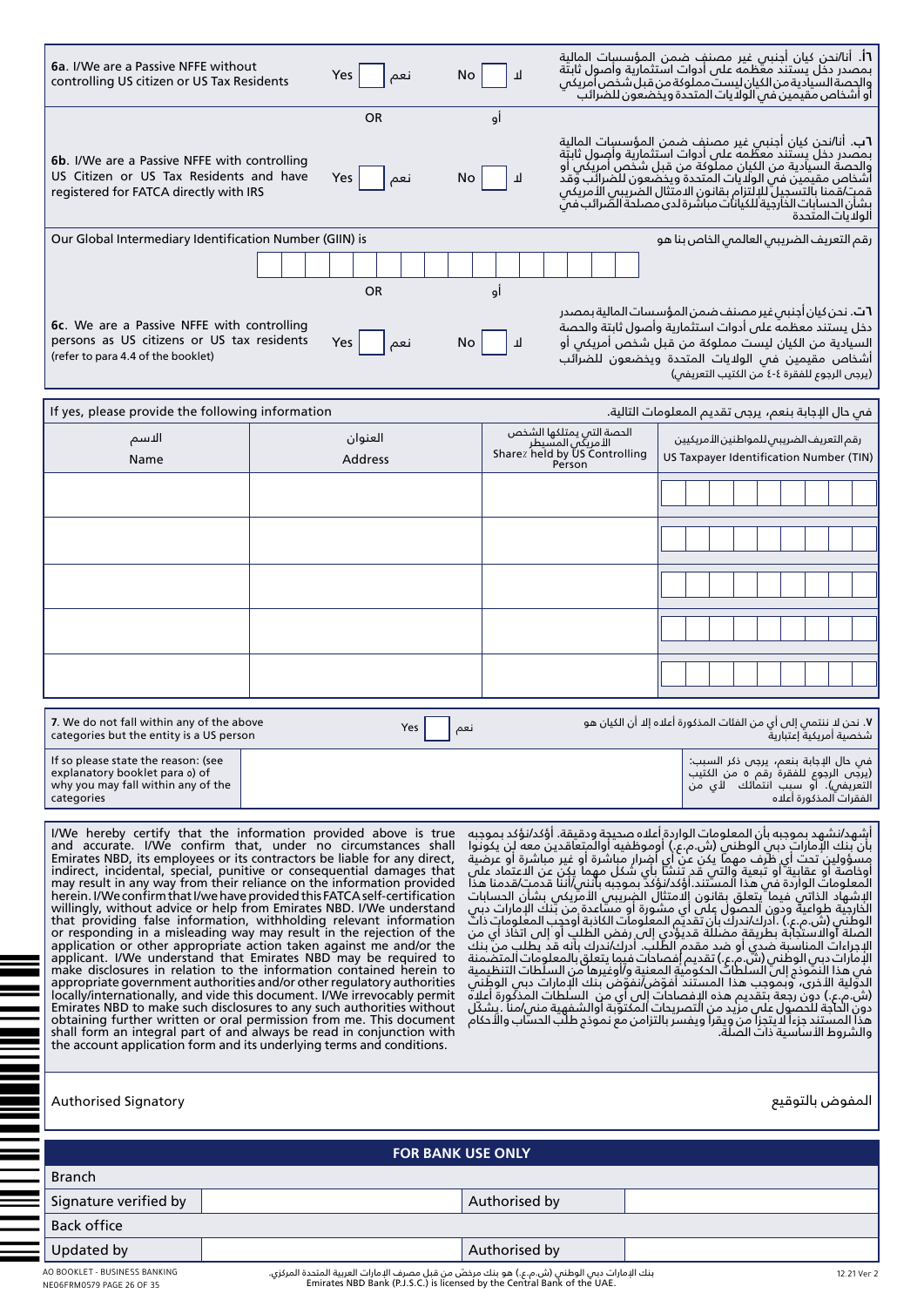| | | | |
|---|---|---|---|
| **6a**. I/We are a Passive NFFE without controlling US citizen or US Tax Residents | Yes ☐ نعم | No ☐ لا | **٦أ**. أنا/نحن كيان أجنبي غير مصنف ضمن المؤسسات المالية بمصدر دخل يستند معظمه على أدوات استثمارية وأصول ثابتة والحصة السيادية من الكيان ليست مملوكة من قبل شخص أمريكي أو أشخاص مقيمين في الولايات المتحدة ويخضعون للضرائب |
| | OR | أو | |
| **6b**. I/We are a Passive NFFE with controlling US Citizen or US Tax Residents and have registered for FATCA directly with IRS | Yes ☐ نعم | No ☐ لا | **٦ب**. أنا/نحن كيان أجنبي غير مصنف ضمن المؤسسات المالية بمصدر دخل يستند معظمه على أدوات استثمارية وأصول ثابتة والحصة السيادية من الكيان مملوكة من قبل شخص أمريكي أو أشخاص مقيمين في الولايات المتحدة ويخضعون للضرائب وقد قمت/قمنا بالتسجيل للإلتزام بقانون الامتثال الضريبي الأمريكي بشأن الحسابات الخارجية للكيانات مباشرة لدى مصلحة الضرائب في الولايات المتحدة |

Our Global Intermediary Identification Number (GIIN) is — رقم التعريف الضريبي العالمي الخاص بنا هو

☐☐☐☐☐☐☐☐☐☐☐☐☐☐☐☐☐☐☐

| | | | |
|---|---|---|---|
| | OR | أو | |
| **6c**. We are a Passive NFFE with controlling persons as US citizens or US tax residents (refer to para 4.4 of the booklet) | Yes ☐ نعم | No ☐ لا | **٦ت**. نحن كيان أجنبي غير مصنف ضمن المؤسسات المالية بمصدر دخل يستند معظمه على أدوات استثمارية وأصول ثابتة والحصة السيادية من الكيان ليست مملوكة من قبل شخص أمريكي أو أشخاص مقيمين في الولايات المتحدة ويخضعون للضرائب (يرجى الرجوع للفقرة ٤-٤ من الكتيب التعريفي) |

If yes, please provide the following information — في حال الإجابة بنعم، يرجى تقديم المعلومات التالية.

| الاسم<br>Name | العنوان<br>Address | الحصة التي يمتلكها الشخص الأمريكي المسيطر<br>Share% held by US Controlling Person | رقم التعريف الضريبي للمواطنين الأمريكيين<br>US Taxpayer Identification Number (TIN) |
|---|---|---|---|
| | | | |
| | | | |
| | | | |
| | | | |
| | | | |

| | | |
|---|---|---|
| **7**. We do not fall within any of the above categories but the entity is a US person | Yes ☐ نعم | **٧**. نحن لا ننتمي إلى أي من الفئات المذكورة أعلاه إلا أن الكيان هو شخصية أمريكية إعتبارية |
| If so please state the reason: (see explanatory booklet para o) of why you may fall within any of the categories | | في حال الإجابة بنعم، يرجى ذكر السبب: (يرجى الرجوع للفقرة رقم ٥ من الكتيب التعريفي). أو سبب انتمائك لأي من الفقرات المذكورة أعلاه |

I/We hereby certify that the information provided above is true and accurate. I/We confirm that, under no circumstances shall Emirates NBD, its employees or its contractors be liable for any direct, indirect, incidental, special, punitive or consequential damages that may result in any way from their reliance on the information provided herein. I/We confirm that I/we have provided this FATCA self-certification willingly, without advice or help from Emirates NBD. I/We understand that providing false information, withholding relevant information or responding in a misleading way may result in the rejection of the application or other appropriate action taken against me and/or the applicant. I/We understand that Emirates NBD may be required to make disclosures in relation to the information contained herein to appropriate government authorities and/or other regulatory authorities locally/internationally, and vide this document. I/We irrevocably permit Emirates NBD to make such disclosures to any such authorities without obtaining further written or oral permission from me. This document shall form an integral part of and always be read in conjunction with the account application form and its underlying terms and conditions.

أشهد/نشهد بموجبه بأن المعلومات الواردة أعلاه صحيحة ودقيقة. أؤكد/نؤكد بموجبه بأن بنك الإمارات دبي الوطني (ش.م.ع.) أوموظفيه أوالمتعاقدين معه لن يكونوا مسؤولين تحت أي ظرف مهما يكن عن أي أضرار مباشرة أو غير مباشرة أو عرضية أوخاصة أو عقابية أو تبعية والتي قد تنشأ بأي شكل مهما يكن عن الاعتماد على المعلومات الواردة في هذا المستند. أؤكد/نؤكد بموجبه بأنني/أننا قدمت/قدمنا هذا الإشهاد الذاتي فيما يتعلق بقانون الامتثال الضريبي الأمريكي بشأن الحسابات الخارجية طواعية ودون الحصول على أي مشورة أو مساعدة من بنك الإمارات دبي الوطني (ش.م.ع.). أدرك/ندرك بأن تقديم المعلومات الكاذبة وأحجب المعلومات ذات الصلة أوالاستجابة بطريقة مضللة قديؤدي إلى رفض الطلب أو إلى اتخاذ أي من الإجراءات المناسبة ضدي أو ضد مقدم الطلب. أدرك/ندرك بأنه قد يطلب من بنك الإمارات دبي الوطني (ش.م.ع.) تقديم إفصاحات فيما يتعلق بالمعلومات المتضمنة في هذا النموذج إلى السلطات الحكومية المعنية و/أوغيرها من السلطات التنظيمية الدولية الأخرى، وبموجب هذا المستند أفوّض/نفوّض بنك الإمارات دبي الوطني (ش.م.ع.) دون رجعة بتقديم هذه الإفصاحات إلى أي من السلطات المذكورة أعلاه دون الحاجة للحصول على مزيد من التصريحات المكتوبة أوالشفهية مني/منا. يشكل هذا المستند جزءاً لا يتجزأ من ويقرأ ويفسر بالتزامن مع نموذج طلب الحساب والأحكام والشروط الأساسية ذات الصلة.

Authorised Signatory — المفوض بالتوقيع

| **FOR BANK USE ONLY** | | | |
|---|---|---|---|
| Branch | | | |
| Signature verified by | | Authorised by | |
| Back office | | | |
| Updated by | | Authorised by | |

AO BOOKLET - BUSINESS BANKING
NE06FRM0579 PAGE 26 OF 35

بنك الإمارات دبي الوطني (ش.م.ع.) هو بنك مرخص من قبل مصرف الإمارات العربية المتحدة المركزي.
Emirates NBD Bank (P.J.S.C.) is licensed by the Central Bank of the UAE.

12.21 Ver 2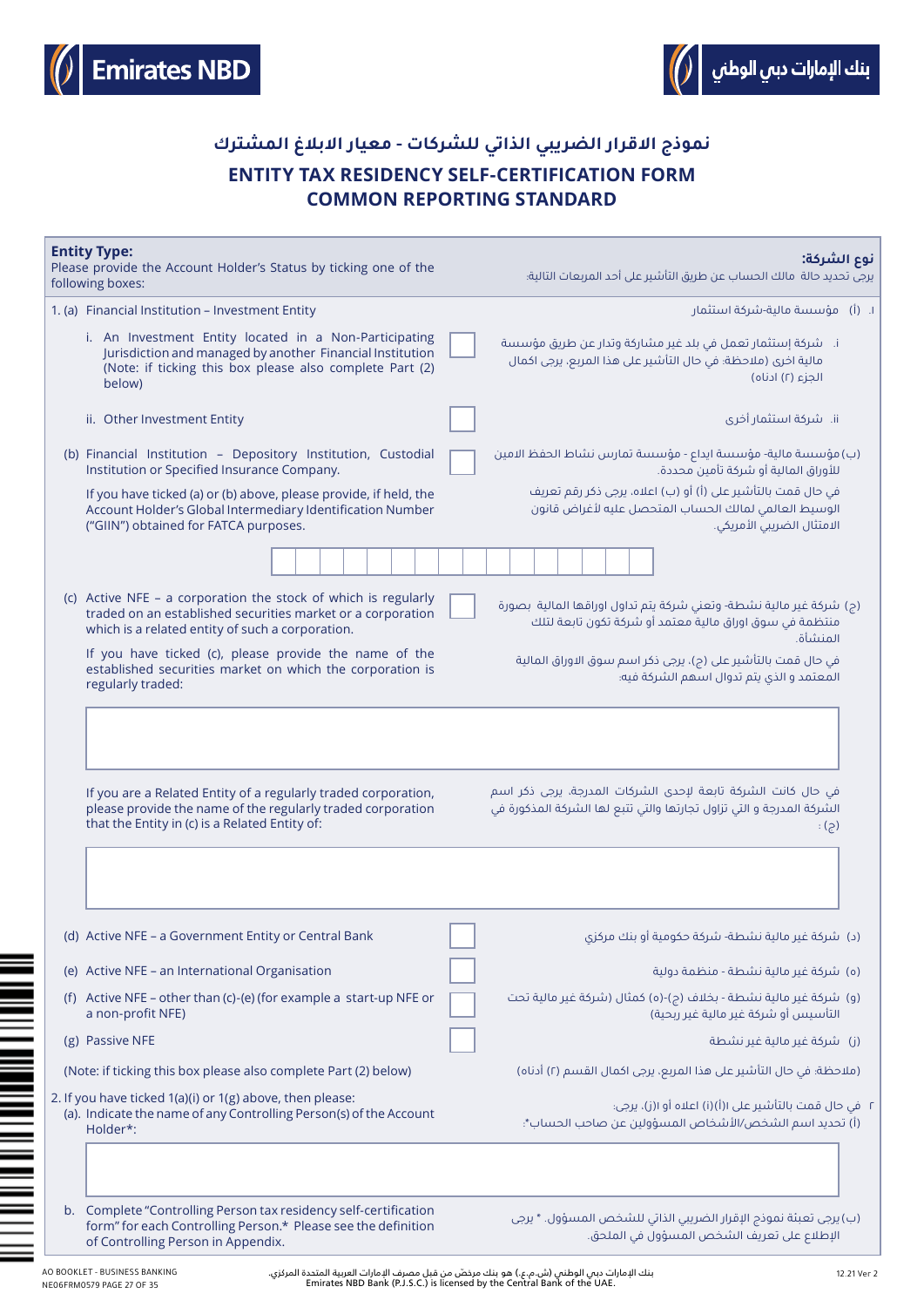Emirates NBD | بنك الإمارات دبي الوطني

## نموذج الاقرار الضريبي الذاتي للشركات - معيار الابلاغ المشترك

## ENTITY TAX RESIDENCY SELF-CERTIFICATION FORM COMMON REPORTING STANDARD

**Entity Type:**
Please provide the Account Holder's Status by ticking one of the following boxes:

**نوع الشركة:**
يرجى تحديد حالة مالك الحساب عن طريق التأشير على أحد المربعات التالية:

1. (a) Financial Institution – Investment Entity

١. (أ) مؤسسة مالية-شركة استثمار

i. An Investment Entity located in a Non-Participating Jurisdiction and managed by another Financial Institution (Note: if ticking this box please also complete Part (2) below) ☐

i. شركة إستثمار تعمل في بلد غير مشاركة وتدار عن طريق مؤسسة مالية اخرى (ملاحظة: في حال التأشير على هذا المربع، يرجى اكمال الجزء (٢) ادناه)

ii. Other Investment Entity ☐

ii. شركة استثمار أخرى

(b) Financial Institution – Depository Institution, Custodial Institution or Specified Insurance Company. ☐

(ب) مؤسسة مالية- مؤسسة ايداع - مؤسسة تمارس نشاط الحفظ الامين للأوراق المالية أو شركة تأمين محددة.

If you have ticked (a) or (b) above, please provide, if held, the Account Holder's Global Intermediary Identification Number ("GIIN") obtained for FATCA purposes.

في حال قمت بالتأشير على (أ) أو (ب) اعلاه، يرجى ذكر رقم تعريف الوسيط العالمي لمالك الحساب المتحصل عليه لأغراض قانون الامتثال الضريبي الأمريكي.

| | | | | | | | | | | | | | | | |
|---|---|---|---|---|---|---|---|---|---|---|---|---|---|---|---|
| | | | | | | | | | | | | | | | |

(c) Active NFE – a corporation the stock of which is regularly traded on an established securities market or a corporation which is a related entity of such a corporation. ☐

(ج) شركة غير مالية نشطة- وتعني شركة يتم تداول اوراقها المالية بصورة منتظمة في سوق اوراق مالية معتمد أو شركة تكون تابعة لتلك المنشأة.

If you have ticked (c), please provide the name of the established securities market on which the corporation is regularly traded:

في حال قمت بالتأشير على (ج)، يرجى ذكر اسم سوق الاوراق المالية المعتمد و الذي يتم تداول اسهم الشركة فيه:

______________________________

If you are a Related Entity of a regularly traded corporation, please provide the name of the regularly traded corporation that the Entity in (c) is a Related Entity of:

في حال كانت الشركة تابعة لإحدى الشركات المدرجة، يرجى ذكر اسم الشركة المدرجة و التي تزاول تجارتها والتي تتبع لها الشركة المذكورة في (ج):

______________________________

(d) Active NFE – a Government Entity or Central Bank ☐

(د) شركة غير مالية نشطة- شركة حكومية أو بنك مركزي

(e) Active NFE – an International Organisation ☐

(ه) شركة غير مالية نشطة - منظمة دولية

(f) Active NFE – other than (c)-(e) (for example a start-up NFE or a non-profit NFE) ☐

(و) شركة غير مالية نشطة - بخلاف (ج)-(ه) كمثال (شركة غير مالية تحت التأسيس أو شركة غير مالية غير ربحية)

(g) Passive NFE ☐

(ز) شركة غير مالية غير نشطة

(Note: if ticking this box please also complete Part (2) below)

(ملاحظة: في حال التأشير على هذا المربع، يرجى اكمال القسم (٢) أدناه)

2. If you have ticked 1(a)(i) or 1(g) above, then please:
(a). Indicate the name of any Controlling Person(s) of the Account Holder*:

٢. في حال قمت بالتأشير على ا(أ)(i) اعلاه أو ا(ز)، يرجى:
(أ) تحديد اسم الشخص/الأشخاص المسؤولين عن صاحب الحساب*:

______________________________

b. Complete "Controlling Person tax residency self-certification form" for each Controlling Person.* Please see the definition of Controlling Person in Appendix.

(ب) يرجى تعبئة نموذج الإقرار الضريبي الذاتي للشخص المسؤول. * يرجى الإطلاع على تعريف الشخص المسؤول في الملحق.

AO BOOKLET - BUSINESS BANKING
NE06FRM0579 PAGE 27 OF 35

بنك الإمارات دبي الوطني (ش.م.ع.) هو بنك مرخّص من قبل مصرف الإمارات العربية المتحدة المركزي.
Emirates NBD Bank (P.J.S.C.) is licensed by the Central Bank of the UAE.

12.21 Ver 2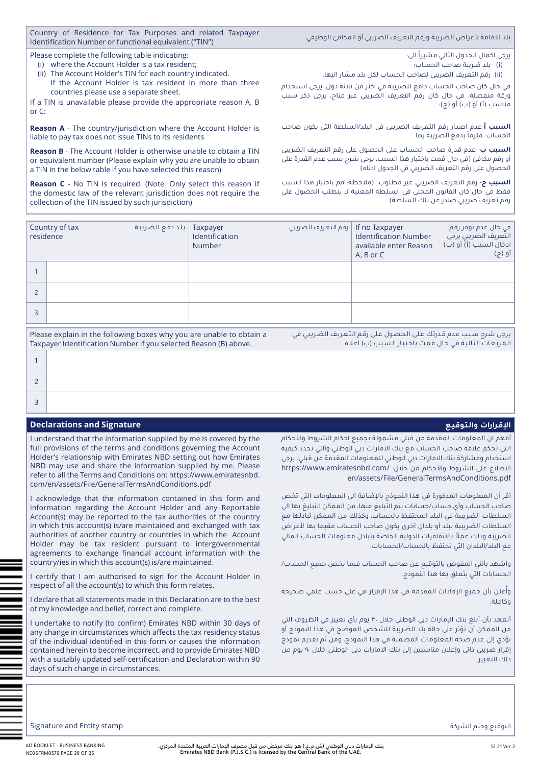| Country of Residence for Tax Purposes and related Taxpayer Identification Number or functional equivalent (“TIN”) | بلد الاقامة لأغراض الضريبة ورقم التعريف الضريبي أو المكافئ الوظيفي |
|---|---|

Please complete the following table indicating:

(i) where the Account Holder is a tax resident;

(ii) The Account Holder’s TIN for each country indicated.

If the Account Holder is tax resident in more than three countries please use a separate sheet.

If a TIN is unavailable please provide the appropriate reason A, B or C:

**Reason A** - The country/jurisdiction where the Account Holder is liable to pay tax does not issue TINs to its residents

**Reason B** - The Account Holder is otherwise unable to obtain a TIN or equivalent number (Please explain why you are unable to obtain a TIN in the below table if you have selected this reason)

**Reason C** - No TIN is required. (Note. Only select this reason if the domestic law of the relevant jurisdiction does not require the collection of the TIN issued by such jurisdiction)

يرجى اكمال الجدول التالي مشيراً الى:

(i) بلد ضريبة صاحب الحساب:

(ii) رقم التعريف الضريبي لصاحب الحساب لكل بلد مشار اليها.

في حال كان صاحب الحساب دافع للضريبة في اكثر من ثلاثة دول، يرجى استخدام ورقة منفصلة. في حال كان رقم التعريف الضريبي غير متاح، يرجى ذكر سبب مناسب (أ) أو (ب) أو (ج):

**السبب أ**-عدم اصدار رقم التعريف الضريبي في البلد/السلطة التي يكون صاحب الحساب ملزماً بدفع الضريبة بها

**السبب ب**- عدم قدرة صاحب الحساب على الحصول على رقم التعريف الضريبي أو رقم مكافئ (في حال قمت باختيار هذا السبب، يرجى شرح سبب عدم القدرة على الحصول على رقم التعريف الضريبي في الجدول ادناه)

**السبب ج**- رقم التعريف الضريبي غير مطلوب (ملاحظة: قم باختيار هذا السبب فقط في حال كان القانون المحلي في السلطة المعنية لا يتطلب الحصول على رقم تعريف ضريبي صادر عن تلك السلطة)

| | Country of tax residence بلد دفع الضريبة | Taxpayer Identification Number رقم التعريف الضريبي | If no Taxpayer Identification Number available enter Reason A, B or C في حال عدم توفر رقم التعريف الضريبي يرجى ادخال السبب (أ) أو (ب) أو (ج) |
|---|---|---|---|
| 1 | | | |
| 2 | | | |
| 3 | | | |

| Please explain in the following boxes why you are unable to obtain a Taxpayer Identification Number if you selected Reason (B) above. يرجى شرح سبب عدم قدرتك على الحصول على رقم التعريف الضريبي في المربعات التالية في حال قمت باختيار السبب (ب) اعلاه | |
|---|---|
| 1 | |
| 2 | |
| 3 | |

## Declarations and Signature — الإقرارات والتوقيع

I understand that the information supplied by me is covered by the full provisions of the terms and conditions governing the Account Holder’s relationship with Emirates NBD setting out how Emirates NBD may use and share the information supplied by me. Please refer to all the Terms and Conditions on: https://www.emiratesnbd.com/en/assets/File/GeneralTermsAndConditions.pdf

I acknowledge that the information contained in this form and information regarding the Account Holder and any Reportable Account(s) may be reported to the tax authorities of the country in which this account(s) is/are maintained and exchanged with tax authorities of another country or countries in which the Account Holder may be tax resident pursuant to intergovernmental agreements to exchange financial account information with the country/ies in which this account(s) is/are maintained.

I certify that I am authorised to sign for the Account Holder in respect of all the account(s) to which this form relates.

I declare that all statements made in this Declaration are to the best of my knowledge and belief, correct and complete.

I undertake to notify (to confirm) Emirates NBD within 30 days of any change in circumstances which affects the tax residency status of the individual identified in this form or causes the information contained herein to become incorrect, and to provide Emirates NBD with a suitably updated self-certification and Declaration within 90 days of such change in circumstances.

أفهم ان المعلومات المقدمة من قبلي مشمولة بجميع احكام الشروط والأحكام التي تحكم علاقة صاحب الحساب مع بنك الامارات دبي الوطني والتي تحدد كيفية استخدام ومشاركة بنك الامارات دبي الوطني للمعلومات المقدمة من قبلي. يرجى الاطلاع على الشروط والأحكام من خلال: https://www.emiratesnbd.com/en/assets/File/GeneralTermsAndConditions.pdf

أقر أن المعلومات المذكورة في هذا النموذج بالإضافة الى المعلومات التي تخص صاحب الحساب وأي حساب/حسابات يتم التبليغ عنها، من الممكن التبليغ بها الى السلطات الضريبية في البلد المحتفظ بالحساب، وكذلك من الممكن تبادلها مع السلطات الضريبية لبلد أو بلدان أخرى يكون صاحب الحساب مقيما بها لأغراض الضريبة وذلك عملاً بالاتفاقيات الدولية الخاصة بتبادل معلومات الحساب المالي مع البلد/البلدان التي تحتفظ بالحساب/الحسابات.

وأشهد بأنني المفوض بالتوقيع عن صاحب الحساب فيما يخص جميع الحساب/الحسابات التي يتعلق بها هذا النموذج.

وأُعلن بأن جميع الإفادات المقدمة في هذا الإقرار هي على حسب علمي صحيحة وكاملة.

أتعهد بأن أبلغ بنك الإمارات دبي الوطني خلال ٣٠ يوم بأي تغيير في الظروف التي من الممكن أن تؤثر على حالة بلد الضريبة للشخص الموضح في هذا النموذج أو تؤدي إلى عدم صحة المعلومات المضمنة في هذا النموذج، ومن ثم تقديم نموذج إقرار ضريبي ذاتي وإعلان مناسبين إلى بنك الامارات دبي الوطني خلال ٩٠ يوم من ذلك التغيير.

Signature and Entity stamp — التوقيع وختم الشركة

AO BOOKLET - BUSINESS BANKING
NE06FRM0579 PAGE 28 OF 35

بنك الإمارات دبي الوطني (ش.م.ع.) هو بنك مرخص من قبل مصرف الإمارات العربية المتحدة المركزي.
Emirates NBD Bank (P.J.S.C.) is licensed by the Central Bank of the UAE.

12.21 Ver 2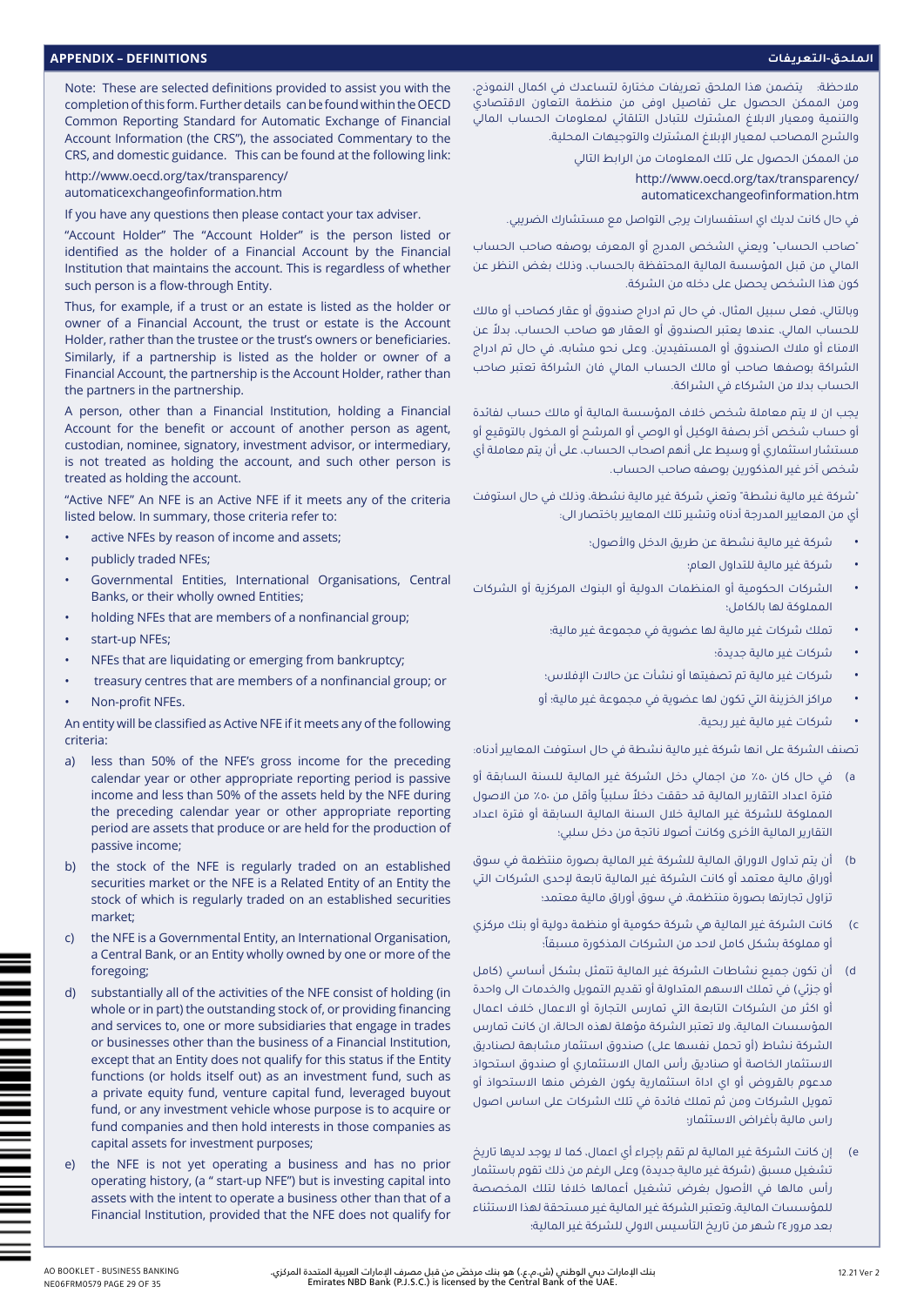## APPENDIX – DEFINITIONS

Note: These are selected definitions provided to assist you with the completion of this form. Further details can be found within the OECD Common Reporting Standard for Automatic Exchange of Financial Account Information (the CRS"), the associated Commentary to the CRS, and domestic guidance. This can be found at the following link:

http://www.oecd.org/tax/transparency/automaticexchangeofinformation.htm

If you have any questions then please contact your tax adviser.

"Account Holder" The "Account Holder" is the person listed or identified as the holder of a Financial Account by the Financial Institution that maintains the account. This is regardless of whether such person is a flow-through Entity.

Thus, for example, if a trust or an estate is listed as the holder or owner of a Financial Account, the trust or estate is the Account Holder, rather than the trustee or the trust's owners or beneficiaries. Similarly, if a partnership is listed as the holder or owner of a Financial Account, the partnership is the Account Holder, rather than the partners in the partnership.

A person, other than a Financial Institution, holding a Financial Account for the benefit or account of another person as agent, custodian, nominee, signatory, investment advisor, or intermediary, is not treated as holding the account, and such other person is treated as holding the account.

"Active NFE" An NFE is an Active NFE if it meets any of the criteria listed below. In summary, those criteria refer to:

- active NFEs by reason of income and assets;
- publicly traded NFEs;
- Governmental Entities, International Organisations, Central Banks, or their wholly owned Entities;
- holding NFEs that are members of a nonfinancial group;
- start-up NFEs;
- NFEs that are liquidating or emerging from bankruptcy;
- treasury centres that are members of a nonfinancial group; or
- Non-profit NFEs.

An entity will be classified as Active NFE if it meets any of the following criteria:

a) less than 50% of the NFE's gross income for the preceding calendar year or other appropriate reporting period is passive income and less than 50% of the assets held by the NFE during the preceding calendar year or other appropriate reporting period are assets that produce or are held for the production of passive income;

b) the stock of the NFE is regularly traded on an established securities market or the NFE is a Related Entity of an Entity the stock of which is regularly traded on an established securities market;

c) the NFE is a Governmental Entity, an International Organisation, a Central Bank, or an Entity wholly owned by one or more of the foregoing;

d) substantially all of the activities of the NFE consist of holding (in whole or in part) the outstanding stock of, or providing financing and services to, one or more subsidiaries that engage in trades or businesses other than the business of a Financial Institution, except that an Entity does not qualify for this status if the Entity functions (or holds itself out) as an investment fund, such as a private equity fund, venture capital fund, leveraged buyout fund, or any investment vehicle whose purpose is to acquire or fund companies and then hold interests in those companies as capital assets for investment purposes;

e) the NFE is not yet operating a business and has no prior operating history, (a " start-up NFE") but is investing capital into assets with the intent to operate a business other than that of a Financial Institution, provided that the NFE does not qualify for

## الملحق-التعريفات

ملاحظة: يتضمن هذا الملحق تعريفات مختارة لتساعدك في اكمال النموذج، ومن الممكن الحصول على تفاصيل اوفى من منظمة التعاون الاقتصادي والتنمية ومعيار الابلاغ المشترك للتبادل التلقائي لمعلومات الحساب المالي والشرح المصاحب لمعيار الإبلاغ المشترك والتوجيهات المحلية.

من الممكن الحصول على تلك المعلومات من الرابط التالي

http://www.oecd.org/tax/transparency/automaticexchangeofinformation.htm

في حال كانت لديك اي استفسارات يرجى التواصل مع مستشارك الضريبي.

"صاحب الحساب" ويعني الشخص المدرج أو المعرف بوصفه صاحب الحساب المالي من قبل المؤسسة المالية المحتفظة بالحساب، وذلك بغض النظر عن كون هذا الشخص يحصل على دخله من الشركة.

وبالتالي، فعلى سبيل المثال، في حال تم ادراج صندوق أو عقار كصاحب أو مالك للحساب المالي، عندها يعتبر الصندوق أو العقار هو صاحب الحساب، بدلاً عن الامناء أو ملاك الصندوق أو المستفيدين. وعلى نحو مشابه، في حال تم ادراج الشراكة بوصفها صاحب أو مالك الحساب المالي فان الشراكة تعتبر صاحب الحساب بدلا من الشركاء في الشراكة.

يجب ان لا يتم معاملة شخص خلاف المؤسسة المالية أو مالك حساب لفائدة أو حساب شخص آخر بصفة الوكيل أو الوصي أو المرشح أو المخول بالتوقيع أو مستشار استثماري أو وسيط على أنهم اصحاب الحساب، على أن يتم معاملة أي شخص آخر غير المذكورين بوصفه صاحب الحساب.

"شركة غير مالية نشطة" وتعني شركة غير مالية نشطة، وذلك في حال استوفت أي من المعايير المدرجة أدناه وتشير تلك المعايير باختصار الى:

- شركة غير مالية نشطة عن طريق الدخل والأصول؛
- شركة غير مالية للتداول العام؛
- الشركات الحكومية أو المنظمات الدولية أو البنوك المركزية أو الشركات المملوكة لها بالكامل؛
- تملك شركات غير مالية لها عضوية في مجموعة غير مالية؛
- شركات غير مالية جديدة؛
- شركات غير مالية تم تصفيتها أو نشأت عن حالات الإفلاس؛
- مراكز الخزينة التي تكون لها عضوية في مجموعة غير مالية؛ أو
- شركات غير مالية غير ربحية.

تصنف الشركة على انها شركة غير مالية نشطة في حال استوفت المعايير أدناه:

a) في حال كان ٥٠٪ من اجمالي دخل الشركة غير المالية للسنة السابقة أو فترة اعداد التقارير المالية قد حققت دخلاً سلبياً وأقل من ٥٠٪ من الاصول المملوكة للشركة غير المالية خلال السنة المالية السابقة أو فترة اعداد التقارير المالية الأخرى وكانت أصولا ناتجة من دخل سلبي؛

b) أن يتم تداول الاوراق المالية للشركة غير المالية بصورة منتظمة في سوق أوراق مالية معتمد أو كانت الشركة غير المالية تابعة لإحدى الشركات التي تزاول تجارتها بصورة منتظمة، في سوق أوراق مالية معتمد؛

c) كانت الشركة غير المالية هي شركة حكومية أو منظمة دولية أو بنك مركزي أو مملوكة بشكل كامل لاحد من الشركات المذكورة مسبقاً؛

d) أن تكون جميع نشاطات الشركة غير المالية تتمثل بشكل أساسي (كامل أو جزئي) في تملك الاسهم المتداولة أو تقديم التمويل والخدمات الى واحدة أو اكثر من الشركات التابعة التي تمارس التجارة أو الاعمال خلاف اعمال المؤسسات المالية، ولا تعتبر الشركة مؤهلة لهذه الحالة، ان كانت تمارس الشركة نشاط (أو تحمل نفسها على) صندوق استثمار مشابهة لصناديق الاستثمار الخاصة أو صناديق رأس المال الاستثماري أو صندوق استحواذ مدعوم بالقروض أو اي اداة استثمارية يكون الغرض منها الاستحواذ أو تمويل الشركات ومن ثم تملك فائدة في تلك الشركات على اساس اصول راس مالية بأغراض الاستثمار؛

e) إن كانت الشركة غير المالية لم تقم بإجراء أي اعمال، كما لا يوجد لديها تاريخ تشغيل مسبق (شركة غير مالية جديدة) وعلى الرغم من ذلك تقوم باستثمار رأس مالها في الأصول بغرض تشغيل أعمالها خلافا لتلك المخصصة للمؤسسات المالية، وتعتبر الشركة غير المالية غير مستحقة لهذا الاستثناء بعد مرور ٢٤ شهر من تاريخ التأسيس الاولي للشركة غير المالية؛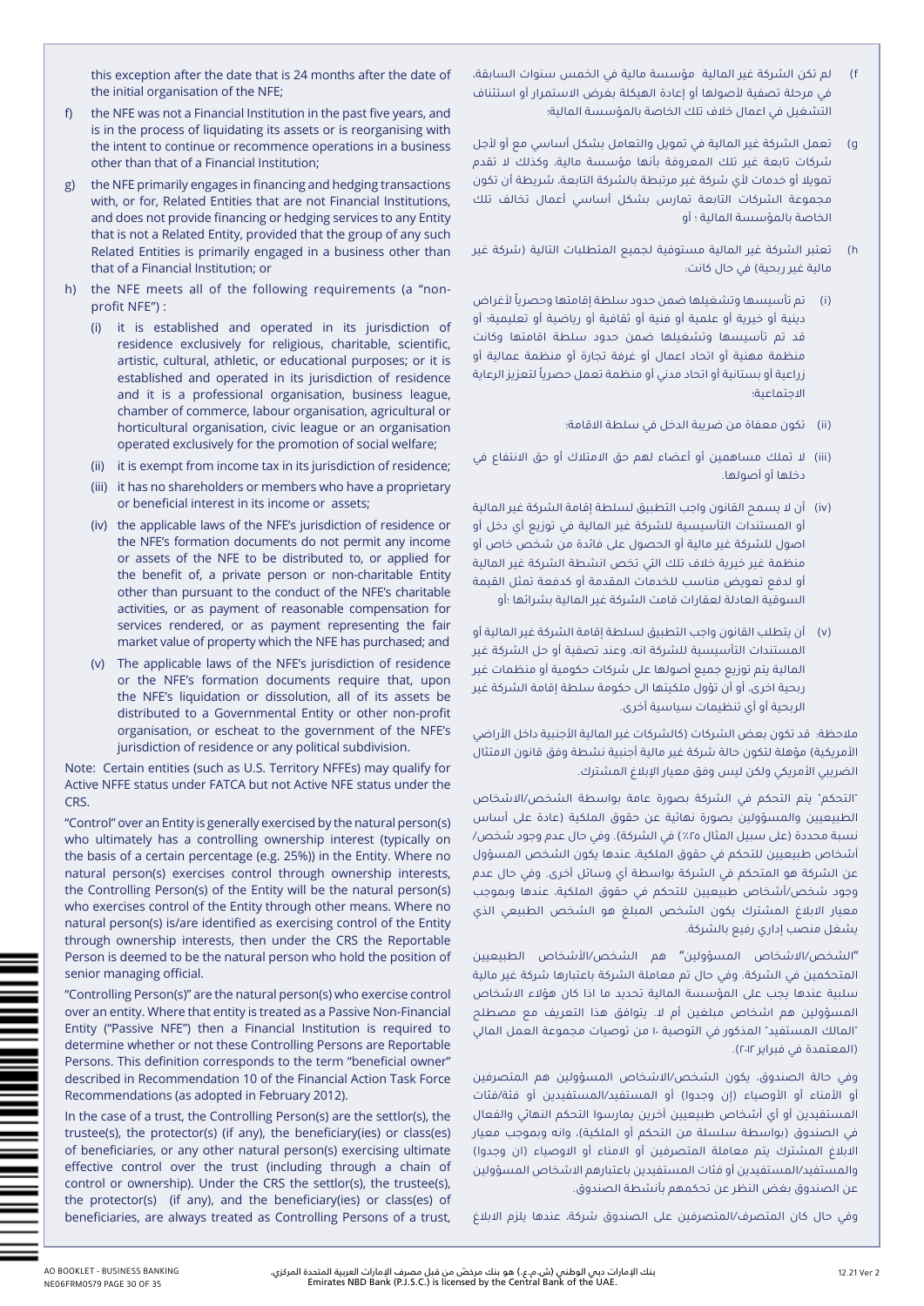this exception after the date that is 24 months after the date of the initial organisation of the NFE;

f) the NFE was not a Financial Institution in the past five years, and is in the process of liquidating its assets or is reorganising with the intent to continue or recommence operations in a business other than that of a Financial Institution;

g) the NFE primarily engages in financing and hedging transactions with, or for, Related Entities that are not Financial Institutions, and does not provide financing or hedging services to any Entity that is not a Related Entity, provided that the group of any such Related Entities is primarily engaged in a business other than that of a Financial Institution; or

h) the NFE meets all of the following requirements (a "non-profit NFE") :

(i) it is established and operated in its jurisdiction of residence exclusively for religious, charitable, scientific, artistic, cultural, athletic, or educational purposes; or it is established and operated in its jurisdiction of residence and it is a professional organisation, business league, chamber of commerce, labour organisation, agricultural or horticultural organisation, civic league or an organisation operated exclusively for the promotion of social welfare;

(ii) it is exempt from income tax in its jurisdiction of residence;

(iii) it has no shareholders or members who have a proprietary or beneficial interest in its income or assets;

(iv) the applicable laws of the NFE's jurisdiction of residence or the NFE's formation documents do not permit any income or assets of the NFE to be distributed to, or applied for the benefit of, a private person or non-charitable Entity other than pursuant to the conduct of the NFE's charitable activities, or as payment of reasonable compensation for services rendered, or as payment representing the fair market value of property which the NFE has purchased; and

(v) The applicable laws of the NFE's jurisdiction of residence or the NFE's formation documents require that, upon the NFE's liquidation or dissolution, all of its assets be distributed to a Governmental Entity or other non-profit organisation, or escheat to the government of the NFE's jurisdiction of residence or any political subdivision.

Note: Certain entities (such as U.S. Territory NFFEs) may qualify for Active NFFE status under FATCA but not Active NFE status under the CRS.

"Control" over an Entity is generally exercised by the natural person(s) who ultimately has a controlling ownership interest (typically on the basis of a certain percentage (e.g. 25%)) in the Entity. Where no natural person(s) exercises control through ownership interests, the Controlling Person(s) of the Entity will be the natural person(s) who exercises control of the Entity through other means. Where no natural person(s) is/are identified as exercising control of the Entity through ownership interests, then under the CRS the Reportable Person is deemed to be the natural person who hold the position of senior managing official.

"Controlling Person(s)" are the natural person(s) who exercise control over an entity. Where that entity is treated as a Passive Non-Financial Entity ("Passive NFE") then a Financial Institution is required to determine whether or not these Controlling Persons are Reportable Persons. This definition corresponds to the term "beneficial owner" described in Recommendation 10 of the Financial Action Task Force Recommendations (as adopted in February 2012).

In the case of a trust, the Controlling Person(s) are the settlor(s), the trustee(s), the protector(s) (if any), the beneficiary(ies) or class(es) of beneficiaries, or any other natural person(s) exercising ultimate effective control over the trust (including through a chain of control or ownership). Under the CRS the settlor(s), the trustee(s), the protector(s) (if any), and the beneficiary(ies) or class(es) of beneficiaries, are always treated as Controlling Persons of a trust,

f) لم تكن الشركة غير المالية مؤسسة مالية في الخمس سنوات السابقة، في مرحلة تصفية لأصولها أو إعادة الهيكلة بغرض الاستمرار أو استئناف التشغيل في اعمال خلاف تلك الخاصة بالمؤسسة المالية؛

g) تعمل الشركة غير المالية في تمويل والتعامل بشكل أساسي مع أو لأجل شركات تابعة غير تلك المعروفة بأنها مؤسسة مالية، وكذلك لا تقدم تمويلا أو خدمات لأي شركة غير مرتبطة بالشركة التابعة، شريطة أن تكون مجموعة الشركات التابعة تمارس بشكل أساسي أعمال تخالف تلك الخاصة بالمؤسسة المالية ؛ أو

h) تعتبر الشركة غير المالية مستوفية لجميع المتطلبات التالية (شركة غير مالية غير ربحية) في حال كانت:

(i) تم تأسيسها وتشغيلها ضمن حدود سلطة إقامتها وحصرياً لأغراض دينية أو خيرية أو علمية أو فنية أو ثقافية أو رياضية أو تعليمية؛ أو قد تم تأسيسها وتشغيلها ضمن حدود سلطة اقامتها وكانت منظمة مهنية أو اتحاد اعمال أو غرفة تجارة أو منظمة عمالية أو زراعية أو بستانية أو اتحاد مدني أو منظمة تعمل حصرياً لتعزيز الرعاية الاجتماعية؛

(ii) تكون معفاة من ضريبة الدخل في سلطة الاقامة؛

(iii) لا تملك مساهمين أو أعضاء لهم حق الامتلاك أو حق الانتفاع في دخلها أو أصولها.

(iv) أن لا يسمح القانون واجب التطبيق لسلطة إقامة الشركة غير المالية أو المستندات التأسيسية للشركة غير المالية في توزيع أي دخل أو اصول للشركة غير مالية أو الحصول على فائدة من شخص خاص أو منظمة غير خيرية خلاف تلك التي تخص انشطة الشركة غير المالية أو لدفع تعويض مناسب للخدمات المقدمة أو كدفعة تمثل القيمة السوقية العادلة لعقارات قامت الشركة غير المالية بشرائها ؛أو

(v) أن يتطلب القانون واجب التطبيق لسلطة إقامة الشركة غير المالية أو المستندات التأسيسية للشركة انه، وعند تصفية أو حل الشركة غير المالية يتم توزيع جميع أصولها على شركات حكومية أو منظمات غير ربحية اخرى، أو أن تؤول ملكيتها الى حكومة سلطة إقامة الشركة غير الربحية أو أي تنظيمات سياسية أخرى.

ملاحظة: قد تكون بعض الشركات (كالشركات غير المالية الأجنبية داخل الأراضي الأمريكية) مؤهلة لتكون حالة شركة غير مالية أجنبية نشطة وفق قانون الامتثال الضريبي الأمريكي ولكن ليس وفق معيار الإبلاغ المشترك.

"التحكم" يتم التحكم في الشركة بصورة عامة بواسطة الشخص/الاشخاص الطبيعيين والمسؤولين بصورة نهائية عن حقوق الملكية (عادة على أساس نسبة محددة (على سبيل المثال ٢٥٪) في الشركة). وفي حال عدم وجود شخص/أشخاص طبيعيين للتحكم في حقوق الملكية، عندها يكون الشخص المسؤول عن الشركة هو المتحكم في الشركة بواسطة أي وسائل أخرى. وفي حال عدم وجود شخص/أشخاص طبيعيين للتحكم في حقوق الملكية، عندها وبموجب معيار الابلاغ المشترك يكون الشخص المبلغ هو الشخص الطبيعي الذي يشغل منصب إداري رفيع بالشركة.

"الشخص/الاشخاص المسؤولين" هم الشخص/الأشخاص الطبيعيين المتحكمين في الشركة. وفي حال تم معاملة الشركة باعتبارها شركة غير مالية سلبية عندها يجب على المؤسسة المالية تحديد ما اذا كان هؤلاء الاشخاص المسؤولين هم اشخاص مبلغين أم لا. يتوافق هذا التعريف مع مصطلح "المالك المستفيد" المذكور في التوصية ١٠ من توصيات مجموعة العمل المالي (المعتمدة في فبراير ٢٠١٢).

وفي حالة الصندوق، يكون الشخص/الاشخاص المسؤولين هم المتصرفين أو الأمناء أو الأوصياء (إن وجدوا) أو المستفيد/المستفيدين أو فئة/فئات المستفيدين أو أي أشخاص طبيعيين آخرين يمارسوا التحكم النهائي والفعال في الصندوق (بواسطة سلسلة من التحكم أو الملكية)، وانه وبموجب معيار الابلاغ المشترك يتم معاملة المتصرفين أو الامناء أو الاوصياء (ان وجدوا) والمستفيد/المستفيدين أو فئات المستفيدين باعتبارهم الاشخاص المسؤولين عن الصندوق بغض النظر عن تحكمهم بأنشطة الصندوق.

وفي حال كان المتصرف/المتصرفين على الصندوق شركة، عندها يلزم الابلاغ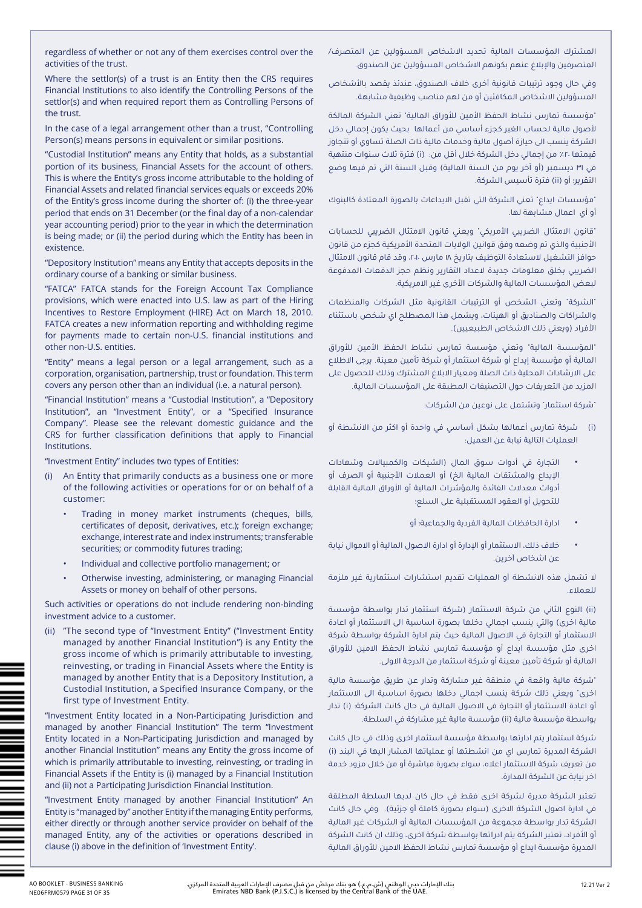regardless of whether or not any of them exercises control over the activities of the trust.

Where the settlor(s) of a trust is an Entity then the CRS requires Financial Institutions to also identify the Controlling Persons of the settlor(s) and when required report them as Controlling Persons of the trust.

In the case of a legal arrangement other than a trust, "Controlling Person(s) means persons in equivalent or similar positions.

"Custodial Institution" means any Entity that holds, as a substantial portion of its business, Financial Assets for the account of others. This is where the Entity's gross income attributable to the holding of Financial Assets and related financial services equals or exceeds 20% of the Entity's gross income during the shorter of: (i) the three-year period that ends on 31 December (or the final day of a non-calendar year accounting period) prior to the year in which the determination is being made; or (ii) the period during which the Entity has been in existence.

"Depository Institution" means any Entity that accepts deposits in the ordinary course of a banking or similar business.

"FATCA" FATCA stands for the Foreign Account Tax Compliance provisions, which were enacted into U.S. law as part of the Hiring Incentives to Restore Employment (HIRE) Act on March 18, 2010. FATCA creates a new information reporting and withholding regime for payments made to certain non-U.S. financial institutions and other non-U.S. entities.

"Entity" means a legal person or a legal arrangement, such as a corporation, organisation, partnership, trust or foundation. This term covers any person other than an individual (i.e. a natural person).

"Financial Institution" means a "Custodial Institution", a "Depository Institution", an "Investment Entity", or a "Specified Insurance Company". Please see the relevant domestic guidance and the CRS for further classification definitions that apply to Financial Institutions.

"Investment Entity" includes two types of Entities:

(i) An Entity that primarily conducts as a business one or more of the following activities or operations for or on behalf of a customer:
   - Trading in money market instruments (cheques, bills, certificates of deposit, derivatives, etc.); foreign exchange; exchange, interest rate and index instruments; transferable securities; or commodity futures trading;
   - Individual and collective portfolio management; or
   - Otherwise investing, administering, or managing Financial Assets or money on behalf of other persons.

Such activities or operations do not include rendering non-binding investment advice to a customer.

(ii) "The second type of "Investment Entity" ("Investment Entity managed by another Financial Institution") is any Entity the gross income of which is primarily attributable to investing, reinvesting, or trading in Financial Assets where the Entity is managed by another Entity that is a Depository Institution, a Custodial Institution, a Specified Insurance Company, or the first type of Investment Entity.

"Investment Entity located in a Non-Participating Jurisdiction and managed by another Financial Institution" The term "Investment Entity located in a Non-Participating Jurisdiction and managed by another Financial Institution" means any Entity the gross income of which is primarily attributable to investing, reinvesting, or trading in Financial Assets if the Entity is (i) managed by a Financial Institution and (ii) not a Participating Jurisdiction Financial Institution.

"Investment Entity managed by another Financial Institution" An Entity is "managed by" another Entity if the managing Entity performs, either directly or through another service provider on behalf of the managed Entity, any of the activities or operations described in clause (i) above in the definition of 'Investment Entity'.

المشترك المؤسسات المالية تحديد الاشخاص المسؤولين عن المتصرف/ المتصرفين والإبلاغ عنهم بكونهم الاشخاص المسؤولين عن الصندوق.

وفي حال وجود ترتيبات قانونية أخرى خلاف الصندوق، عندئذ يقصد بالأشخاص المسؤولين الاشخاص المكافئين أو من لهم مناصب وظيفية مشابهة.

"مؤسسة تمارس نشاط الحفظ الأمين للأوراق المالية" تعني الشركة المالكة لأصول مالية لحساب الغير كجزء أساسي من أعمالها بحيث يكون إجمالي دخل الشركة ينسب الى حيازة أصول مالية وخدمات مالية ذات الصلة تساوي أو تتجاوز قيمتها ٢٠٪ من إجمالي دخل الشركة خلال أقل من: (i) فترة ثلاث سنوات منتهية في ٣١ ديسمبر (أو آخر يوم من السنة المالية) وقبل السنة التي تم فيها وضع التقرير؛ أو (ii) فترة تأسيس الشركة.

"مؤسسات ايداع" تعني الشركة التي تقبل الايداعات بالصورة المعتادة كالبنوك أو أي اعمال مشابهة لها.

"قانون الامتثال الضريبي الأمريكي" ويعني قانون الامتثال الضريبي للحسابات الأجنبية والذي تم وضعه وفق قوانين الولايات المتحدة الأمريكية كجزء من قانون حوافز التشغيل لاستعادة التوظيف بتاريخ ١٨ مارس ٢٠١٠. وقد قام قانون الامتثال الضريبي بخلق معلومات جديدة لاعداد التقارير ونظم حجز الدفعات المدفوعة لبعض المؤسسات المالية والشركات الأخرى غير الامريكية.

"الشركة" وتعني الشخص أو الترتيبات القانونية مثل الشركات والمنظمات والشراكات والصناديق أو الهيئات. ويشمل هذا المصطلح اي شخص باستثناء الأفراد (ويعني ذلك الاشخاص الطبيعيين).

"المؤسسة المالية" وتعني مؤسسة تمارس نشاط الحفظ الأمين للأوراق المالية أو مؤسسة إيداع أو شركة استثمار أو شركة تأمين معينة. يرجى الاطلاع على الارشادات المحلية ذات الصلة ومعيار الابلاغ المشترك وذلك للحصول على المزيد من التعريفات حول التصنيفات المطبقة على المؤسسات المالية.

"شركة استثمار" وتشتمل على نوعين من الشركات:

(i) شركة تمارس أعمالها بشكل أساسي في واحدة أو اكثر من الانشطة أو العمليات التالية نيابة عن العميل:
   - التجارة في أدوات سوق المال (الشيكات والكمبيالات وشهادات الإيداع والمشتقات المالية الخ) أو العملات الأجنبية أو الصرف أو أدوات معدلات الفائدة والمؤشرات المالية أو الأوراق المالية القابلة للتحويل أو العقود المستقبلية على السلع؛
   - ادارة الحافظات المالية الفردية والجماعية؛ أو
   - خلاف ذلك، الاستثمار أو الإدارة أو ادارة الاصول المالية أو الاموال نيابة عن اشخاص آخرين.

لا تشمل هذه الانشطة أو العمليات تقديم استشارات استثمارية غير ملزمة للعملاء.

(ii) النوع الثاني من شركة الاستثمار (شركة استثمار تدار بواسطة مؤسسة مالية اخرى) والتي ينسب اجمالي دخلها بصورة اساسية الى الاستثمار أو اعادة الاستثمار أو التجارة في الاصول المالية حيث يتم ادارة الشركة بواسطة شركة اخرى مثل مؤسسة ايداع أو مؤسسة تمارس نشاط الحفظ الامين للأوراق المالية أو شركة تأمين معينة أو شركة استثمار من الدرجة الاولى.

"شركة مالية واقعة في منطقة غير مشاركة وتدار عن طريق مؤسسة مالية اخرى" ويعني ذلك شركة ينسب اجمالي دخلها بصورة اساسية الى الاستثمار أو اعادة الاستثمار أو التجارة في الاصول المالية في حال كانت الشركة: (i) تدار بواسطة مؤسسة مالية (ii) مؤسسة مالية غير مشاركة في السلطة.

شركة استثمار يتم ادارتها بواسطة مؤسسة استثمار اخرى وذلك في حال كانت الشركة المديرة تمارس اي من انشطتها أو عملياتها المشار اليها في البند (i) من تعريف شركة الاستثمار اعلاه، سواء بصورة مباشرة أو من خلال مزود خدمة اخر نيابة عن الشركة المدارة.

تعتبر الشركة مديرة لشركة اخرى فقط في حال كان لديها السلطة المطلقة في ادارة اصول الشركة الاخرى (سواء بصورة كاملة أو جزئية). وفي حال كانت الشركة تدار بواسطة مجموعة من المؤسسات المالية أو الشركات غير المالية أو الأفراد، تعتبر الشركة يتم ادارتها بواسطة شركة اخرى، وذلك ان كانت الشركة المديرة مؤسسة ايداع أو مؤسسة تمارس نشاط الحفظ الامين للأوراق المالية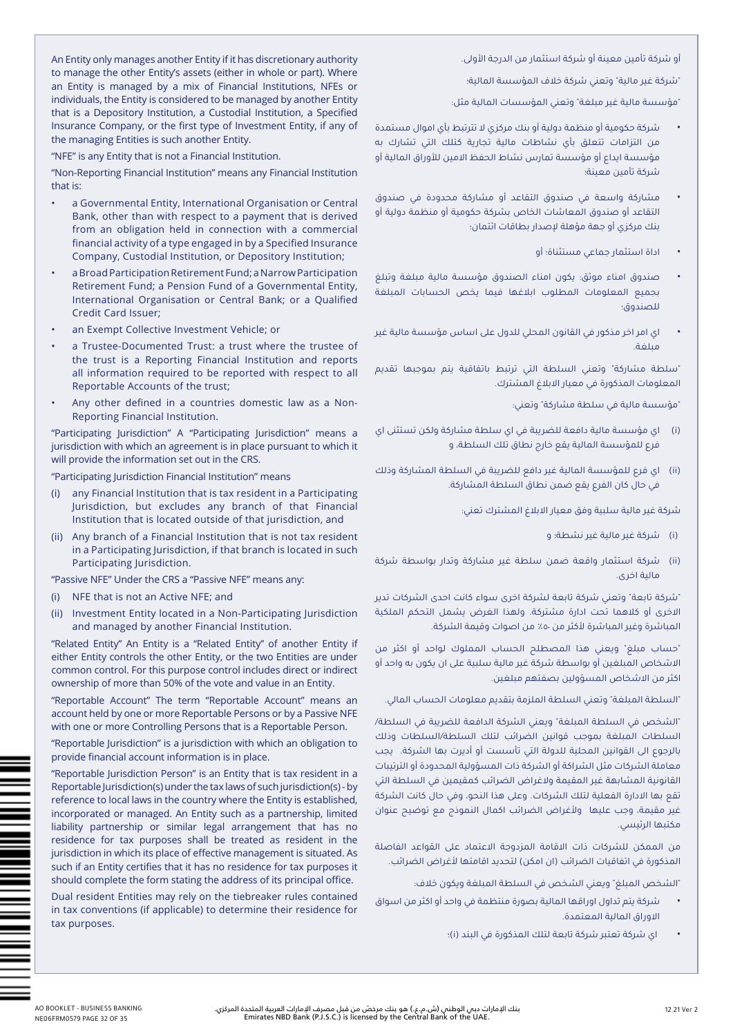An Entity only manages another Entity if it has discretionary authority to manage the other Entity's assets (either in whole or part). Where an Entity is managed by a mix of Financial Institutions, NFEs or individuals, the Entity is considered to be managed by another Entity that is a Depository Institution, a Custodial Institution, a Specified Insurance Company, or the first type of Investment Entity, if any of the managing Entities is such another Entity.

"NFE" is any Entity that is not a Financial Institution.

"Non-Reporting Financial Institution" means any Financial Institution that is:

- a Governmental Entity, International Organisation or Central Bank, other than with respect to a payment that is derived from an obligation held in connection with a commercial financial activity of a type engaged in by a Specified Insurance Company, Custodial Institution, or Depository Institution;
- a Broad Participation Retirement Fund; a Narrow Participation Retirement Fund; a Pension Fund of a Governmental Entity, International Organisation or Central Bank; or a Qualified Credit Card Issuer;
- an Exempt Collective Investment Vehicle; or
- a Trustee-Documented Trust: a trust where the trustee of the trust is a Reporting Financial Institution and reports all information required to be reported with respect to all Reportable Accounts of the trust;
- Any other defined in a countries domestic law as a Non-Reporting Financial Institution.

"Participating Jurisdiction" A "Participating Jurisdiction" means a jurisdiction with which an agreement is in place pursuant to which it will provide the information set out in the CRS.

"Participating Jurisdiction Financial Institution" means

(i) any Financial Institution that is tax resident in a Participating Jurisdiction, but excludes any branch of that Financial Institution that is located outside of that jurisdiction, and

(ii) Any branch of a Financial Institution that is not tax resident in a Participating Jurisdiction, if that branch is located in such Participating Jurisdiction.

"Passive NFE" Under the CRS a "Passive NFE" means any:

(i) NFE that is not an Active NFE; and

(ii) Investment Entity located in a Non-Participating Jurisdiction and managed by another Financial Institution.

"Related Entity" An Entity is a "Related Entity" of another Entity if either Entity controls the other Entity, or the two Entities are under common control. For this purpose control includes direct or indirect ownership of more than 50% of the vote and value in an Entity.

"Reportable Account" The term "Reportable Account" means an account held by one or more Reportable Persons or by a Passive NFE with one or more Controlling Persons that is a Reportable Person.

"Reportable Jurisdiction" is a jurisdiction with which an obligation to provide financial account information is in place.

"Reportable Jurisdiction Person" is an Entity that is tax resident in a Reportable Jurisdiction(s) under the tax laws of such jurisdiction(s) - by reference to local laws in the country where the Entity is established, incorporated or managed. An Entity such as a partnership, limited liability partnership or similar legal arrangement that has no residence for tax purposes shall be treated as resident in the jurisdiction in which its place of effective management is situated. As such if an Entity certifies that it has no residence for tax purposes it should complete the form stating the address of its principal office.

Dual resident Entities may rely on the tiebreaker rules contained in tax conventions (if applicable) to determine their residence for tax purposes.

أو شركة تأمين معينة أو شركة استثمار من الدرجة الأولى.

"شركة غير مالية" وتعني شركة خلاف المؤسسة المالية؛

"مؤسسة مالية غير مبلغة" وتعني المؤسسات المالية مثل:

- شركة حكومية أو منظمة دولية أو بنك مركزي لا تترتبط بأي اموال مستمدة من التزامات تتعلق بأي نشاطات مالية تجارية كتلك التي تشارك به مؤسسة ايداع أو مؤسسة تمارس نشاط الحفظ الامين للأوراق المالية أو شركة تأمين معينة؛
- مشاركة واسعة في صندوق التقاعد أو مشاركة محدودة في صندوق التقاعد أو صندوق المعاشات الخاص بشركة حكومية أو منظمة دولية أو بنك مركزي أو جهة مؤهلة لإصدار بطاقات ائتمان؛
- اداة استثمار جماعي مستثناة؛ أو
- صندوق امناء موثق: يكون امناء الصندوق مؤسسة مالية مبلغة وتبلغ بجميع المعلومات المطلوب ابلاغها فيما يخص الحسابات المبلغة للصندوق؛
- اي امر اخر مذكور في القانون المحلي للدول على اساس مؤسسة مالية غير مبلغة.

"سلطة مشاركة" وتعني السلطة التي ترتبط باتفاقية يتم بموجبها تقديم المعلومات المذكورة في معيار الابلاغ المشترك.

"مؤسسة مالية في سلطة مشاركة" وتعني:

(i) اي مؤسسة مالية دافعة للضريبة في اي سلطة مشاركة ولكن تستثنى اي فرع للمؤسسة المالية يقع خارج نطاق تلك السلطة، و

(ii) اي فرع للمؤسسة المالية غير دافع للضريبة في السلطة المشاركة وذلك في حال كان الفرع يقع ضمن نطاق السلطة المشاركة.

شركة غير مالية سلبية وفق معيار الابلاغ المشترك تعني:

(i) شركة غير مالية غير نشطة؛ و

(ii) شركة استثمار واقعة ضمن سلطة غير مشاركة وتدار بواسطة شركة مالية اخرى.

"شركة تابعة" وتعني شركة تابعة لشركة اخرى سواء كانت احدى الشركات تدير الاخرى أو كلاهما تحت ادارة مشتركة. ولهذا الغرض يشمل التحكم الملكية المباشرة وغير المباشرة لأكثر من ٥٠٪ من اصوات وقيمة الشركة.

"حساب مبلغ" ويعني هذا المصطلح الحساب المملوك لواحد أو اكثر من الاشخاص المبلغين أو بواسطة شركة غير مالية سلبية على ان يكون به واحد أو اكثر من الاشخاص المسؤولين بصفتهم مبلغين.

"السلطة المبلغة" وتعني السلطة الملزمة بتقديم معلومات الحساب المالي.

"الشخص في السلطة المبلغة" ويعني الشركة الدافعة للضريبة في السلطة/ السلطات المبلغة بموجب قوانين الضرائب لتلك السلطة/السلطات وذلك بالرجوع الى القوانين المحلية للدولة التي تأسست أو أديرت بها الشركة. يجب معاملة الشركات مثل الشراكة أو الشركة ذات المسؤولية المحدودة أو الترتيبات القانونية المشابهة غير المقيمة ولاغراض الضرائب كمقيمين في السلطة التي تقع بها الادارة الفعلية لتلك الشركات. وعلى هذا النحو، وفي حال كانت الشركة غير مقيمة، وجب عليها ولأغراض الضرائب اكمال النموذج مع توضيح عنوان مكتبها الرئيسي.

من الممكن للشركات ذات الاقامة المزدوجة الاعتماد على القواعد الفاصلة المذكورة في اتفاقيات الضرائب (ان امكن) لتحديد اقامتها لأغراض الضرائب.

"الشخص المبلغ" ويعني الشخص في السلطة المبلغة ويكون خلاف:

- شركة يتم تداول اوراقها المالية بصورة منتظمة في واحد أو اكثر من اسواق الاوراق المالية المعتمدة.
- اي شركة تعتبر شركة تابعة لتلك المذكورة في البند (i):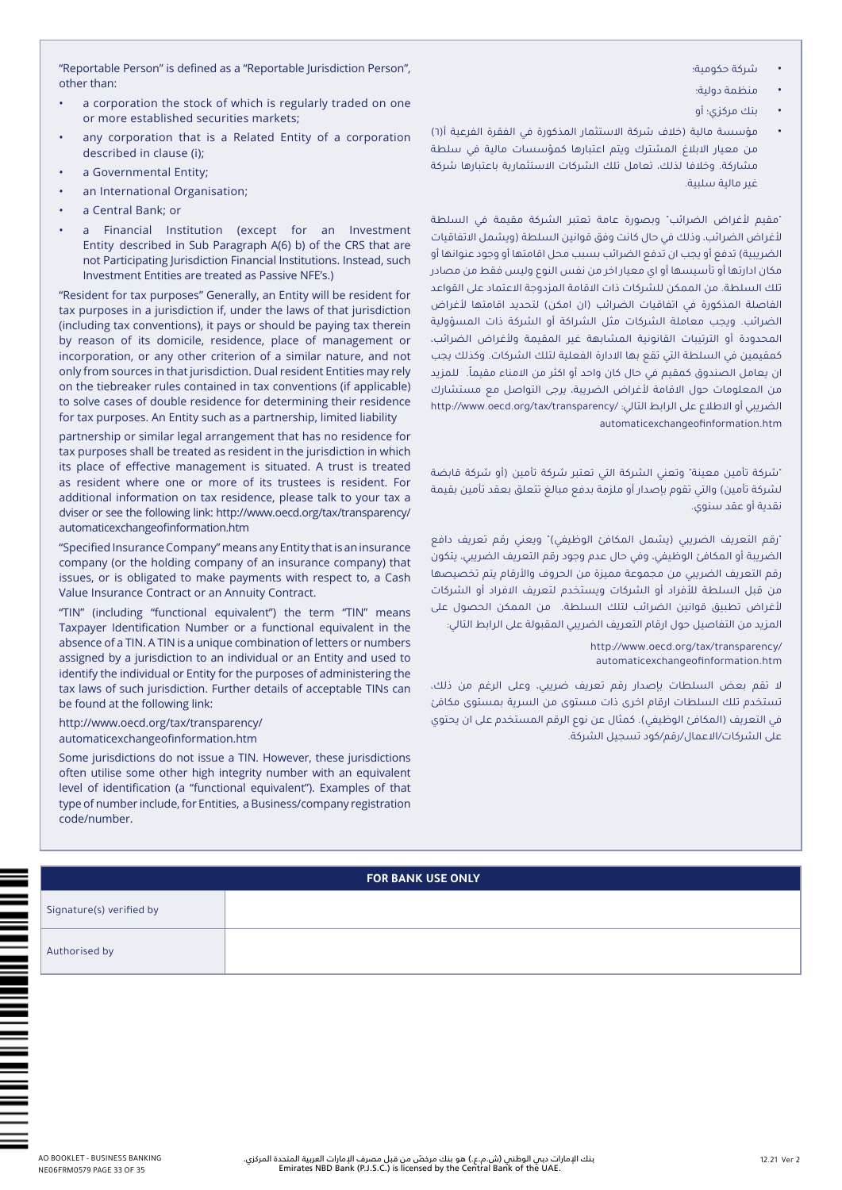"Reportable Person" is defined as a "Reportable Jurisdiction Person", other than:

- a corporation the stock of which is regularly traded on one or more established securities markets;
- any corporation that is a Related Entity of a corporation described in clause (i);
- a Governmental Entity;
- an International Organisation;
- a Central Bank; or
- a Financial Institution (except for an Investment Entity described in Sub Paragraph A(6) b) of the CRS that are not Participating Jurisdiction Financial Institutions. Instead, such Investment Entities are treated as Passive NFE's.)

"Resident for tax purposes" Generally, an Entity will be resident for tax purposes in a jurisdiction if, under the laws of that jurisdiction (including tax conventions), it pays or should be paying tax therein by reason of its domicile, residence, place of management or incorporation, or any other criterion of a similar nature, and not only from sources in that jurisdiction. Dual resident Entities may rely on the tiebreaker rules contained in tax conventions (if applicable) to solve cases of double residence for determining their residence for tax purposes. An Entity such as a partnership, limited liability partnership or similar legal arrangement that has no residence for tax purposes shall be treated as resident in the jurisdiction in which its place of effective management is situated. A trust is treated as resident where one or more of its trustees is resident. For additional information on tax residence, please talk to your tax a dviser or see the following link: http://www.oecd.org/tax/transparency/automaticexchangeofinformation.htm

"Specified Insurance Company" means any Entity that is an insurance company (or the holding company of an insurance company) that issues, or is obligated to make payments with respect to, a Cash Value Insurance Contract or an Annuity Contract.

"TIN" (including "functional equivalent") the term "TIN" means Taxpayer Identification Number or a functional equivalent in the absence of a TIN. A TIN is a unique combination of letters or numbers assigned by a jurisdiction to an individual or an Entity and used to identify the individual or Entity for the purposes of administering the tax laws of such jurisdiction. Further details of acceptable TINs can be found at the following link:

http://www.oecd.org/tax/transparency/automaticexchangeofinformation.htm

Some jurisdictions do not issue a TIN. However, these jurisdictions often utilise some other high integrity number with an equivalent level of identification (a "functional equivalent"). Examples of that type of number include, for Entities, a Business/company registration code/number.

- شركة حكومية؛
- منظمة دولية؛
- بنك مركزي؛ أو
- مؤسسة مالية (خلاف شركة الاستثمار المذكورة في الفقرة الفرعية أ(٦) من معيار الابلاغ المشترك ويتم اعتبارها كمؤسسات مالية في سلطة مشاركة. وخلافا لذلك، تعامل تلك الشركات الاستثمارية باعتبارها شركة غير مالية سلبية.

"مقيم لأغراض الضرائب" وبصورة عامة تعتبر الشركة مقيمة في السلطة لأغراض الضرائب، وذلك في حال كانت وفق قوانين السلطة (ويشمل الاتفاقيات الضريبية) تدفع أو يجب ان تدفع الضرائب بسبب محل اقامتها أو وجود عنوانها أو مكان ادارتها أو تأسيسها أو اي معيار اخر من نفس النوع وليس فقط من مصادر تلك السلطة. من الممكن للشركات ذات الاقامة المزدوجة الاعتماد على القواعد الفاصلة المذكورة في اتفاقيات الضرائب (ان امكن) لتحديد اقامتها لأغراض الضرائب. ويجب معاملة الشركات مثل الشراكة أو الشركة ذات المسؤولية المحدودة أو الترتيبات القانونية المشابهة غير المقيمة ولأغراض الضرائب، كمقيمين في السلطة التي تقع بها الادارة الفعلية لتلك الشركات. وكذلك يجب ان يعامل الصندوق كمقيم في حال كان واحد أو اكثر من الامناء مقيماً. للمزيد من المعلومات حول الاقامة لأغراض الضريبة، يرجى التواصل مع مستشارك الضريبي أو الاطلاع على الرابط التالي: http://www.oecd.org/tax/transparency/automaticexchangeofinformation.htm

"شركة تأمين معينة" وتعني الشركة التي تعتبر شركة تأمين (أو شركة قابضة لشركة تأمين) والتي تقوم بإصدار أو ملزمة بدفع مبالغ تتعلق بعقد تأمين بقيمة نقدية أو عقد سنوي.

"رقم التعريف الضريبي (يشمل المكافئ الوظيفي)" ويعني رقم تعريف دافع الضريبة أو المكافئ الوظيفي، وفي حال عدم وجود رقم التعريف الضريبي، يتكون رقم التعريف الضريبي من مجموعة مميزة من الحروف والأرقام يتم تخصيصها من قبل السلطة للأفراد أو الشركات ويستخدم لتعريف الافراد أو الشركات لأغراض تطبيق قوانين الضرائب لتلك السلطة. من الممكن الحصول على المزيد من التفاصيل حول ارقام التعريف الضريبي المقبولة على الرابط التالي:

http://www.oecd.org/tax/transparency/automaticexchangeofinformation.htm

لا تقم بعض السلطات بإصدار رقم تعريف ضريبي، وعلى الرغم من ذلك، تستخدم تلك السلطات ارقام اخرى ذات مستوى من السرية بمستوى مكافئ في التعريف (المكافئ الوظيفي). كمثال عن نوع الرقم المستخدم على ان يحتوي على الشركات/الاعمال/رقم/كود تسجيل الشركة.

| FOR BANK USE ONLY | |
|---|---|
| Signature(s) verified by | |
| Authorised by | |

AO BOOKLET - BUSINESS BANKING
NE06FRM0579

بنك الإمارات دبي الوطني (ش.م.ع.) هو بنك مرخص من قبل مصرف الإمارات العربية المتحدة المركزي.
Emirates NBD Bank (P.J.S.C.) is licensed by the Central Bank of the UAE.

12.21 Ver 2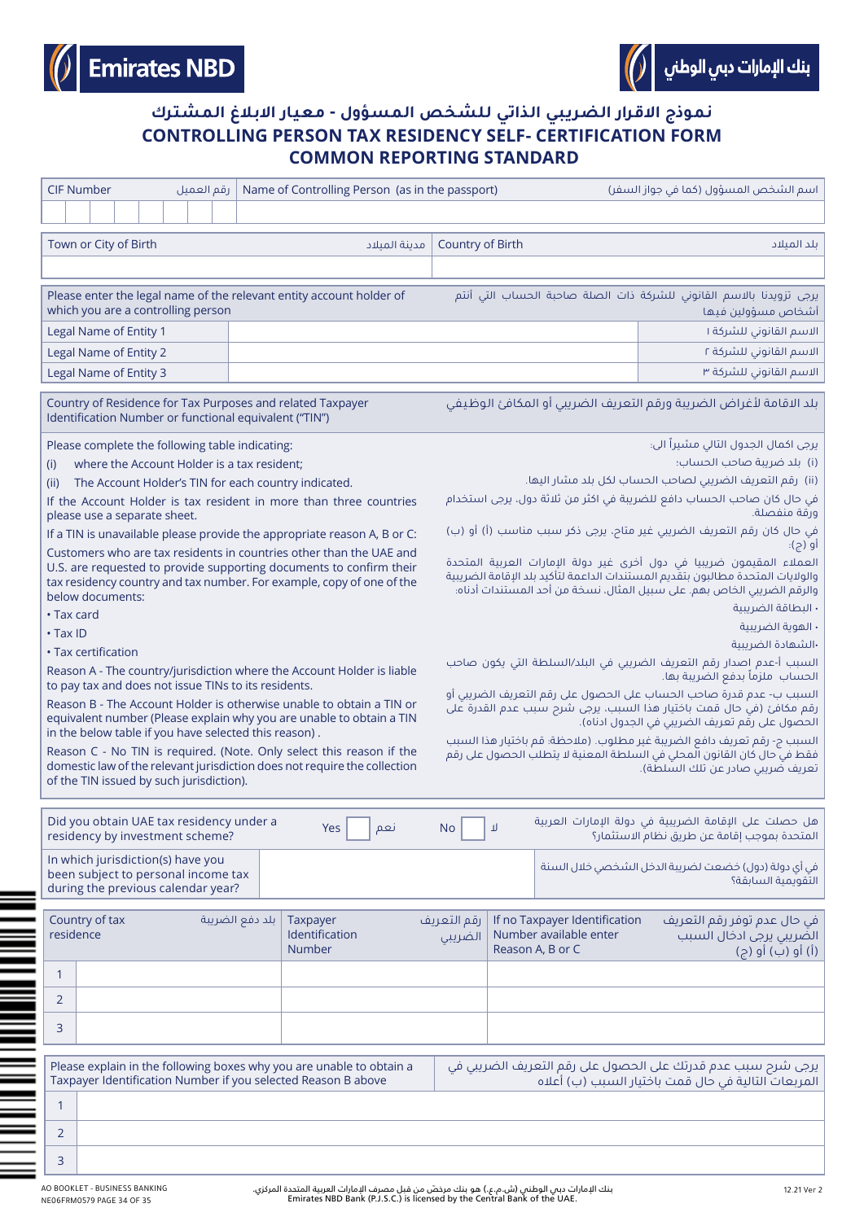Emirates NBD | بنك الإمارات دبي الوطني

# نموذج الاقرار الضريبي الذاتي للشخص المسؤول - معيار الابلاغ المشترك
# CONTROLLING PERSON TAX RESIDENCY SELF- CERTIFICATION FORM
# COMMON REPORTING STANDARD

| CIF Number رقم العميل | Name of Controlling Person (as in the passport) اسم الشخص المسؤول (كما في جواز السفر) |
|---|---|
| | |

| Town or City of Birth مدينة الميلاد | Country of Birth بلد الميلاد |
|---|---|
| | |

| Please enter the legal name of the relevant entity account holder of which you are a controlling person | | يرجى تزويدنا بالاسم القانوني للشركة ذات الصلة صاحبة الحساب التي أنتم أشخاص مسؤولين فيها |
|---|---|---|
| Legal Name of Entity 1 | | الاسم القانوني للشركة ١ |
| Legal Name of Entity 2 | | الاسم القانوني للشركة ٢ |
| Legal Name of Entity 3 | | الاسم القانوني للشركة ٣ |

## Country of Residence for Tax Purposes and related Taxpayer Identification Number or functional equivalent ("TIN")

## بلد الاقامة لأغراض الضريبة ورقم التعريف الضريبي أو المكافئ الوظيفي

Please complete the following table indicating:

(i) where the Account Holder is a tax resident;

(ii) The Account Holder's TIN for each country indicated.

If the Account Holder is tax resident in more than three countries please use a separate sheet.

If a TIN is unavailable please provide the appropriate reason A, B or C:

Customers who are tax residents in countries other than the UAE and U.S. are requested to provide supporting documents to confirm their tax residency country and tax number. For example, copy of one of the below documents:

- Tax card
- Tax ID
- Tax certification

Reason A - The country/jurisdiction where the Account Holder is liable to pay tax and does not issue TINs to its residents.

Reason B - The Account Holder is otherwise unable to obtain a TIN or equivalent number (Please explain why you are unable to obtain a TIN in the below table if you have selected this reason) .

Reason C - No TIN is required. (Note. Only select this reason if the domestic law of the relevant jurisdiction does not require the collection of the TIN issued by such jurisdiction).

يرجى اكمال الجدول التالي مشيراً الى:

(i) بلد ضريبة صاحب الحساب؛

(ii) رقم التعريف الضريبي لصاحب الحساب لكل بلد مشار اليها.

في حال كان صاحب الحساب دافع للضريبة في اكثر من ثلاثة دول، يرجى استخدام ورقة منفصلة.

في حال كان رقم التعريف الضريبي غير متاح، يرجى ذكر سبب مناسب (أ) أو (ب) أو (ج):

العملاء المقيمون ضريبيا في دول أخرى غير دولة الإمارات العربية المتحدة والولايات المتحدة مطالبون بتقديم المستندات الداعمة لتأكيد بلد الإقامة الضريبية والرقم الضريبي الخاص بهم. على سبيل المثال، نسخة من أحد المستندات أدناه:

- البطاقة الضريبية
- الهوية الضريبية
- الشهادة الضريبية

السبب أ-عدم اصدار رقم التعريف الضريبي في البلد/السلطة التي يكون صاحب الحساب ملزماً بدفع الضريبة بها.

السبب ب- عدم قدرة صاحب الحساب على الحصول على رقم التعريف الضريبي أو رقم مكافئ (في حال قمت باختيار هذا السبب، يرجى شرح سبب عدم القدرة على الحصول على رقم تعريف الضريبي في الجدول ادناه).

السبب ج- رقم تعريف دافع الضريبة غير مطلوب. (ملاحظة: قم باختيار هذا السبب فقط في حال كان القانون المحلي في السلطة المعنية لا يتطلب الحصول على رقم تعريف ضريبي صادر عن تلك السلطة).

| Did you obtain UAE tax residency under a residency by investment scheme? | Yes ☐ نعم | No ☐ لا | هل حصلت على الإقامة الضريبية في دولة الإمارات العربية المتحدة بموجب إقامة عن طريق نظام الاستثمار؟ |
|---|---|---|---|
| In which jurisdiction(s) have you been subject to personal income tax during the previous calendar year? | | | في أي دولة (دول) خضعت لضريبة الدخل الشخصي خلال السنة التقويمية السابقة؟ |

| | Country of tax residence بلد دفع الضريبة | Taxpayer Identification Number رقم التعريف الضريبي | If no Taxpayer Identification Number available enter Reason A, B or C في حال عدم توفر رقم التعريف الضريبي يرجى ادخال السبب (أ) أو (ب) أو (ج) |
|---|---|---|---|
| 1 | | | |
| 2 | | | |
| 3 | | | |

| Please explain in the following boxes why you are unable to obtain a Taxpayer Identification Number if you selected Reason B above | يرجى شرح سبب عدم قدرتك على الحصول على رقم التعريف الضريبي في المربعات التالية في حال قمت باختيار السبب (ب) أعلاه |
|---|---|
| 1 | |
| 2 | |
| 3 | |

AO BOOKLET - BUSINESS BANKING
NE06FRM0579 PAGE 34 OF 35

بنك الإمارات دبي الوطني (ش.م.ع.) هو بنك مرخص من قبل مصرف الإمارات العربية المتحدة المركزي.
Emirates NBD Bank (P.J.S.C.) is licensed by the Central Bank of the UAE.

12.21 Ver 2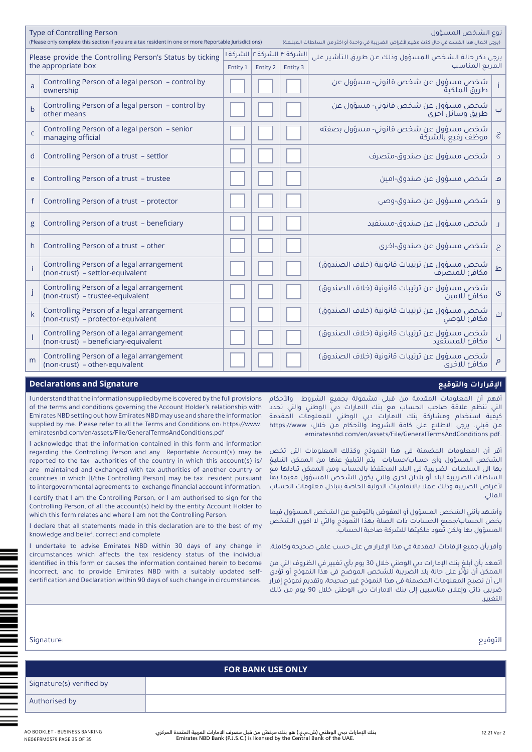| Type of Controlling Person (Please only complete this section if you are a tax resident in one or more Reportable Jurisdictions) | | | | | نوع الشخص المسؤول (يرجى اكمال هذا القسم في حال كنت مقيم لأغراض الضريبة في واحدة أو اكثر من السلطات المبلغة) | |
|---|---|---|---|---|---|---|
| Please provide the Controlling Person's Status by ticking the appropriate box | | الشركة ١ Entity 1 | الشركة ٢ Entity 2 | الشركة ٣ Entity 3 | يرجى ذكر حالة الشخص المسؤول وذلك عن طريق التأشير على المربع المناسب | |
| a | Controlling Person of a legal person – control by ownership | ☐ | ☐ | ☐ | شخص مسؤول عن شخص قانوني- مسؤول عن طريق الملكية | أ |
| b | Controlling Person of a legal person – control by other means | ☐ | ☐ | ☐ | شخص مسؤول عن شخص قانوني- مسؤول عن طريق وسائل أخرى | ب |
| c | Controlling Person of a legal person – senior managing official | ☐ | ☐ | ☐ | شخص مسؤول عن شخص قانوني- مسؤول بصفته موظف رفيع بالشركة | ج |
| d | Controlling Person of a trust – settlor | ☐ | ☐ | ☐ | شخص مسؤول عن صندوق-متصرف | د |
| e | Controlling Person of a trust – trustee | ☐ | ☐ | ☐ | شخص مسؤول عن صندوق-امين | هـ |
| f | Controlling Person of a trust – protector | ☐ | ☐ | ☐ | شخص مسؤول عن صندوق-وصي | و |
| g | Controlling Person of a trust – beneficiary | ☐ | ☐ | ☐ | شخص مسؤول عن صندوق-مستفيد | ز |
| h | Controlling Person of a trust – other | ☐ | ☐ | ☐ | شخص مسؤول عن صندوق-اخرى | ح |
| i | Controlling Person of a legal arrangement (non-trust) – settlor-equivalent | ☐ | ☐ | ☐ | شخص مسؤول عن ترتيبات قانونية (خلاف الصندوق) مكافئ للمتصرف | ط |
| j | Controlling Person of a legal arrangement (non-trust) – trustee-equivalent | ☐ | ☐ | ☐ | شخص مسؤول عن ترتيبات قانونية (خلاف الصندوق) مكافئ للامين | ى |
| k | Controlling Person of a legal arrangement (non-trust) – protector-equivalent | ☐ | ☐ | ☐ | شخص مسؤول عن ترتيبات قانونية (خلاف الصندوق) مكافئ للوصي | ك |
| l | Controlling Person of a legal arrangement (non-trust) – beneficiary-equivalent | ☐ | ☐ | ☐ | شخص مسؤول عن ترتيبات قانونية (خلاف الصندوق) مكافئ للمستفيد | ل |
| m | Controlling Person of a legal arrangement (non-trust) – other-equivalent | ☐ | ☐ | ☐ | شخص مسؤول عن ترتيبات قانونية (خلاف الصندوق) مكافئ للاخرى | م |

## Declarations and Signature

## الإقرارات والتوقيع

I understand that the information supplied by me is covered by the full provisions of the terms and conditions governing the Account Holder's relationship with Emirates NBD setting out how Emirates NBD may use and share the information supplied by me. Please refer to all the Terms and Conditions on: https://www.emiratesnbd.com/en/assets/File/GeneralTermsAndConditions.pdf

I acknowledge that the information contained in this form and information regarding the Controlling Person and any Reportable Account(s) may be reported to the tax authorities of the country in which this account(s) is/are maintained and exchanged with tax authorities of another country or countries in which [I/the Controlling Person] may be tax resident pursuant to intergovernmental agreements to exchange financial account information.

I certify that I am the Controlling Person, or I am authorised to sign for the Controlling Person, of all the account(s) held by the entity Account Holder to which this form relates and where I am not the Controlling Person.

I declare that all statements made in this declaration are to the best of my knowledge and belief, correct and complete

I undertake to advise Emirates NBD within 30 days of any change in circumstances which affects the tax residency status of the individual identified in this form or causes the information contained herein to become incorrect, and to provide Emirates NBD with a suitably updated self-certification and Declaration within 90 days of such change in circumstances.

أفهم أن المعلومات المقدمة من قبلي مشمولة بجميع الشروط والأحكام التي تنظم علاقة صاحب الحساب مع بنك الامارات دبي الوطني والتي تحدد كيفية استخدام ومشاركة بنك الامارات دبي الوطني للمعلومات المقدمة من قبلي. يرجى الاطلاع على كافة الشروط والأحكام من خلال: https://www.emiratesnbd.com/en/assets/File/GeneralTermsAndConditions.pdf.

أقر أن المعلومات المضمنة في هذا النموذج وكذلك المعلومات التي تخص الشخص المسؤول وأي حساب/حسابات يتم التبليغ عنها من الممكن التبليغ بها الى السلطات الضريبية في البلد المحتفظ بالحساب ومن الممكن تبادلها مع السلطات الضريبية لبلد أو بلدان اخرى والتي يكون الشخص المسؤول مقيما بها لأغراض الضريبة وذلك عملا بالاتفاقيات الدولية الخاصة بتبادل معلومات الحساب المالي.

وأشهد بأنني الشخص المسؤول أو المفوض بالتوقيع عن الشخص المسؤول فيما يخص الحساب/جميع الحسابات ذات الصلة بهذا النموذج والتي لا اكون الشخص المسؤول بها ولكن تعود ملكيتها للشركة صاحبة الحساب.

وأقر بأن جميع الإفادات المقدمة في هذا الإقرار هي على حسب علمي صحيحة وكاملة.

أتعهد بأن أبلغ بنك الإمارات دبي الوطني خلال 30 يوم بأي تغيير في الظروف التي من الممكن أن تؤثر على حالة بلد الضريبة للشخص الموضح في هذا النموذج أو تؤدي الى أن تصبح المعلومات المضمنة في هذا النموذج غير صحيحة، وتقديم نموذج إقرار ضريبي ذاتي وإعلان مناسبين إلى بنك الامارات دبي الوطني خلال 90 يوم من ذلك التغيير.

Signature: التوقيع

| FOR BANK USE ONLY | |
|---|---|
| Signature(s) verified by | |
| Authorised by | |

AO BOOKLET - BUSINESS BANKING
NE06FRM0579 PAGE 35 OF 35

بنك الإمارات دبي الوطني (ش.م.ع.) هو بنك مرخّص من قبل مصرف الإمارات العربية المتحدة المركزي.
Emirates NBD Bank (P.J.S.C.) is licensed by the Central Bank of the UAE.

12.21 Ver 2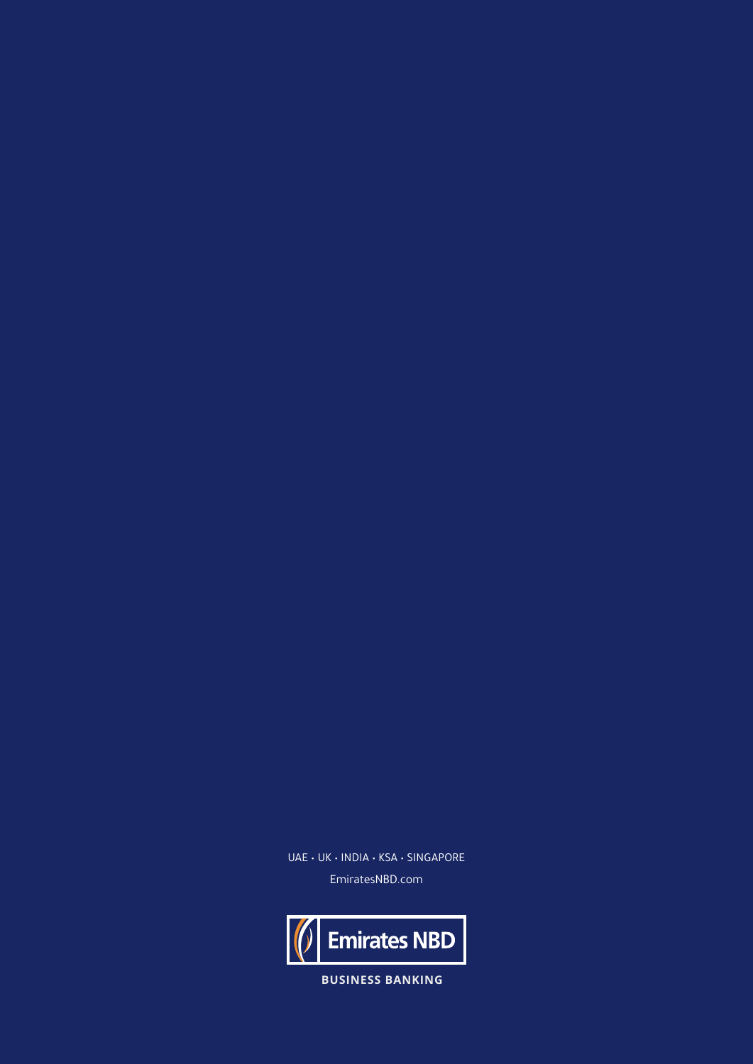UAE • UK • INDIA • KSA • SINGAPORE

EmiratesNBD.com

Emirates NBD

BUSINESS BANKING